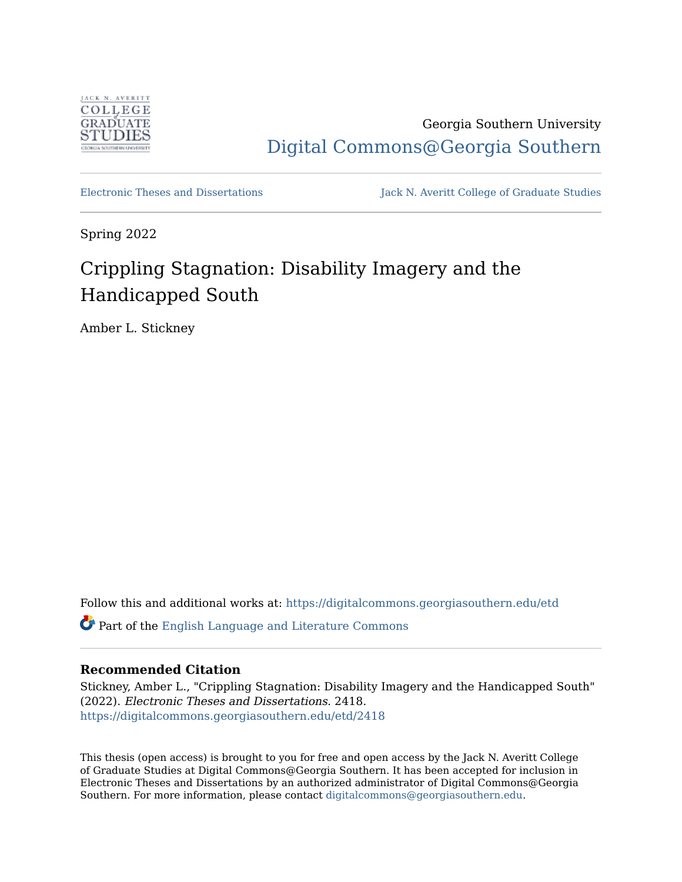Georgia Southern University

Digital Commons@Georgia Southern

Electronic Theses and Dissertations

Jack N. Averitt College of Graduate Studies

Spring 2022

# Crippling Stagnation: Disability Imagery and the Handicapped South

Amber L. Stickney

Follow this and additional works at: https://digitalcommons.georgiasouthern.edu/etd

Part of the English Language and Literature Commons

### Recommended Citation

Stickney, Amber L., "Crippling Stagnation: Disability Imagery and the Handicapped South" (2022). *Electronic Theses and Dissertations*. 2418.
https://digitalcommons.georgiasouthern.edu/etd/2418

This thesis (open access) is brought to you for free and open access by the Jack N. Averitt College of Graduate Studies at Digital Commons@Georgia Southern. It has been accepted for inclusion in Electronic Theses and Dissertations by an authorized administrator of Digital Commons@Georgia Southern. For more information, please contact digitalcommons@georgiasouthern.edu.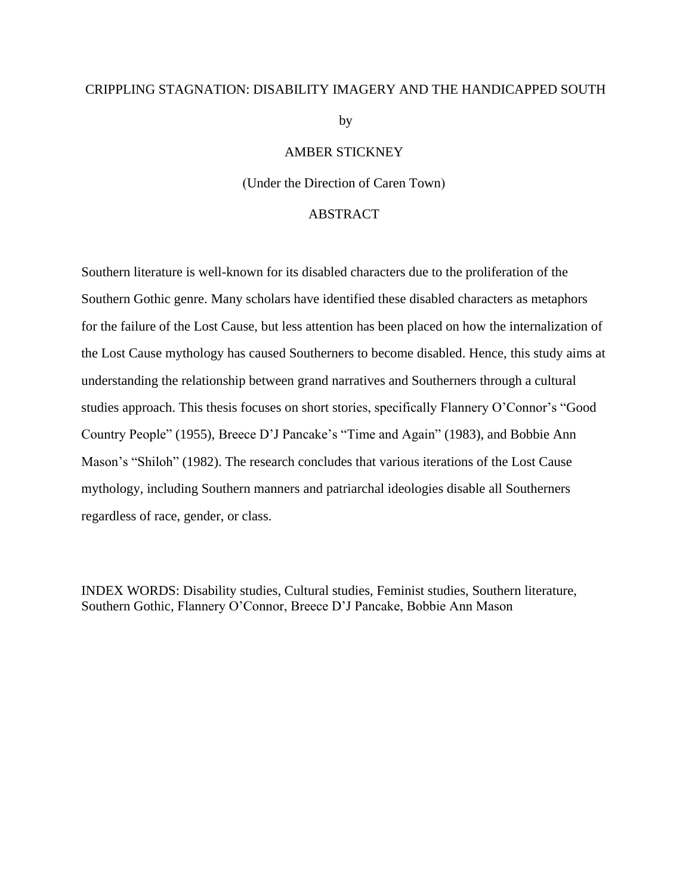CRIPPLING STAGNATION: DISABILITY IMAGERY AND THE HANDICAPPED SOUTH

by

AMBER STICKNEY

(Under the Direction of Caren Town)

ABSTRACT

Southern literature is well-known for its disabled characters due to the proliferation of the Southern Gothic genre. Many scholars have identified these disabled characters as metaphors for the failure of the Lost Cause, but less attention has been placed on how the internalization of the Lost Cause mythology has caused Southerners to become disabled. Hence, this study aims at understanding the relationship between grand narratives and Southerners through a cultural studies approach. This thesis focuses on short stories, specifically Flannery O'Connor's "Good Country People" (1955), Breece D'J Pancake's "Time and Again" (1983), and Bobbie Ann Mason's "Shiloh" (1982). The research concludes that various iterations of the Lost Cause mythology, including Southern manners and patriarchal ideologies disable all Southerners regardless of race, gender, or class.

INDEX WORDS: Disability studies, Cultural studies, Feminist studies, Southern literature, Southern Gothic, Flannery O'Connor, Breece D'J Pancake, Bobbie Ann Mason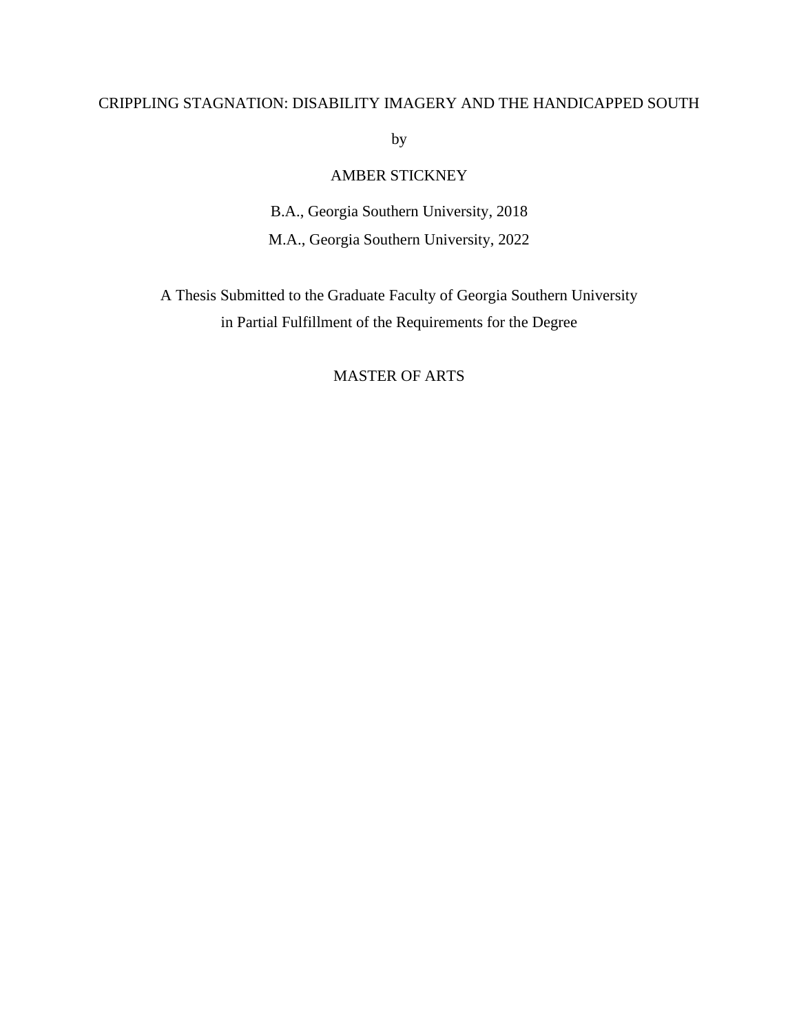CRIPPLING STAGNATION: DISABILITY IMAGERY AND THE HANDICAPPED SOUTH

by

AMBER STICKNEY

B.A., Georgia Southern University, 2018

M.A., Georgia Southern University, 2022

A Thesis Submitted to the Graduate Faculty of Georgia Southern University
in Partial Fulfillment of the Requirements for the Degree

MASTER OF ARTS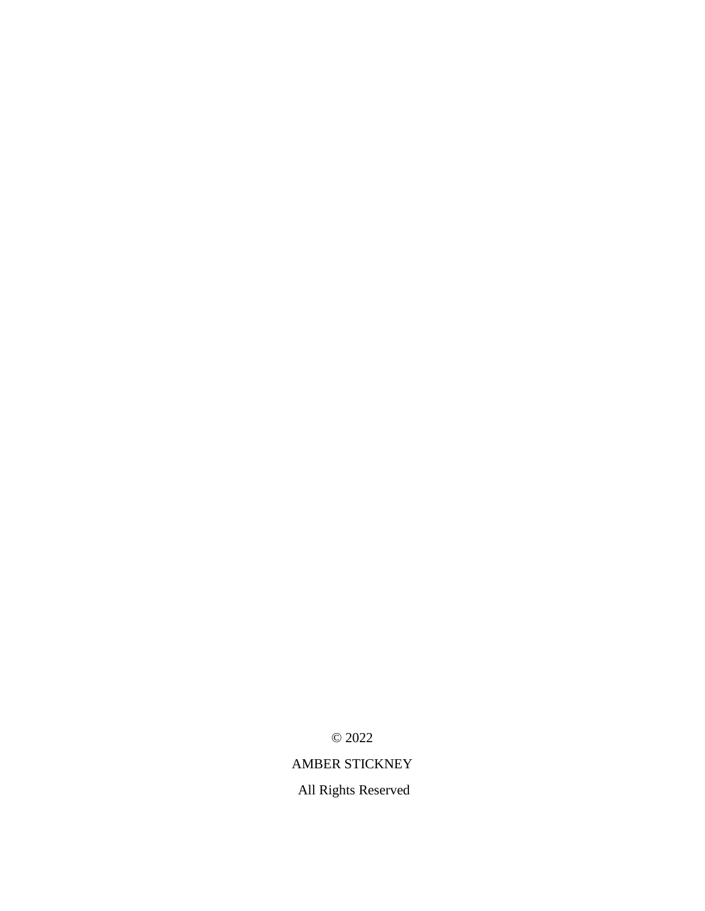© 2022

AMBER STICKNEY

All Rights Reserved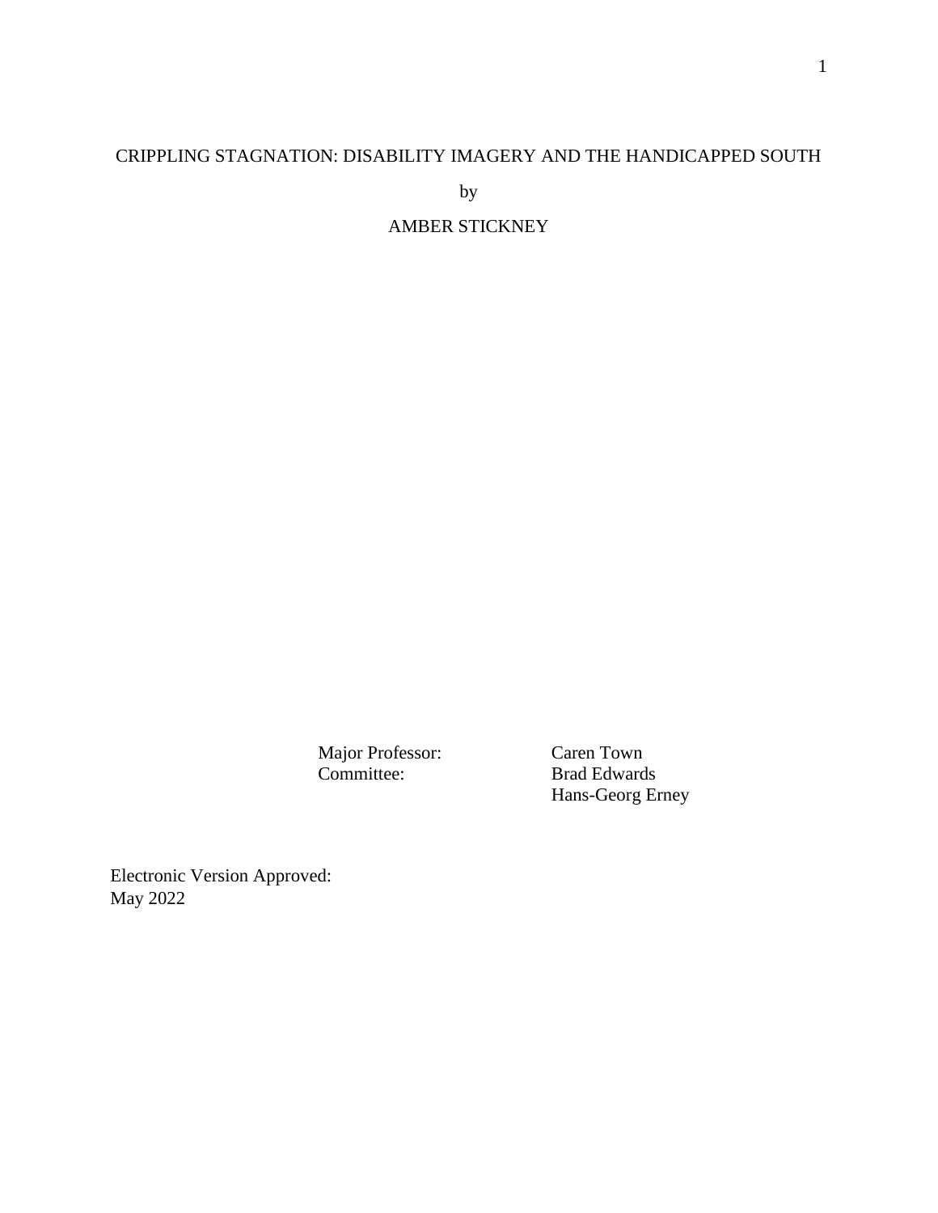CRIPPLING STAGNATION: DISABILITY IMAGERY AND THE HANDICAPPED SOUTH

by

AMBER STICKNEY

| | |
|---|---|
| Major Professor: | Caren Town |
| Committee: | Brad Edwards |
| | Hans-Georg Erney |

Electronic Version Approved:
May 2022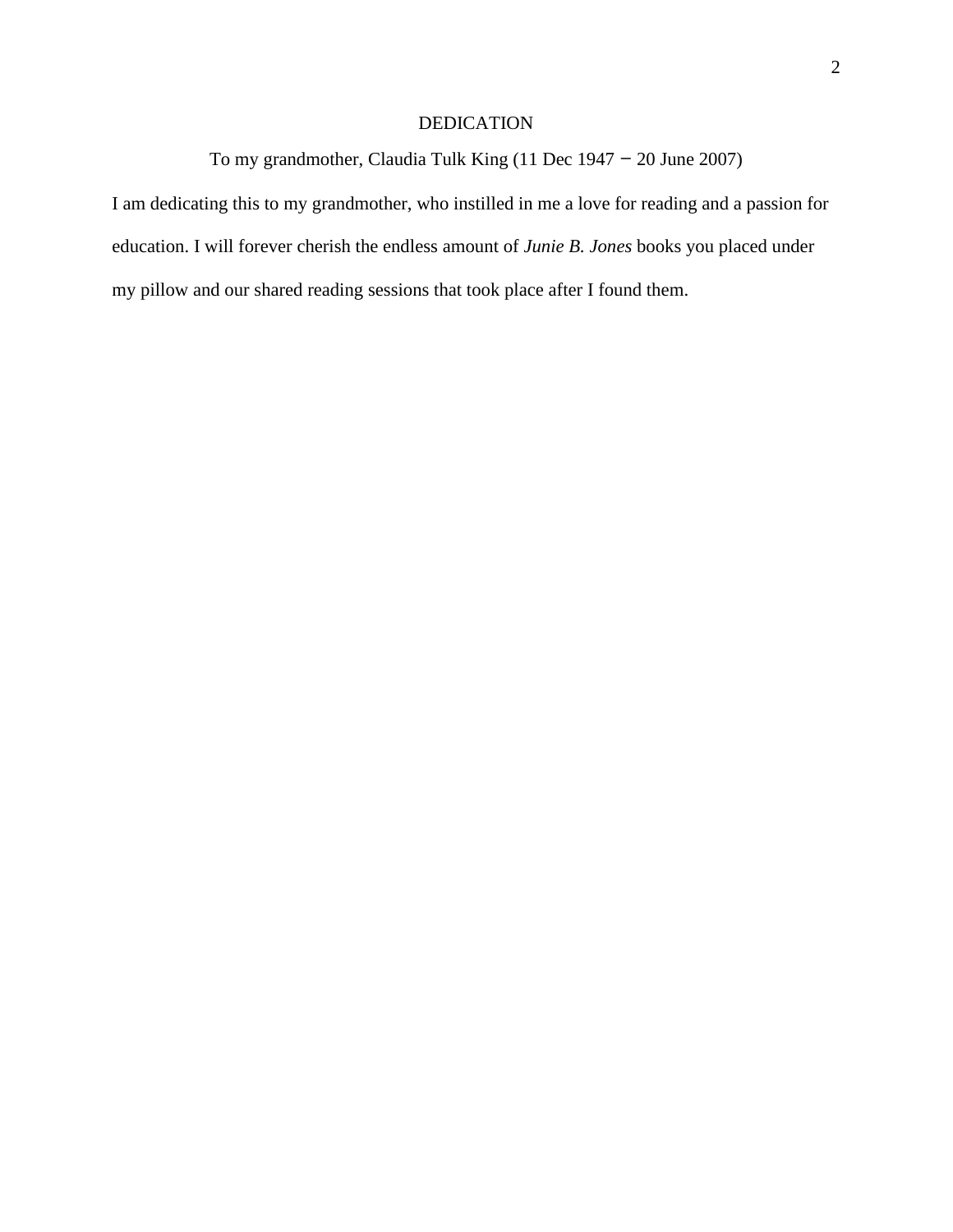# DEDICATION

To my grandmother, Claudia Tulk King (11 Dec 1947 − 20 June 2007)

I am dedicating this to my grandmother, who instilled in me a love for reading and a passion for education. I will forever cherish the endless amount of *Junie B. Jones* books you placed under my pillow and our shared reading sessions that took place after I found them.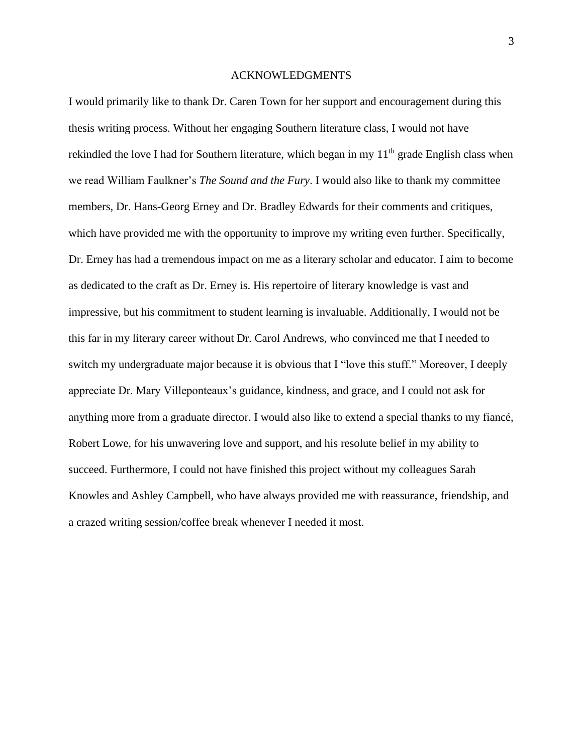# ACKNOWLEDGMENTS

I would primarily like to thank Dr. Caren Town for her support and encouragement during this thesis writing process. Without her engaging Southern literature class, I would not have rekindled the love I had for Southern literature, which began in my 11th grade English class when we read William Faulkner's *The Sound and the Fury*. I would also like to thank my committee members, Dr. Hans-Georg Erney and Dr. Bradley Edwards for their comments and critiques, which have provided me with the opportunity to improve my writing even further. Specifically, Dr. Erney has had a tremendous impact on me as a literary scholar and educator. I aim to become as dedicated to the craft as Dr. Erney is. His repertoire of literary knowledge is vast and impressive, but his commitment to student learning is invaluable. Additionally, I would not be this far in my literary career without Dr. Carol Andrews, who convinced me that I needed to switch my undergraduate major because it is obvious that I "love this stuff." Moreover, I deeply appreciate Dr. Mary Villeponteaux's guidance, kindness, and grace, and I could not ask for anything more from a graduate director. I would also like to extend a special thanks to my fiancé, Robert Lowe, for his unwavering love and support, and his resolute belief in my ability to succeed. Furthermore, I could not have finished this project without my colleagues Sarah Knowles and Ashley Campbell, who have always provided me with reassurance, friendship, and a crazed writing session/coffee break whenever I needed it most.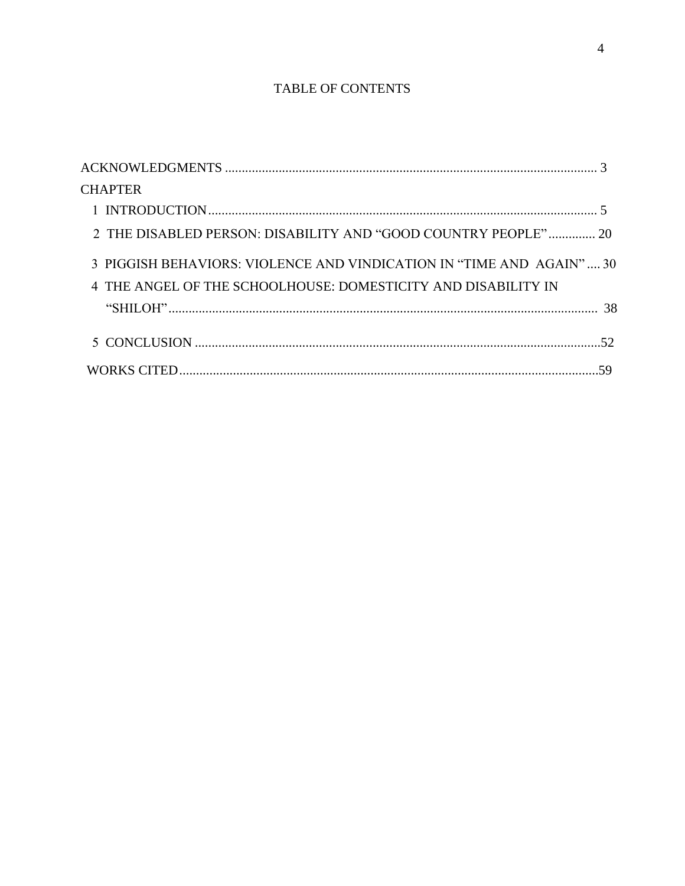# TABLE OF CONTENTS

ACKNOWLEDGMENTS .......................................................................................................... 3

CHAPTER

1 INTRODUCTION ................................................................................................................ 5

2 THE DISABLED PERSON: DISABILITY AND “GOOD COUNTRY PEOPLE” ............. 20

3 PIGGISH BEHAVIORS: VIOLENCE AND VINDICATION IN “TIME AND AGAIN” .... 30

4 THE ANGEL OF THE SCHOOLHOUSE: DOMESTICITY AND DISABILITY IN “SHILOH” ................................................................................................................ 38

5 CONCLUSION ................................................................................................................ 52

WORKS CITED ................................................................................................................ 59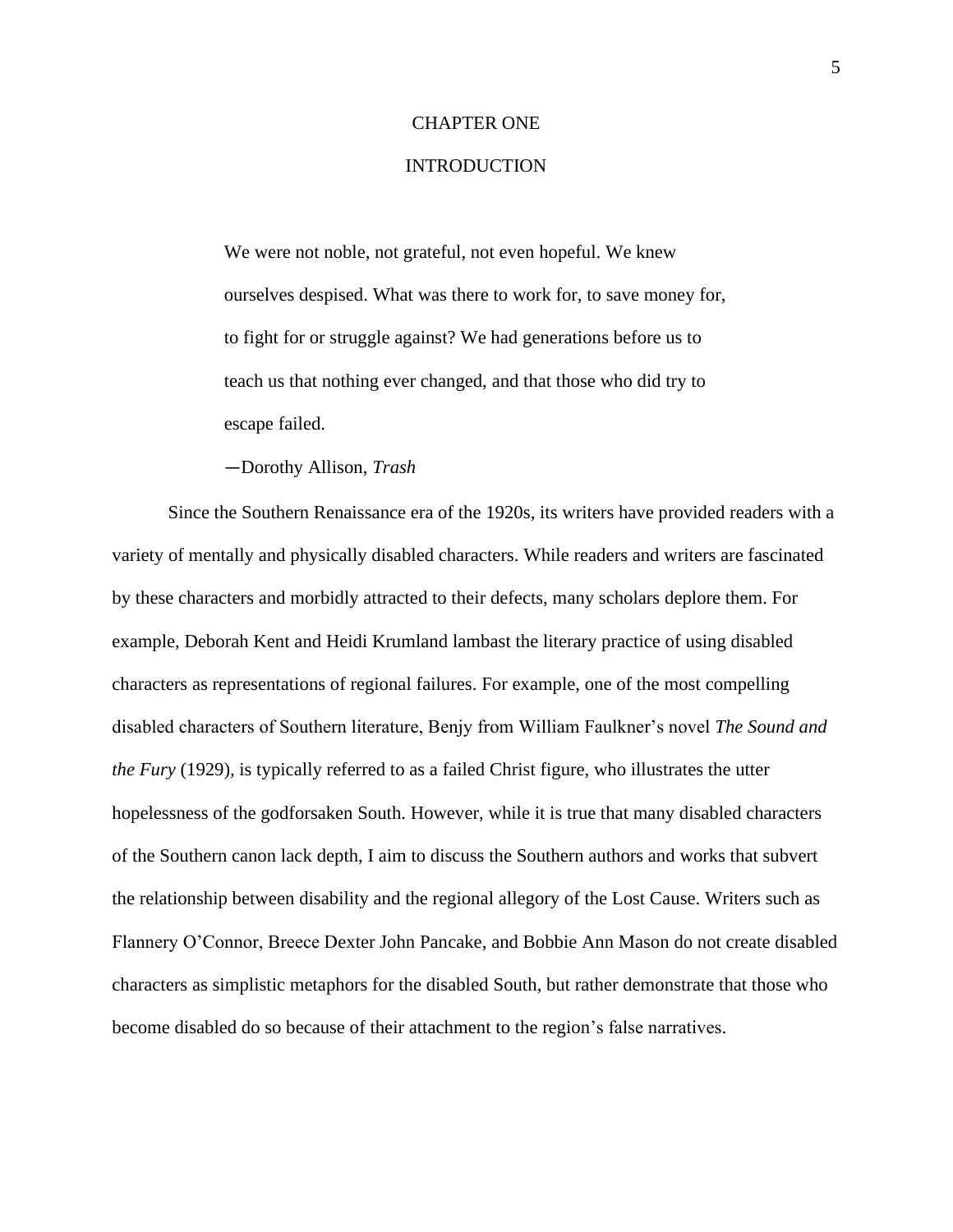# CHAPTER ONE

## INTRODUCTION

> We were not noble, not grateful, not even hopeful. We knew ourselves despised. What was there to work for, to save money for, to fight for or struggle against? We had generations before us to teach us that nothing ever changed, and that those who did try to escape failed.
>
> —Dorothy Allison, *Trash*

Since the Southern Renaissance era of the 1920s, its writers have provided readers with a variety of mentally and physically disabled characters. While readers and writers are fascinated by these characters and morbidly attracted to their defects, many scholars deplore them. For example, Deborah Kent and Heidi Krumland lambast the literary practice of using disabled characters as representations of regional failures. For example, one of the most compelling disabled characters of Southern literature, Benjy from William Faulkner's novel *The Sound and the Fury* (1929), is typically referred to as a failed Christ figure, who illustrates the utter hopelessness of the godforsaken South. However, while it is true that many disabled characters of the Southern canon lack depth, I aim to discuss the Southern authors and works that subvert the relationship between disability and the regional allegory of the Lost Cause. Writers such as Flannery O'Connor, Breece Dexter John Pancake, and Bobbie Ann Mason do not create disabled characters as simplistic metaphors for the disabled South, but rather demonstrate that those who become disabled do so because of their attachment to the region's false narratives.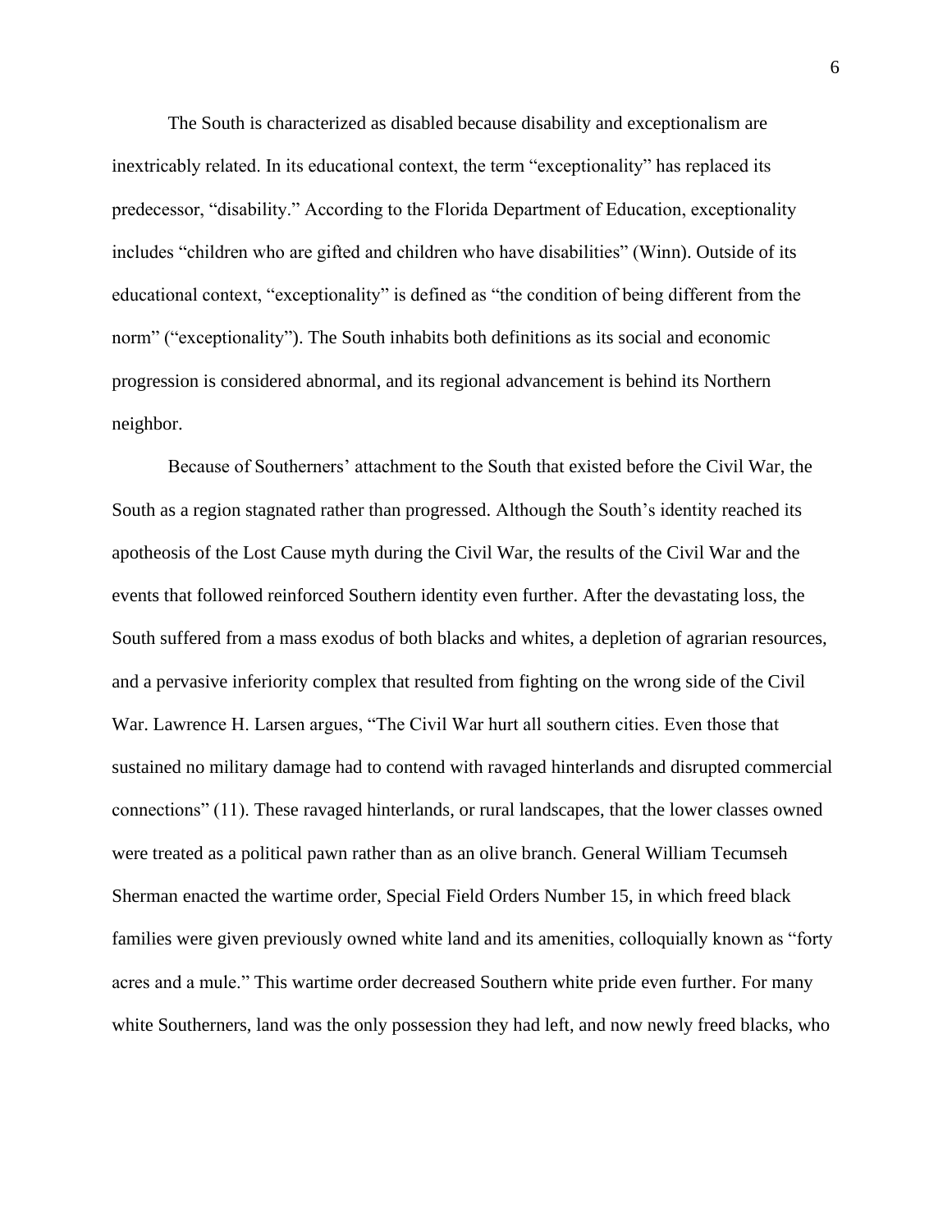The South is characterized as disabled because disability and exceptionalism are inextricably related. In its educational context, the term "exceptionality" has replaced its predecessor, "disability." According to the Florida Department of Education, exceptionality includes "children who are gifted and children who have disabilities" (Winn). Outside of its educational context, "exceptionality" is defined as "the condition of being different from the norm" ("exceptionality"). The South inhabits both definitions as its social and economic progression is considered abnormal, and its regional advancement is behind its Northern neighbor.

Because of Southerners' attachment to the South that existed before the Civil War, the South as a region stagnated rather than progressed. Although the South's identity reached its apotheosis of the Lost Cause myth during the Civil War, the results of the Civil War and the events that followed reinforced Southern identity even further. After the devastating loss, the South suffered from a mass exodus of both blacks and whites, a depletion of agrarian resources, and a pervasive inferiority complex that resulted from fighting on the wrong side of the Civil War. Lawrence H. Larsen argues, "The Civil War hurt all southern cities. Even those that sustained no military damage had to contend with ravaged hinterlands and disrupted commercial connections" (11). These ravaged hinterlands, or rural landscapes, that the lower classes owned were treated as a political pawn rather than as an olive branch. General William Tecumseh Sherman enacted the wartime order, Special Field Orders Number 15, in which freed black families were given previously owned white land and its amenities, colloquially known as "forty acres and a mule." This wartime order decreased Southern white pride even further. For many white Southerners, land was the only possession they had left, and now newly freed blacks, who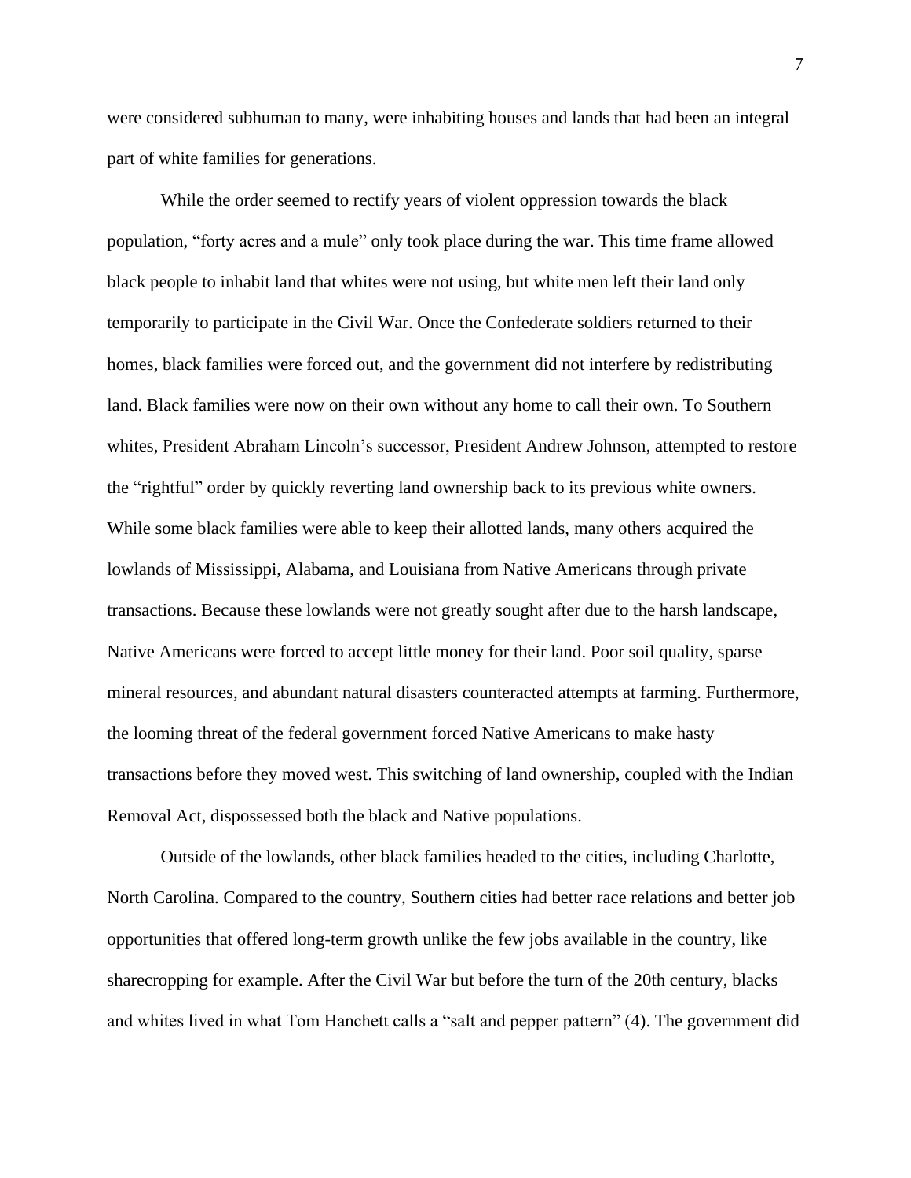were considered subhuman to many, were inhabiting houses and lands that had been an integral part of white families for generations.

While the order seemed to rectify years of violent oppression towards the black population, "forty acres and a mule" only took place during the war. This time frame allowed black people to inhabit land that whites were not using, but white men left their land only temporarily to participate in the Civil War. Once the Confederate soldiers returned to their homes, black families were forced out, and the government did not interfere by redistributing land. Black families were now on their own without any home to call their own. To Southern whites, President Abraham Lincoln's successor, President Andrew Johnson, attempted to restore the "rightful" order by quickly reverting land ownership back to its previous white owners. While some black families were able to keep their allotted lands, many others acquired the lowlands of Mississippi, Alabama, and Louisiana from Native Americans through private transactions. Because these lowlands were not greatly sought after due to the harsh landscape, Native Americans were forced to accept little money for their land. Poor soil quality, sparse mineral resources, and abundant natural disasters counteracted attempts at farming. Furthermore, the looming threat of the federal government forced Native Americans to make hasty transactions before they moved west. This switching of land ownership, coupled with the Indian Removal Act, dispossessed both the black and Native populations.

Outside of the lowlands, other black families headed to the cities, including Charlotte, North Carolina. Compared to the country, Southern cities had better race relations and better job opportunities that offered long-term growth unlike the few jobs available in the country, like sharecropping for example. After the Civil War but before the turn of the 20th century, blacks and whites lived in what Tom Hanchett calls a "salt and pepper pattern" (4). The government did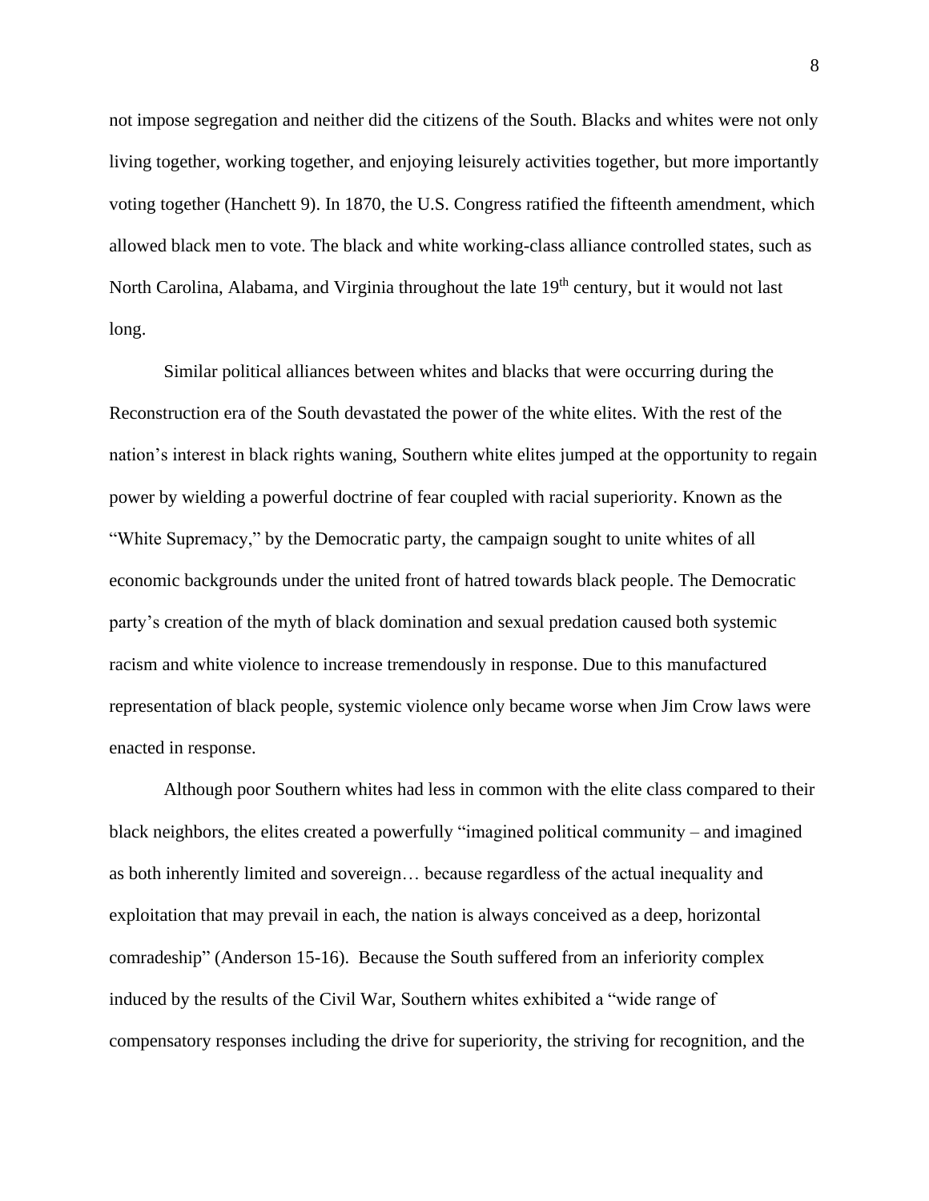not impose segregation and neither did the citizens of the South. Blacks and whites were not only living together, working together, and enjoying leisurely activities together, but more importantly voting together (Hanchett 9). In 1870, the U.S. Congress ratified the fifteenth amendment, which allowed black men to vote. The black and white working-class alliance controlled states, such as North Carolina, Alabama, and Virginia throughout the late 19th century, but it would not last long.

Similar political alliances between whites and blacks that were occurring during the Reconstruction era of the South devastated the power of the white elites. With the rest of the nation's interest in black rights waning, Southern white elites jumped at the opportunity to regain power by wielding a powerful doctrine of fear coupled with racial superiority. Known as the "White Supremacy," by the Democratic party, the campaign sought to unite whites of all economic backgrounds under the united front of hatred towards black people. The Democratic party's creation of the myth of black domination and sexual predation caused both systemic racism and white violence to increase tremendously in response. Due to this manufactured representation of black people, systemic violence only became worse when Jim Crow laws were enacted in response.

Although poor Southern whites had less in common with the elite class compared to their black neighbors, the elites created a powerfully "imagined political community – and imagined as both inherently limited and sovereign… because regardless of the actual inequality and exploitation that may prevail in each, the nation is always conceived as a deep, horizontal comradeship" (Anderson 15-16). Because the South suffered from an inferiority complex induced by the results of the Civil War, Southern whites exhibited a "wide range of compensatory responses including the drive for superiority, the striving for recognition, and the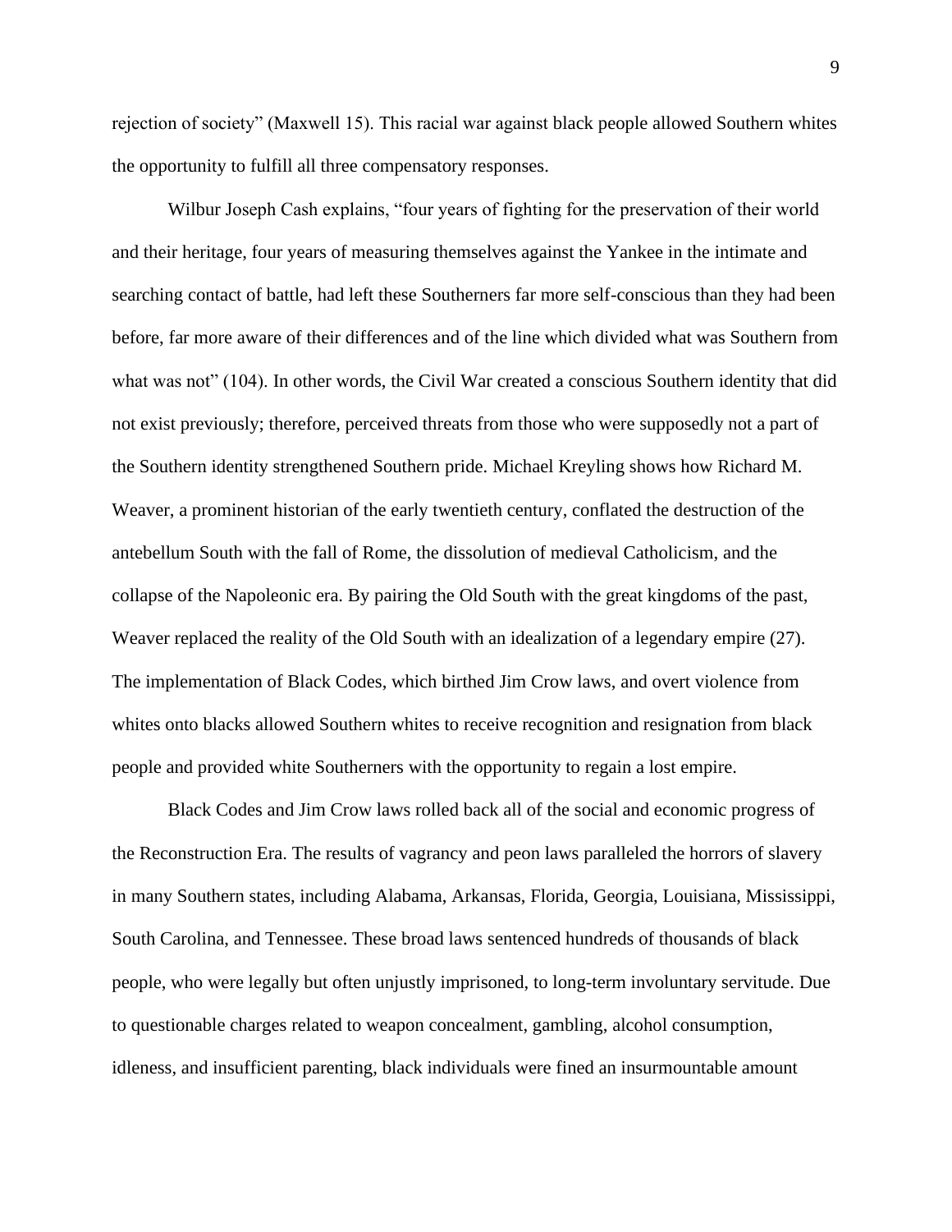rejection of society" (Maxwell 15). This racial war against black people allowed Southern whites the opportunity to fulfill all three compensatory responses.

Wilbur Joseph Cash explains, "four years of fighting for the preservation of their world and their heritage, four years of measuring themselves against the Yankee in the intimate and searching contact of battle, had left these Southerners far more self-conscious than they had been before, far more aware of their differences and of the line which divided what was Southern from what was not" (104). In other words, the Civil War created a conscious Southern identity that did not exist previously; therefore, perceived threats from those who were supposedly not a part of the Southern identity strengthened Southern pride. Michael Kreyling shows how Richard M. Weaver, a prominent historian of the early twentieth century, conflated the destruction of the antebellum South with the fall of Rome, the dissolution of medieval Catholicism, and the collapse of the Napoleonic era. By pairing the Old South with the great kingdoms of the past, Weaver replaced the reality of the Old South with an idealization of a legendary empire (27). The implementation of Black Codes, which birthed Jim Crow laws, and overt violence from whites onto blacks allowed Southern whites to receive recognition and resignation from black people and provided white Southerners with the opportunity to regain a lost empire.

Black Codes and Jim Crow laws rolled back all of the social and economic progress of the Reconstruction Era. The results of vagrancy and peon laws paralleled the horrors of slavery in many Southern states, including Alabama, Arkansas, Florida, Georgia, Louisiana, Mississippi, South Carolina, and Tennessee. These broad laws sentenced hundreds of thousands of black people, who were legally but often unjustly imprisoned, to long-term involuntary servitude. Due to questionable charges related to weapon concealment, gambling, alcohol consumption, idleness, and insufficient parenting, black individuals were fined an insurmountable amount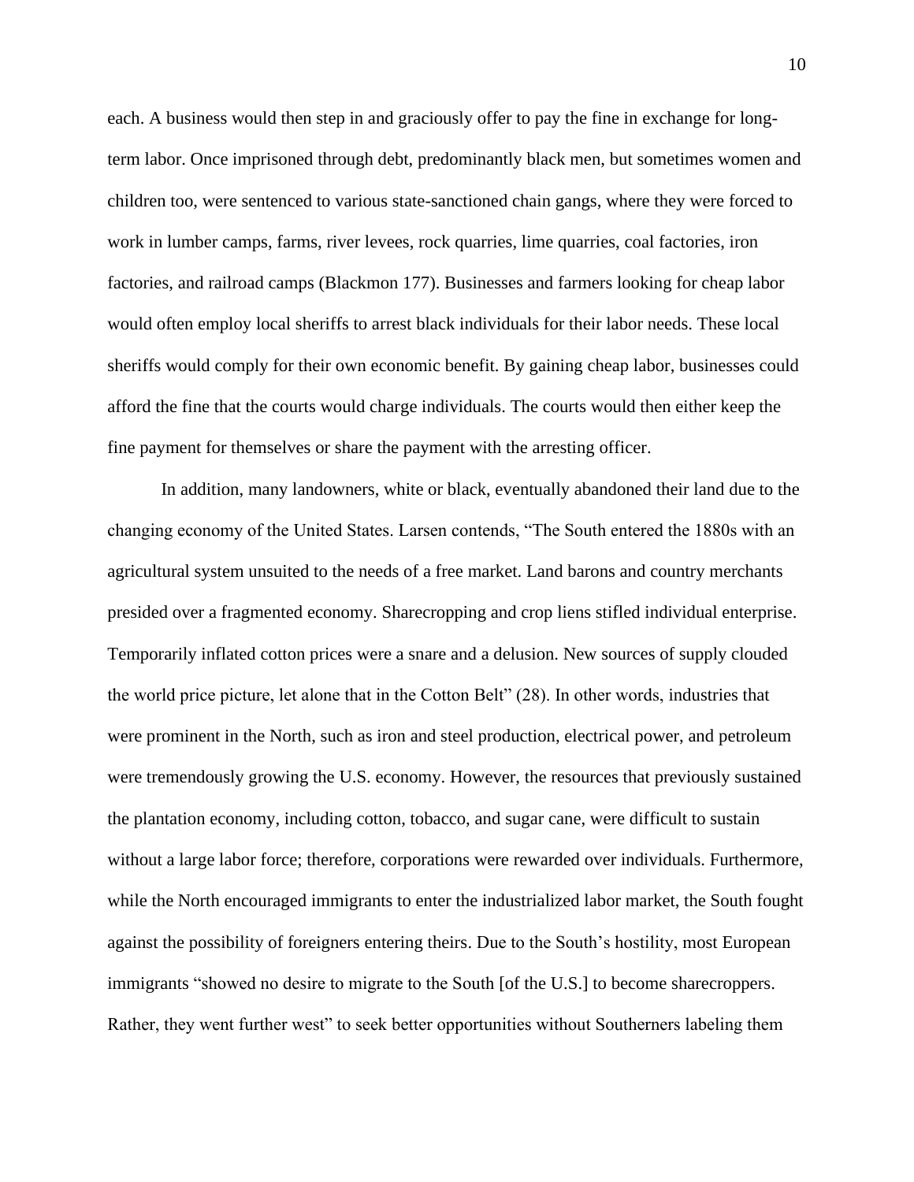each. A business would then step in and graciously offer to pay the fine in exchange for long-term labor. Once imprisoned through debt, predominantly black men, but sometimes women and children too, were sentenced to various state-sanctioned chain gangs, where they were forced to work in lumber camps, farms, river levees, rock quarries, lime quarries, coal factories, iron factories, and railroad camps (Blackmon 177). Businesses and farmers looking for cheap labor would often employ local sheriffs to arrest black individuals for their labor needs. These local sheriffs would comply for their own economic benefit. By gaining cheap labor, businesses could afford the fine that the courts would charge individuals. The courts would then either keep the fine payment for themselves or share the payment with the arresting officer.

In addition, many landowners, white or black, eventually abandoned their land due to the changing economy of the United States. Larsen contends, "The South entered the 1880s with an agricultural system unsuited to the needs of a free market. Land barons and country merchants presided over a fragmented economy. Sharecropping and crop liens stifled individual enterprise. Temporarily inflated cotton prices were a snare and a delusion. New sources of supply clouded the world price picture, let alone that in the Cotton Belt" (28). In other words, industries that were prominent in the North, such as iron and steel production, electrical power, and petroleum were tremendously growing the U.S. economy. However, the resources that previously sustained the plantation economy, including cotton, tobacco, and sugar cane, were difficult to sustain without a large labor force; therefore, corporations were rewarded over individuals. Furthermore, while the North encouraged immigrants to enter the industrialized labor market, the South fought against the possibility of foreigners entering theirs. Due to the South's hostility, most European immigrants "showed no desire to migrate to the South [of the U.S.] to become sharecroppers. Rather, they went further west" to seek better opportunities without Southerners labeling them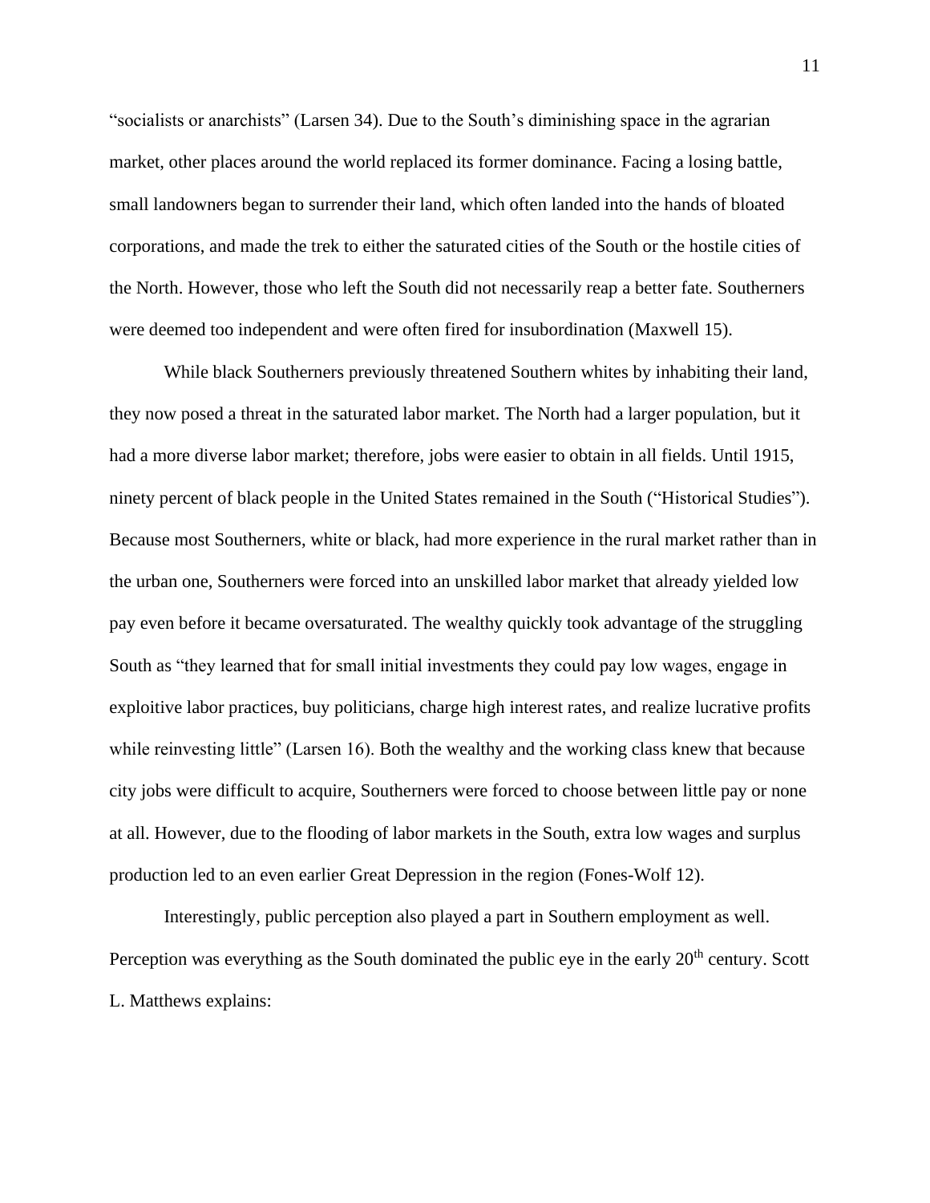"socialists or anarchists" (Larsen 34). Due to the South's diminishing space in the agrarian market, other places around the world replaced its former dominance. Facing a losing battle, small landowners began to surrender their land, which often landed into the hands of bloated corporations, and made the trek to either the saturated cities of the South or the hostile cities of the North. However, those who left the South did not necessarily reap a better fate. Southerners were deemed too independent and were often fired for insubordination (Maxwell 15).

While black Southerners previously threatened Southern whites by inhabiting their land, they now posed a threat in the saturated labor market. The North had a larger population, but it had a more diverse labor market; therefore, jobs were easier to obtain in all fields. Until 1915, ninety percent of black people in the United States remained in the South ("Historical Studies"). Because most Southerners, white or black, had more experience in the rural market rather than in the urban one, Southerners were forced into an unskilled labor market that already yielded low pay even before it became oversaturated. The wealthy quickly took advantage of the struggling South as "they learned that for small initial investments they could pay low wages, engage in exploitive labor practices, buy politicians, charge high interest rates, and realize lucrative profits while reinvesting little" (Larsen 16). Both the wealthy and the working class knew that because city jobs were difficult to acquire, Southerners were forced to choose between little pay or none at all. However, due to the flooding of labor markets in the South, extra low wages and surplus production led to an even earlier Great Depression in the region (Fones-Wolf 12).

Interestingly, public perception also played a part in Southern employment as well. Perception was everything as the South dominated the public eye in the early 20th century. Scott L. Matthews explains: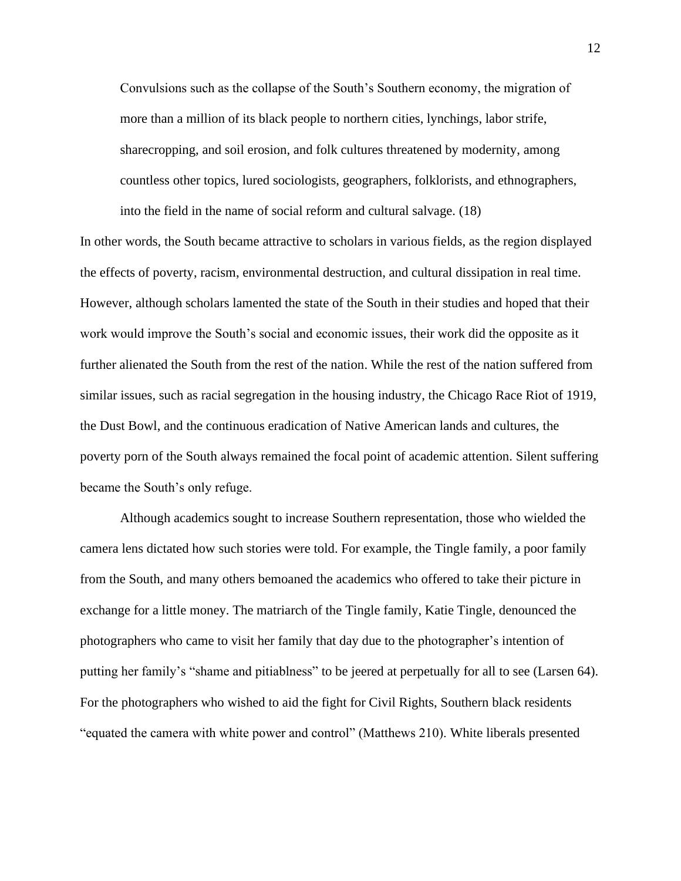> Convulsions such as the collapse of the South's Southern economy, the migration of more than a million of its black people to northern cities, lynchings, labor strife, sharecropping, and soil erosion, and folk cultures threatened by modernity, among countless other topics, lured sociologists, geographers, folklorists, and ethnographers, into the field in the name of social reform and cultural salvage. (18)

In other words, the South became attractive to scholars in various fields, as the region displayed the effects of poverty, racism, environmental destruction, and cultural dissipation in real time. However, although scholars lamented the state of the South in their studies and hoped that their work would improve the South's social and economic issues, their work did the opposite as it further alienated the South from the rest of the nation. While the rest of the nation suffered from similar issues, such as racial segregation in the housing industry, the Chicago Race Riot of 1919, the Dust Bowl, and the continuous eradication of Native American lands and cultures, the poverty porn of the South always remained the focal point of academic attention. Silent suffering became the South's only refuge.

Although academics sought to increase Southern representation, those who wielded the camera lens dictated how such stories were told. For example, the Tingle family, a poor family from the South, and many others bemoaned the academics who offered to take their picture in exchange for a little money. The matriarch of the Tingle family, Katie Tingle, denounced the photographers who came to visit her family that day due to the photographer's intention of putting her family's "shame and pitiablness" to be jeered at perpetually for all to see (Larsen 64). For the photographers who wished to aid the fight for Civil Rights, Southern black residents "equated the camera with white power and control" (Matthews 210). White liberals presented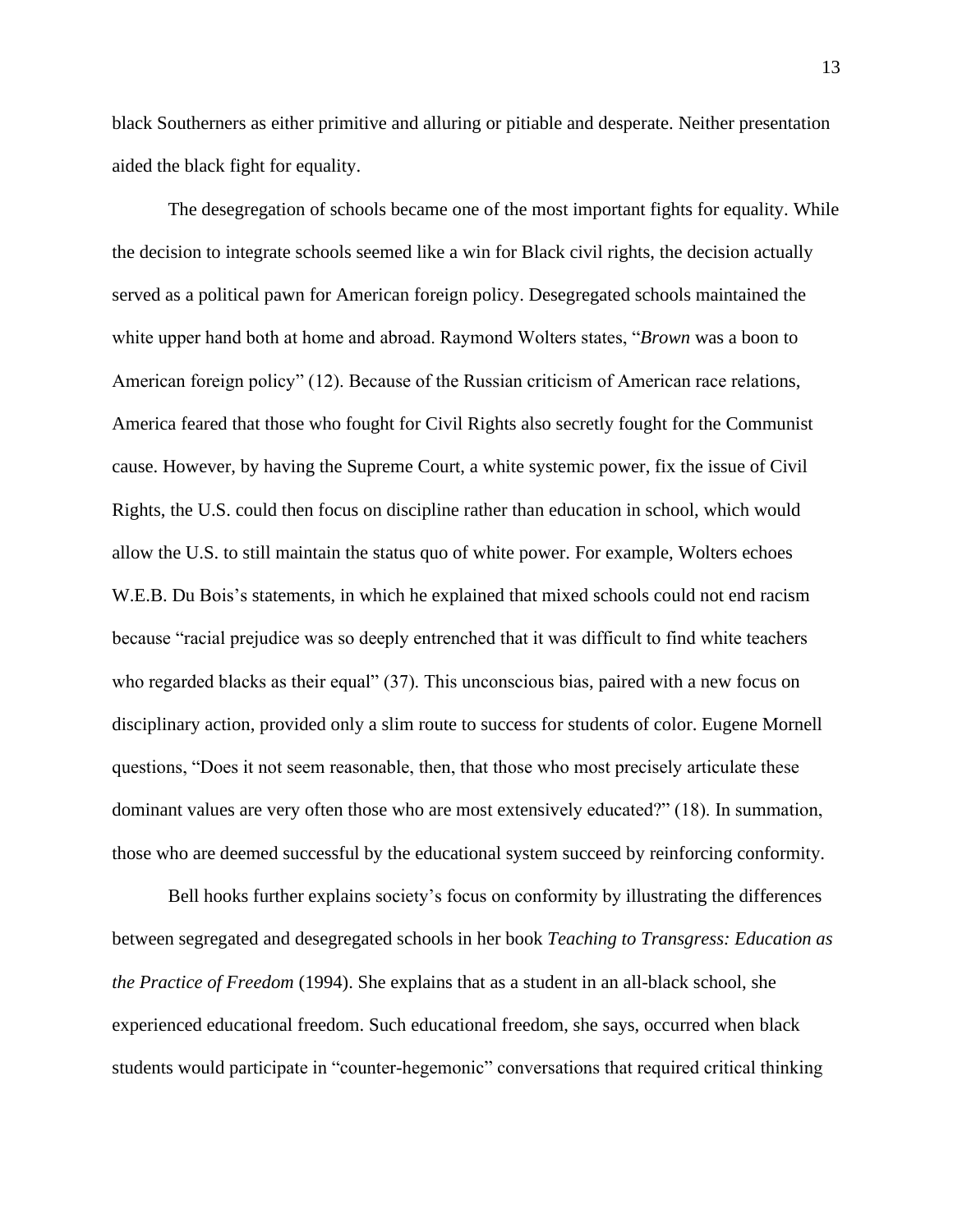black Southerners as either primitive and alluring or pitiable and desperate. Neither presentation aided the black fight for equality.

The desegregation of schools became one of the most important fights for equality. While the decision to integrate schools seemed like a win for Black civil rights, the decision actually served as a political pawn for American foreign policy. Desegregated schools maintained the white upper hand both at home and abroad. Raymond Wolters states, "*Brown* was a boon to American foreign policy" (12). Because of the Russian criticism of American race relations, America feared that those who fought for Civil Rights also secretly fought for the Communist cause. However, by having the Supreme Court, a white systemic power, fix the issue of Civil Rights, the U.S. could then focus on discipline rather than education in school, which would allow the U.S. to still maintain the status quo of white power. For example, Wolters echoes W.E.B. Du Bois's statements, in which he explained that mixed schools could not end racism because "racial prejudice was so deeply entrenched that it was difficult to find white teachers who regarded blacks as their equal" (37). This unconscious bias, paired with a new focus on disciplinary action, provided only a slim route to success for students of color. Eugene Mornell questions, "Does it not seem reasonable, then, that those who most precisely articulate these dominant values are very often those who are most extensively educated?" (18). In summation, those who are deemed successful by the educational system succeed by reinforcing conformity.

Bell hooks further explains society's focus on conformity by illustrating the differences between segregated and desegregated schools in her book *Teaching to Transgress: Education as the Practice of Freedom* (1994). She explains that as a student in an all-black school, she experienced educational freedom. Such educational freedom, she says, occurred when black students would participate in "counter-hegemonic" conversations that required critical thinking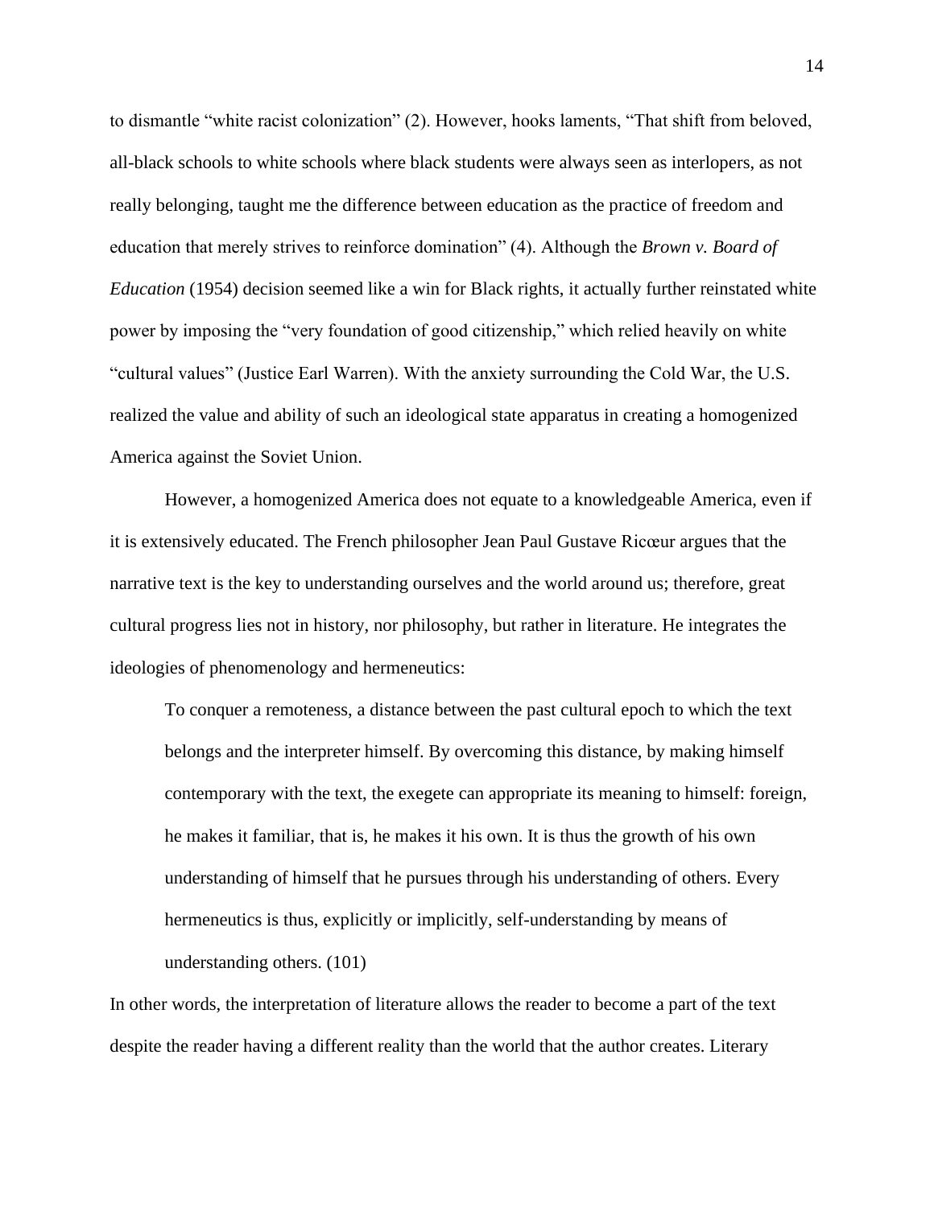to dismantle "white racist colonization" (2). However, hooks laments, "That shift from beloved, all-black schools to white schools where black students were always seen as interlopers, as not really belonging, taught me the difference between education as the practice of freedom and education that merely strives to reinforce domination" (4). Although the *Brown v. Board of Education* (1954) decision seemed like a win for Black rights, it actually further reinstated white power by imposing the "very foundation of good citizenship," which relied heavily on white "cultural values" (Justice Earl Warren). With the anxiety surrounding the Cold War, the U.S. realized the value and ability of such an ideological state apparatus in creating a homogenized America against the Soviet Union.

However, a homogenized America does not equate to a knowledgeable America, even if it is extensively educated. The French philosopher Jean Paul Gustave Ricœur argues that the narrative text is the key to understanding ourselves and the world around us; therefore, great cultural progress lies not in history, nor philosophy, but rather in literature. He integrates the ideologies of phenomenology and hermeneutics:

> To conquer a remoteness, a distance between the past cultural epoch to which the text belongs and the interpreter himself. By overcoming this distance, by making himself contemporary with the text, the exegete can appropriate its meaning to himself: foreign, he makes it familiar, that is, he makes it his own. It is thus the growth of his own understanding of himself that he pursues through his understanding of others. Every hermeneutics is thus, explicitly or implicitly, self-understanding by means of understanding others. (101)

In other words, the interpretation of literature allows the reader to become a part of the text despite the reader having a different reality than the world that the author creates. Literary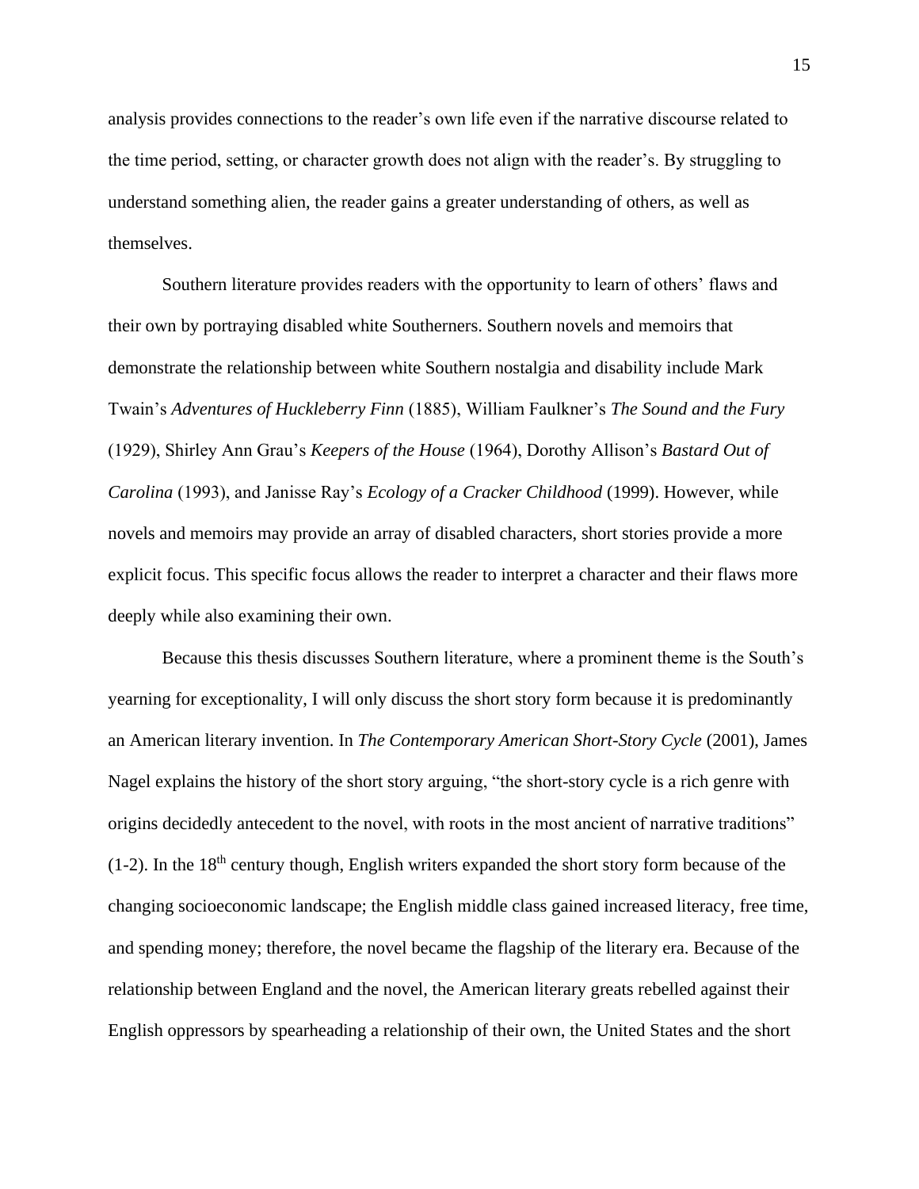analysis provides connections to the reader's own life even if the narrative discourse related to the time period, setting, or character growth does not align with the reader's. By struggling to understand something alien, the reader gains a greater understanding of others, as well as themselves.

Southern literature provides readers with the opportunity to learn of others' flaws and their own by portraying disabled white Southerners. Southern novels and memoirs that demonstrate the relationship between white Southern nostalgia and disability include Mark Twain's *Adventures of Huckleberry Finn* (1885), William Faulkner's *The Sound and the Fury* (1929), Shirley Ann Grau's *Keepers of the House* (1964), Dorothy Allison's *Bastard Out of Carolina* (1993), and Janisse Ray's *Ecology of a Cracker Childhood* (1999). However, while novels and memoirs may provide an array of disabled characters, short stories provide a more explicit focus. This specific focus allows the reader to interpret a character and their flaws more deeply while also examining their own.

Because this thesis discusses Southern literature, where a prominent theme is the South's yearning for exceptionality, I will only discuss the short story form because it is predominantly an American literary invention. In *The Contemporary American Short-Story Cycle* (2001), James Nagel explains the history of the short story arguing, "the short-story cycle is a rich genre with origins decidedly antecedent to the novel, with roots in the most ancient of narrative traditions" (1-2). In the 18th century though, English writers expanded the short story form because of the changing socioeconomic landscape; the English middle class gained increased literacy, free time, and spending money; therefore, the novel became the flagship of the literary era. Because of the relationship between England and the novel, the American literary greats rebelled against their English oppressors by spearheading a relationship of their own, the United States and the short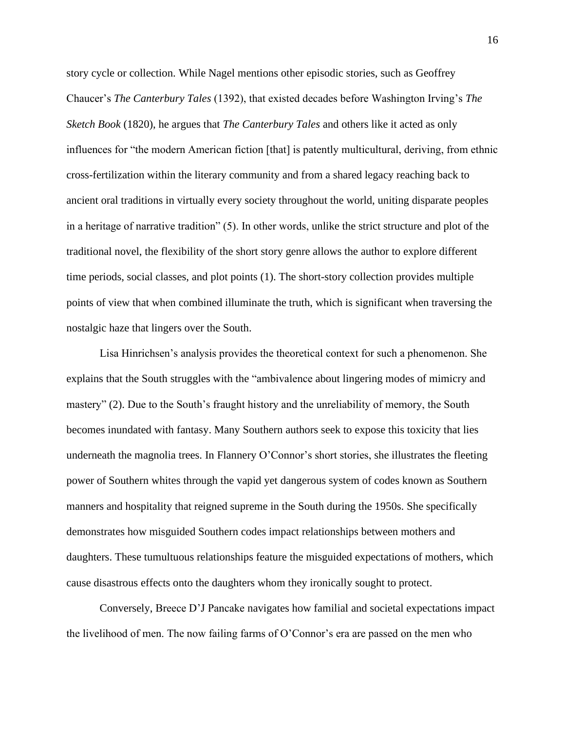story cycle or collection. While Nagel mentions other episodic stories, such as Geoffrey Chaucer's *The Canterbury Tales* (1392), that existed decades before Washington Irving's *The Sketch Book* (1820), he argues that *The Canterbury Tales* and others like it acted as only influences for "the modern American fiction [that] is patently multicultural, deriving, from ethnic cross-fertilization within the literary community and from a shared legacy reaching back to ancient oral traditions in virtually every society throughout the world, uniting disparate peoples in a heritage of narrative tradition" (5). In other words, unlike the strict structure and plot of the traditional novel, the flexibility of the short story genre allows the author to explore different time periods, social classes, and plot points (1). The short-story collection provides multiple points of view that when combined illuminate the truth, which is significant when traversing the nostalgic haze that lingers over the South.

Lisa Hinrichsen's analysis provides the theoretical context for such a phenomenon. She explains that the South struggles with the "ambivalence about lingering modes of mimicry and mastery" (2). Due to the South's fraught history and the unreliability of memory, the South becomes inundated with fantasy. Many Southern authors seek to expose this toxicity that lies underneath the magnolia trees. In Flannery O'Connor's short stories, she illustrates the fleeting power of Southern whites through the vapid yet dangerous system of codes known as Southern manners and hospitality that reigned supreme in the South during the 1950s. She specifically demonstrates how misguided Southern codes impact relationships between mothers and daughters. These tumultuous relationships feature the misguided expectations of mothers, which cause disastrous effects onto the daughters whom they ironically sought to protect.

Conversely, Breece D'J Pancake navigates how familial and societal expectations impact the livelihood of men. The now failing farms of O'Connor's era are passed on the men who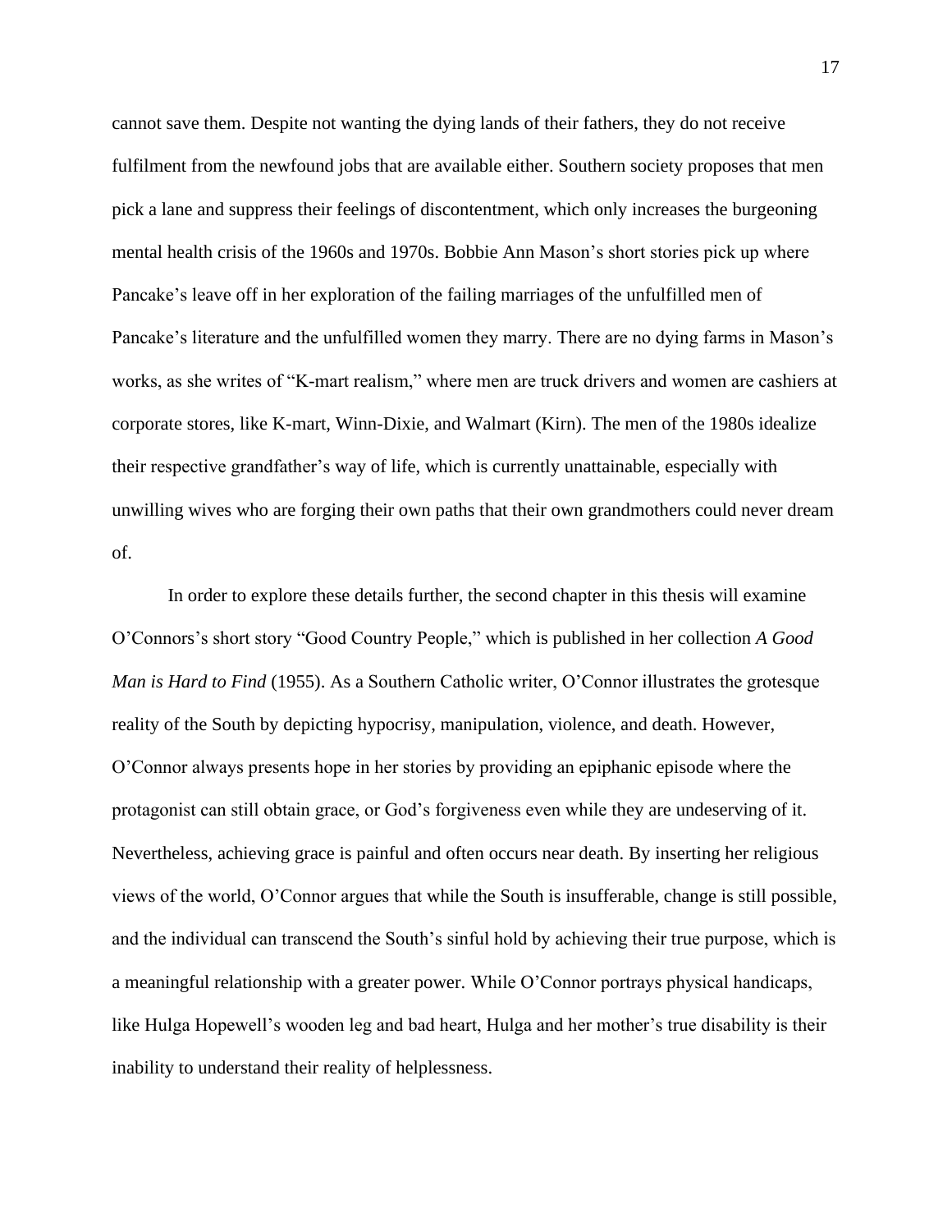cannot save them. Despite not wanting the dying lands of their fathers, they do not receive fulfilment from the newfound jobs that are available either. Southern society proposes that men pick a lane and suppress their feelings of discontentment, which only increases the burgeoning mental health crisis of the 1960s and 1970s. Bobbie Ann Mason's short stories pick up where Pancake's leave off in her exploration of the failing marriages of the unfulfilled men of Pancake's literature and the unfulfilled women they marry. There are no dying farms in Mason's works, as she writes of "K-mart realism," where men are truck drivers and women are cashiers at corporate stores, like K-mart, Winn-Dixie, and Walmart (Kirn). The men of the 1980s idealize their respective grandfather's way of life, which is currently unattainable, especially with unwilling wives who are forging their own paths that their own grandmothers could never dream of.

In order to explore these details further, the second chapter in this thesis will examine O'Connors's short story "Good Country People," which is published in her collection *A Good Man is Hard to Find* (1955). As a Southern Catholic writer, O'Connor illustrates the grotesque reality of the South by depicting hypocrisy, manipulation, violence, and death. However, O'Connor always presents hope in her stories by providing an epiphanic episode where the protagonist can still obtain grace, or God's forgiveness even while they are undeserving of it. Nevertheless, achieving grace is painful and often occurs near death. By inserting her religious views of the world, O'Connor argues that while the South is insufferable, change is still possible, and the individual can transcend the South's sinful hold by achieving their true purpose, which is a meaningful relationship with a greater power. While O'Connor portrays physical handicaps, like Hulga Hopewell's wooden leg and bad heart, Hulga and her mother's true disability is their inability to understand their reality of helplessness.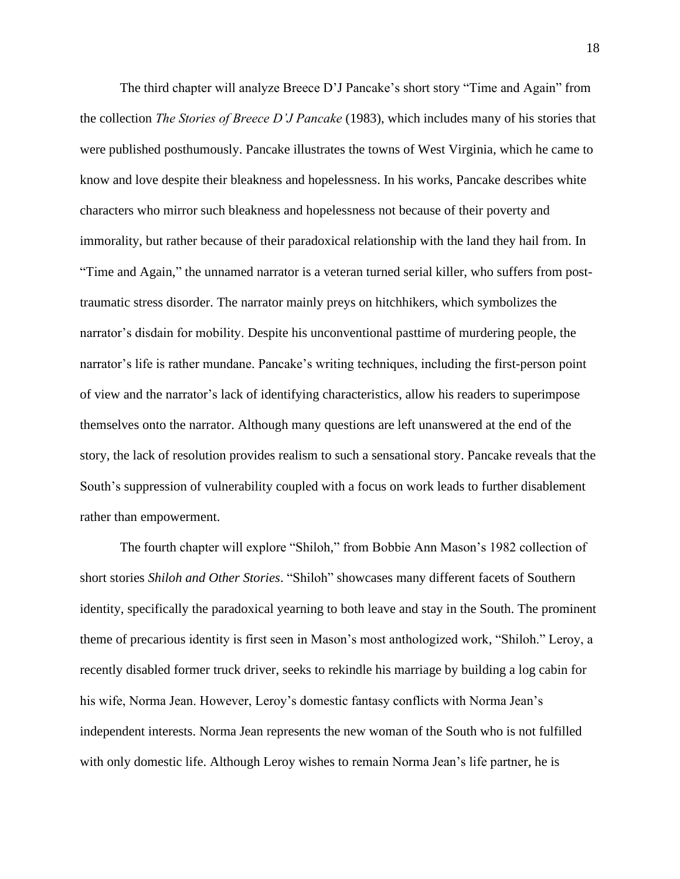The third chapter will analyze Breece D'J Pancake's short story "Time and Again" from the collection *The Stories of Breece D'J Pancake* (1983), which includes many of his stories that were published posthumously. Pancake illustrates the towns of West Virginia, which he came to know and love despite their bleakness and hopelessness. In his works, Pancake describes white characters who mirror such bleakness and hopelessness not because of their poverty and immorality, but rather because of their paradoxical relationship with the land they hail from. In "Time and Again," the unnamed narrator is a veteran turned serial killer, who suffers from post-traumatic stress disorder. The narrator mainly preys on hitchhikers, which symbolizes the narrator's disdain for mobility. Despite his unconventional pasttime of murdering people, the narrator's life is rather mundane. Pancake's writing techniques, including the first-person point of view and the narrator's lack of identifying characteristics, allow his readers to superimpose themselves onto the narrator. Although many questions are left unanswered at the end of the story, the lack of resolution provides realism to such a sensational story. Pancake reveals that the South's suppression of vulnerability coupled with a focus on work leads to further disablement rather than empowerment.

The fourth chapter will explore "Shiloh," from Bobbie Ann Mason's 1982 collection of short stories *Shiloh and Other Stories*. "Shiloh" showcases many different facets of Southern identity, specifically the paradoxical yearning to both leave and stay in the South. The prominent theme of precarious identity is first seen in Mason's most anthologized work, "Shiloh." Leroy, a recently disabled former truck driver, seeks to rekindle his marriage by building a log cabin for his wife, Norma Jean. However, Leroy's domestic fantasy conflicts with Norma Jean's independent interests. Norma Jean represents the new woman of the South who is not fulfilled with only domestic life. Although Leroy wishes to remain Norma Jean's life partner, he is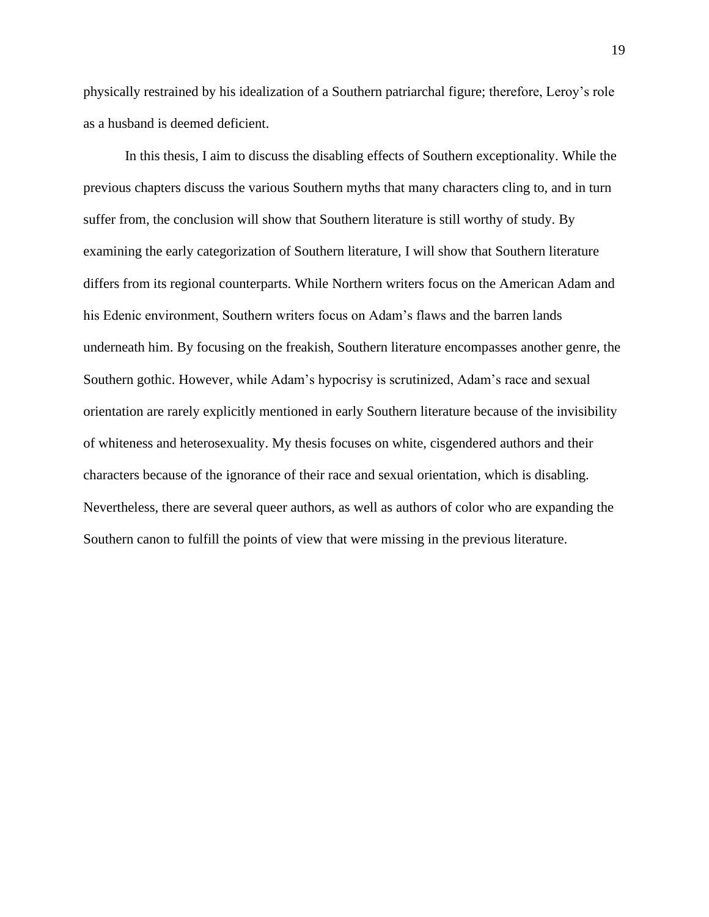physically restrained by his idealization of a Southern patriarchal figure; therefore, Leroy's role as a husband is deemed deficient.

In this thesis, I aim to discuss the disabling effects of Southern exceptionality. While the previous chapters discuss the various Southern myths that many characters cling to, and in turn suffer from, the conclusion will show that Southern literature is still worthy of study. By examining the early categorization of Southern literature, I will show that Southern literature differs from its regional counterparts. While Northern writers focus on the American Adam and his Edenic environment, Southern writers focus on Adam's flaws and the barren lands underneath him. By focusing on the freakish, Southern literature encompasses another genre, the Southern gothic. However, while Adam's hypocrisy is scrutinized, Adam's race and sexual orientation are rarely explicitly mentioned in early Southern literature because of the invisibility of whiteness and heterosexuality. My thesis focuses on white, cisgendered authors and their characters because of the ignorance of their race and sexual orientation, which is disabling. Nevertheless, there are several queer authors, as well as authors of color who are expanding the Southern canon to fulfill the points of view that were missing in the previous literature.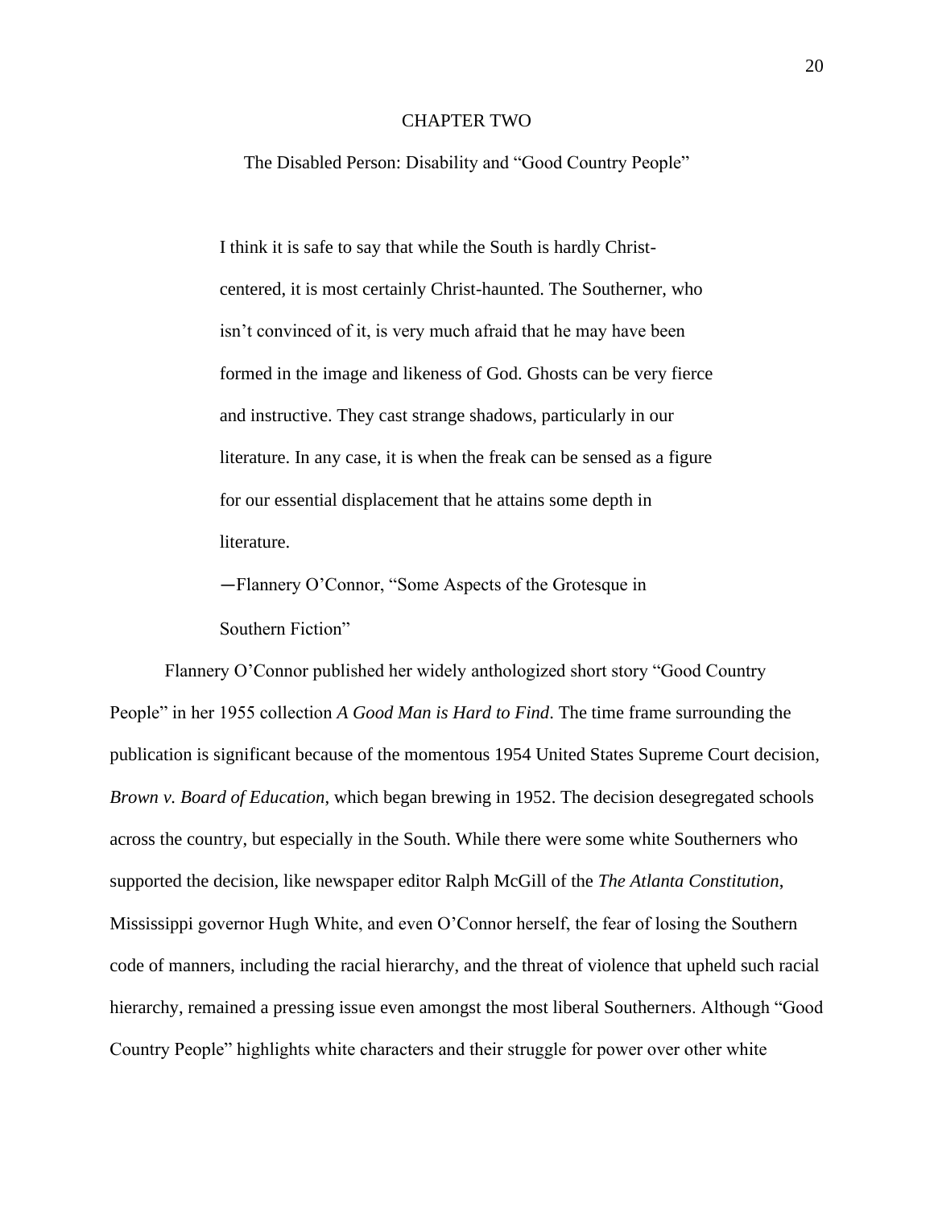# CHAPTER TWO

## The Disabled Person: Disability and "Good Country People"

> I think it is safe to say that while the South is hardly Christ-centered, it is most certainly Christ-haunted. The Southerner, who isn't convinced of it, is very much afraid that he may have been formed in the image and likeness of God. Ghosts can be very fierce and instructive. They cast strange shadows, particularly in our literature. In any case, it is when the freak can be sensed as a figure for our essential displacement that he attains some depth in literature.
>
> —Flannery O'Connor, "Some Aspects of the Grotesque in Southern Fiction"

Flannery O'Connor published her widely anthologized short story "Good Country People" in her 1955 collection *A Good Man is Hard to Find*. The time frame surrounding the publication is significant because of the momentous 1954 United States Supreme Court decision, *Brown v. Board of Education*, which began brewing in 1952. The decision desegregated schools across the country, but especially in the South. While there were some white Southerners who supported the decision, like newspaper editor Ralph McGill of the *The Atlanta Constitution*, Mississippi governor Hugh White, and even O'Connor herself, the fear of losing the Southern code of manners, including the racial hierarchy, and the threat of violence that upheld such racial hierarchy, remained a pressing issue even amongst the most liberal Southerners. Although "Good Country People" highlights white characters and their struggle for power over other white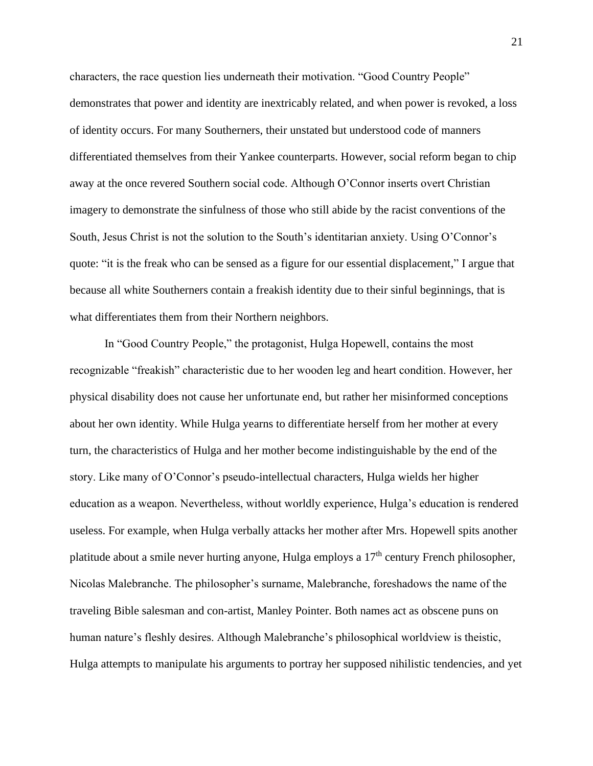characters, the race question lies underneath their motivation. “Good Country People” demonstrates that power and identity are inextricably related, and when power is revoked, a loss of identity occurs. For many Southerners, their unstated but understood code of manners differentiated themselves from their Yankee counterparts. However, social reform began to chip away at the once revered Southern social code. Although O’Connor inserts overt Christian imagery to demonstrate the sinfulness of those who still abide by the racist conventions of the South, Jesus Christ is not the solution to the South’s identitarian anxiety. Using O’Connor’s quote: “it is the freak who can be sensed as a figure for our essential displacement,” I argue that because all white Southerners contain a freakish identity due to their sinful beginnings, that is what differentiates them from their Northern neighbors.

In “Good Country People,” the protagonist, Hulga Hopewell, contains the most recognizable “freakish” characteristic due to her wooden leg and heart condition. However, her physical disability does not cause her unfortunate end, but rather her misinformed conceptions about her own identity. While Hulga yearns to differentiate herself from her mother at every turn, the characteristics of Hulga and her mother become indistinguishable by the end of the story. Like many of O’Connor’s pseudo-intellectual characters, Hulga wields her higher education as a weapon. Nevertheless, without worldly experience, Hulga’s education is rendered useless. For example, when Hulga verbally attacks her mother after Mrs. Hopewell spits another platitude about a smile never hurting anyone, Hulga employs a 17th century French philosopher, Nicolas Malebranche. The philosopher’s surname, Malebranche, foreshadows the name of the traveling Bible salesman and con-artist, Manley Pointer. Both names act as obscene puns on human nature’s fleshly desires. Although Malebranche’s philosophical worldview is theistic, Hulga attempts to manipulate his arguments to portray her supposed nihilistic tendencies, and yet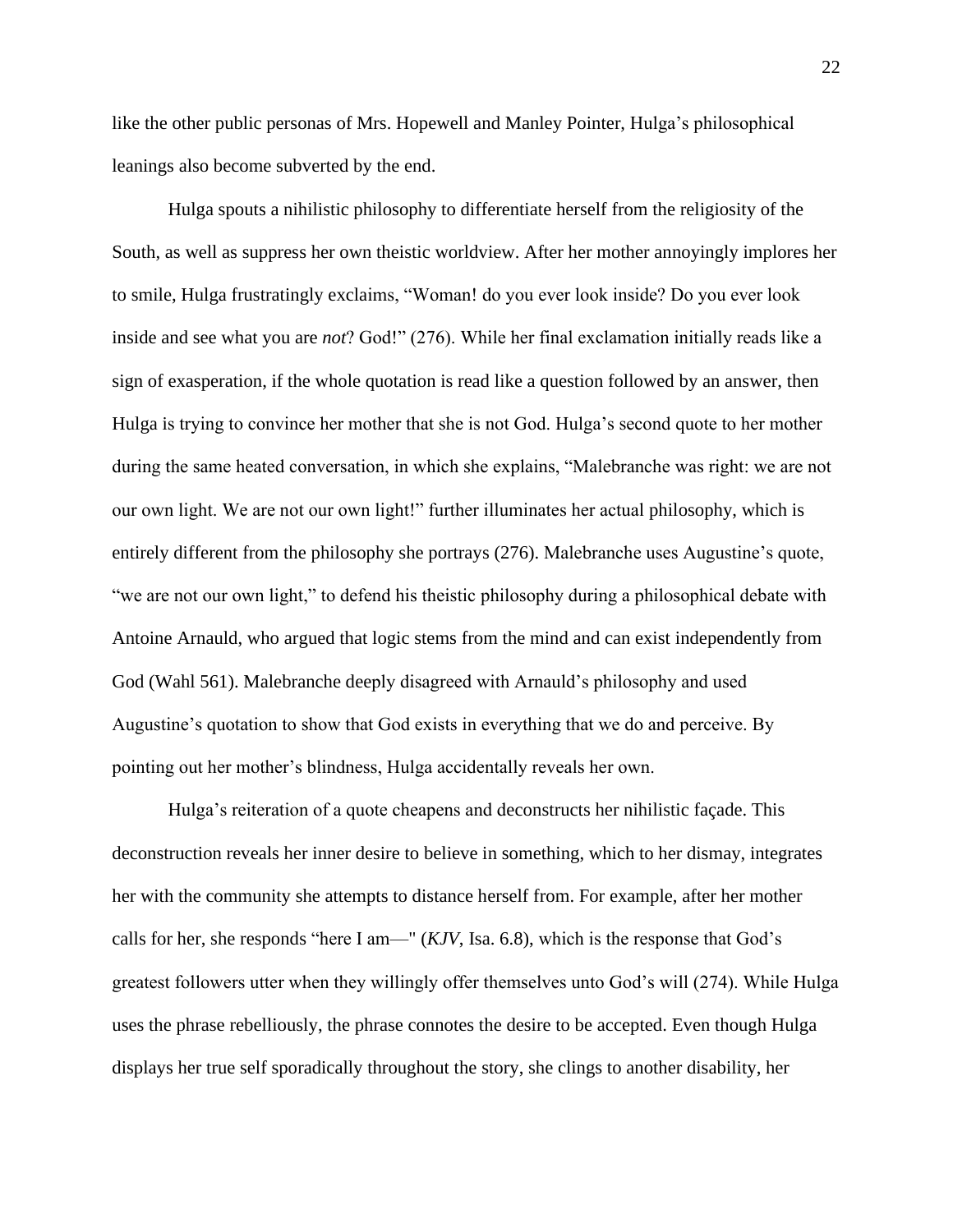like the other public personas of Mrs. Hopewell and Manley Pointer, Hulga's philosophical leanings also become subverted by the end.

Hulga spouts a nihilistic philosophy to differentiate herself from the religiosity of the South, as well as suppress her own theistic worldview. After her mother annoyingly implores her to smile, Hulga frustratingly exclaims, "Woman! do you ever look inside? Do you ever look inside and see what you are *not*? God!" (276). While her final exclamation initially reads like a sign of exasperation, if the whole quotation is read like a question followed by an answer, then Hulga is trying to convince her mother that she is not God. Hulga's second quote to her mother during the same heated conversation, in which she explains, "Malebranche was right: we are not our own light. We are not our own light!" further illuminates her actual philosophy, which is entirely different from the philosophy she portrays (276). Malebranche uses Augustine's quote, "we are not our own light," to defend his theistic philosophy during a philosophical debate with Antoine Arnauld, who argued that logic stems from the mind and can exist independently from God (Wahl 561). Malebranche deeply disagreed with Arnauld's philosophy and used Augustine's quotation to show that God exists in everything that we do and perceive. By pointing out her mother's blindness, Hulga accidentally reveals her own.

Hulga's reiteration of a quote cheapens and deconstructs her nihilistic façade. This deconstruction reveals her inner desire to believe in something, which to her dismay, integrates her with the community she attempts to distance herself from. For example, after her mother calls for her, she responds "here I am—" (*KJV*, Isa. 6.8), which is the response that God's greatest followers utter when they willingly offer themselves unto God's will (274). While Hulga uses the phrase rebelliously, the phrase connotes the desire to be accepted. Even though Hulga displays her true self sporadically throughout the story, she clings to another disability, her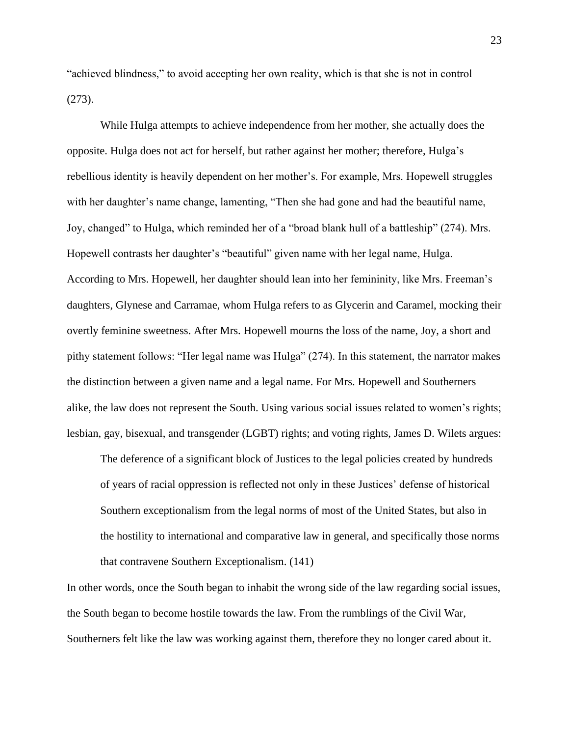"achieved blindness," to avoid accepting her own reality, which is that she is not in control (273).

While Hulga attempts to achieve independence from her mother, she actually does the opposite. Hulga does not act for herself, but rather against her mother; therefore, Hulga's rebellious identity is heavily dependent on her mother's. For example, Mrs. Hopewell struggles with her daughter's name change, lamenting, "Then she had gone and had the beautiful name, Joy, changed" to Hulga, which reminded her of a "broad blank hull of a battleship" (274). Mrs. Hopewell contrasts her daughter's "beautiful" given name with her legal name, Hulga. According to Mrs. Hopewell, her daughter should lean into her femininity, like Mrs. Freeman's daughters, Glynese and Carramae, whom Hulga refers to as Glycerin and Caramel, mocking their overtly feminine sweetness. After Mrs. Hopewell mourns the loss of the name, Joy, a short and pithy statement follows: "Her legal name was Hulga" (274). In this statement, the narrator makes the distinction between a given name and a legal name. For Mrs. Hopewell and Southerners alike, the law does not represent the South. Using various social issues related to women's rights; lesbian, gay, bisexual, and transgender (LGBT) rights; and voting rights, James D. Wilets argues:

> The deference of a significant block of Justices to the legal policies created by hundreds of years of racial oppression is reflected not only in these Justices' defense of historical Southern exceptionalism from the legal norms of most of the United States, but also in the hostility to international and comparative law in general, and specifically those norms that contravene Southern Exceptionalism. (141)

In other words, once the South began to inhabit the wrong side of the law regarding social issues, the South began to become hostile towards the law. From the rumblings of the Civil War, Southerners felt like the law was working against them, therefore they no longer cared about it.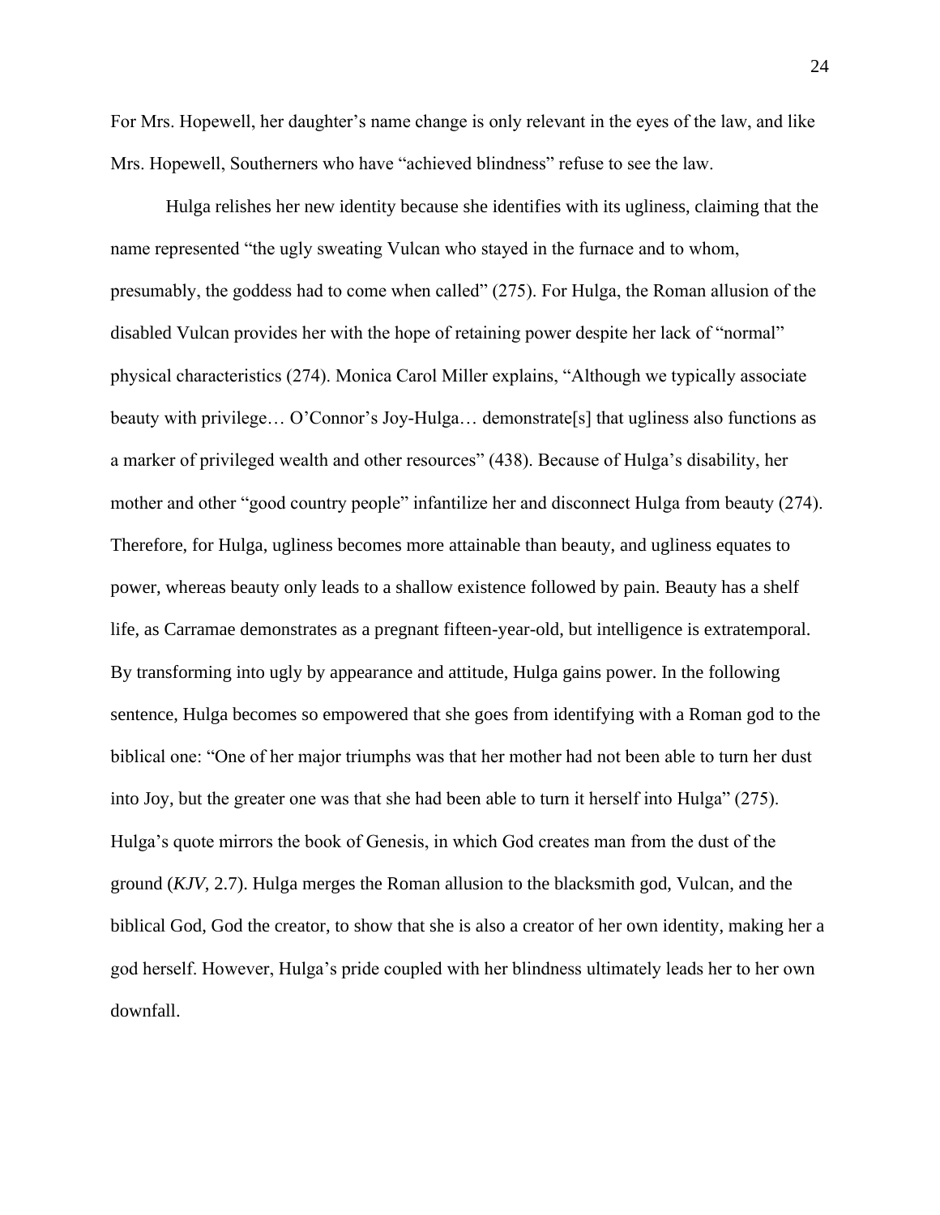For Mrs. Hopewell, her daughter's name change is only relevant in the eyes of the law, and like Mrs. Hopewell, Southerners who have "achieved blindness" refuse to see the law.

Hulga relishes her new identity because she identifies with its ugliness, claiming that the name represented "the ugly sweating Vulcan who stayed in the furnace and to whom, presumably, the goddess had to come when called" (275). For Hulga, the Roman allusion of the disabled Vulcan provides her with the hope of retaining power despite her lack of "normal" physical characteristics (274). Monica Carol Miller explains, "Although we typically associate beauty with privilege… O'Connor's Joy-Hulga… demonstrate[s] that ugliness also functions as a marker of privileged wealth and other resources" (438). Because of Hulga's disability, her mother and other "good country people" infantilize her and disconnect Hulga from beauty (274). Therefore, for Hulga, ugliness becomes more attainable than beauty, and ugliness equates to power, whereas beauty only leads to a shallow existence followed by pain. Beauty has a shelf life, as Carramae demonstrates as a pregnant fifteen-year-old, but intelligence is extratemporal. By transforming into ugly by appearance and attitude, Hulga gains power. In the following sentence, Hulga becomes so empowered that she goes from identifying with a Roman god to the biblical one: "One of her major triumphs was that her mother had not been able to turn her dust into Joy, but the greater one was that she had been able to turn it herself into Hulga" (275). Hulga's quote mirrors the book of Genesis, in which God creates man from the dust of the ground (*KJV*, 2.7). Hulga merges the Roman allusion to the blacksmith god, Vulcan, and the biblical God, God the creator, to show that she is also a creator of her own identity, making her a god herself. However, Hulga's pride coupled with her blindness ultimately leads her to her own downfall.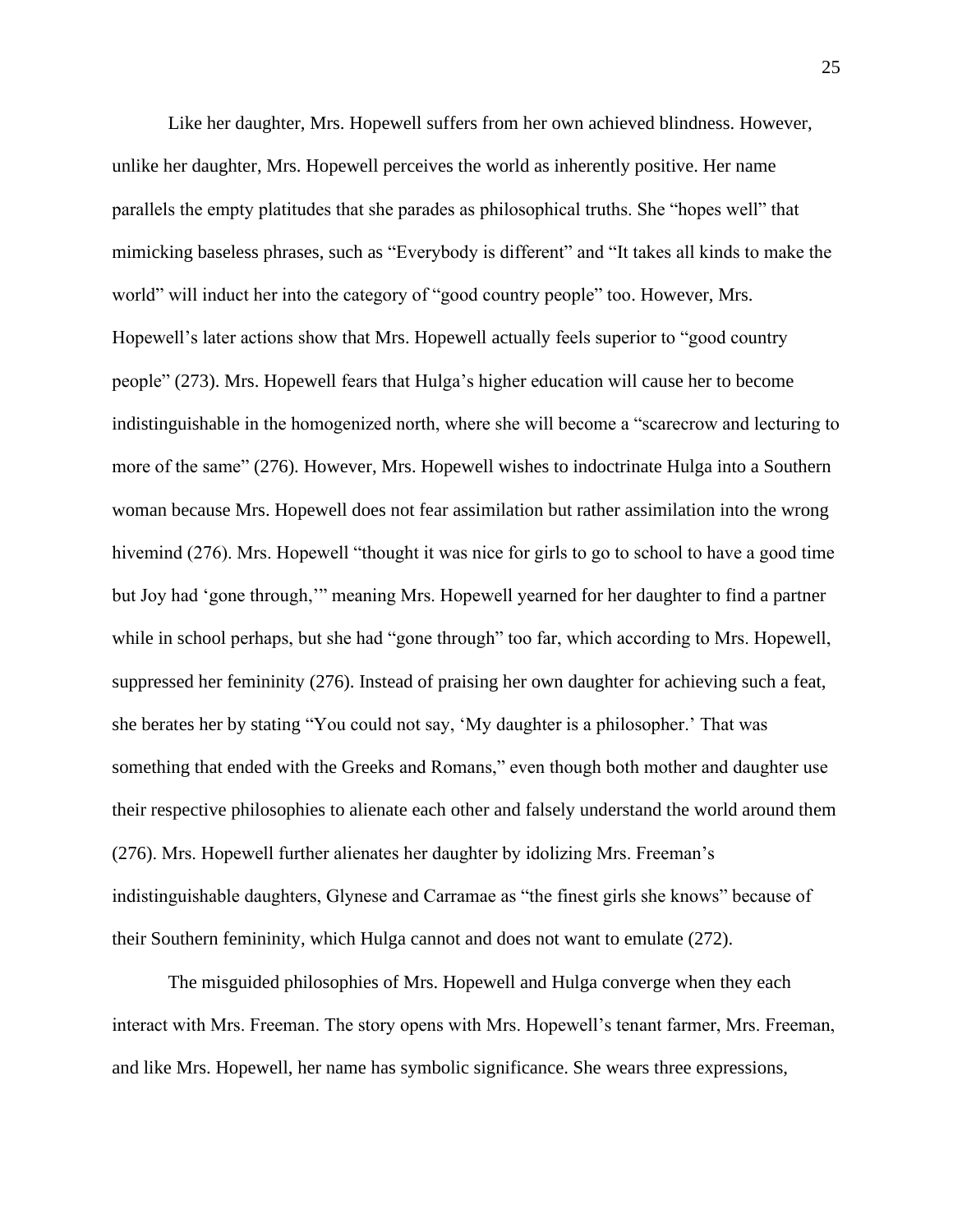Like her daughter, Mrs. Hopewell suffers from her own achieved blindness. However, unlike her daughter, Mrs. Hopewell perceives the world as inherently positive. Her name parallels the empty platitudes that she parades as philosophical truths. She "hopes well" that mimicking baseless phrases, such as "Everybody is different" and "It takes all kinds to make the world" will induct her into the category of "good country people" too. However, Mrs. Hopewell's later actions show that Mrs. Hopewell actually feels superior to "good country people" (273). Mrs. Hopewell fears that Hulga's higher education will cause her to become indistinguishable in the homogenized north, where she will become a "scarecrow and lecturing to more of the same" (276). However, Mrs. Hopewell wishes to indoctrinate Hulga into a Southern woman because Mrs. Hopewell does not fear assimilation but rather assimilation into the wrong hivemind (276). Mrs. Hopewell "thought it was nice for girls to go to school to have a good time but Joy had 'gone through,'" meaning Mrs. Hopewell yearned for her daughter to find a partner while in school perhaps, but she had "gone through" too far, which according to Mrs. Hopewell, suppressed her femininity (276). Instead of praising her own daughter for achieving such a feat, she berates her by stating "You could not say, 'My daughter is a philosopher.' That was something that ended with the Greeks and Romans," even though both mother and daughter use their respective philosophies to alienate each other and falsely understand the world around them (276). Mrs. Hopewell further alienates her daughter by idolizing Mrs. Freeman's indistinguishable daughters, Glynese and Carramae as "the finest girls she knows" because of their Southern femininity, which Hulga cannot and does not want to emulate (272).

The misguided philosophies of Mrs. Hopewell and Hulga converge when they each interact with Mrs. Freeman. The story opens with Mrs. Hopewell's tenant farmer, Mrs. Freeman, and like Mrs. Hopewell, her name has symbolic significance. She wears three expressions,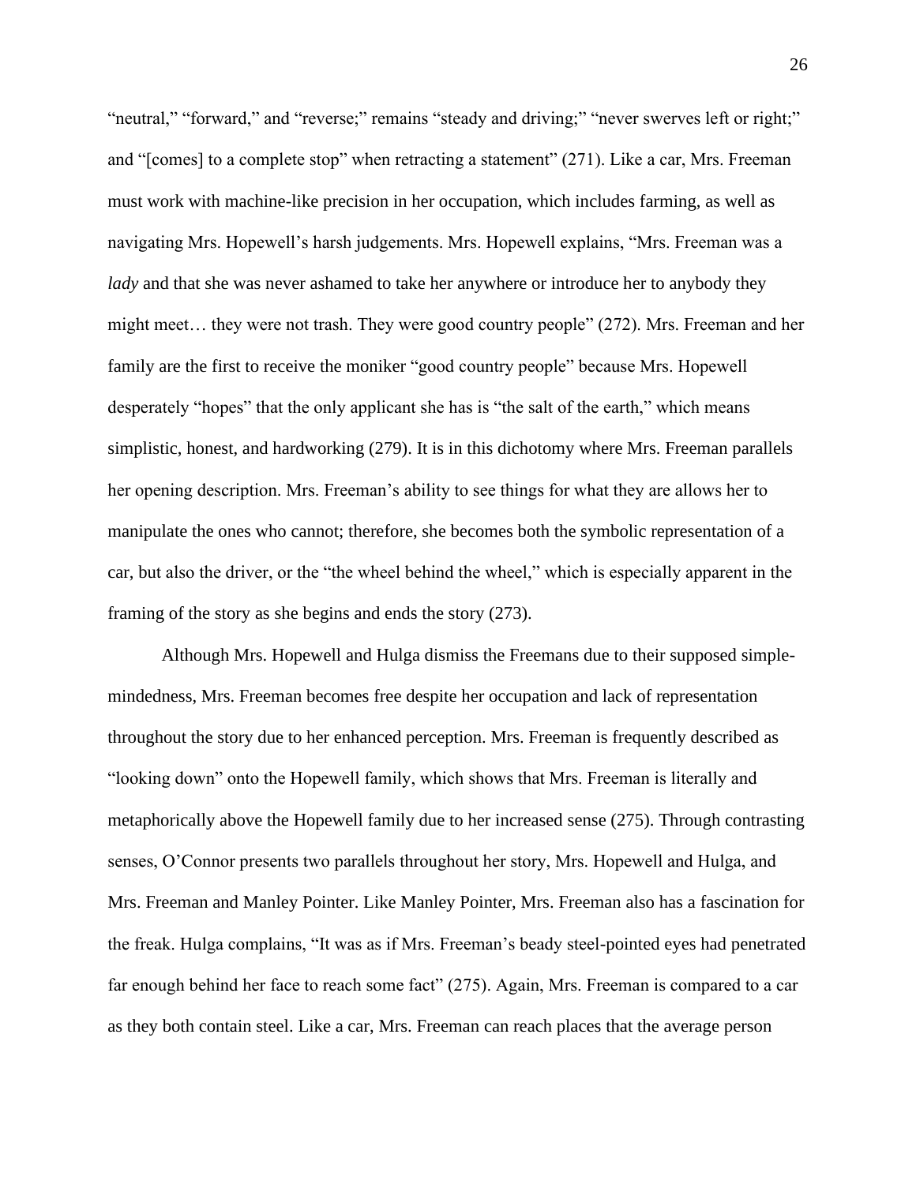"neutral," "forward," and "reverse;" remains "steady and driving;" "never swerves left or right;" and "[comes] to a complete stop" when retracting a statement" (271). Like a car, Mrs. Freeman must work with machine-like precision in her occupation, which includes farming, as well as navigating Mrs. Hopewell's harsh judgements. Mrs. Hopewell explains, "Mrs. Freeman was a *lady* and that she was never ashamed to take her anywhere or introduce her to anybody they might meet… they were not trash. They were good country people" (272). Mrs. Freeman and her family are the first to receive the moniker "good country people" because Mrs. Hopewell desperately "hopes" that the only applicant she has is "the salt of the earth," which means simplistic, honest, and hardworking (279). It is in this dichotomy where Mrs. Freeman parallels her opening description. Mrs. Freeman's ability to see things for what they are allows her to manipulate the ones who cannot; therefore, she becomes both the symbolic representation of a car, but also the driver, or the "the wheel behind the wheel," which is especially apparent in the framing of the story as she begins and ends the story (273).

Although Mrs. Hopewell and Hulga dismiss the Freemans due to their supposed simple-mindedness, Mrs. Freeman becomes free despite her occupation and lack of representation throughout the story due to her enhanced perception. Mrs. Freeman is frequently described as "looking down" onto the Hopewell family, which shows that Mrs. Freeman is literally and metaphorically above the Hopewell family due to her increased sense (275). Through contrasting senses, O'Connor presents two parallels throughout her story, Mrs. Hopewell and Hulga, and Mrs. Freeman and Manley Pointer. Like Manley Pointer, Mrs. Freeman also has a fascination for the freak. Hulga complains, "It was as if Mrs. Freeman's beady steel-pointed eyes had penetrated far enough behind her face to reach some fact" (275). Again, Mrs. Freeman is compared to a car as they both contain steel. Like a car, Mrs. Freeman can reach places that the average person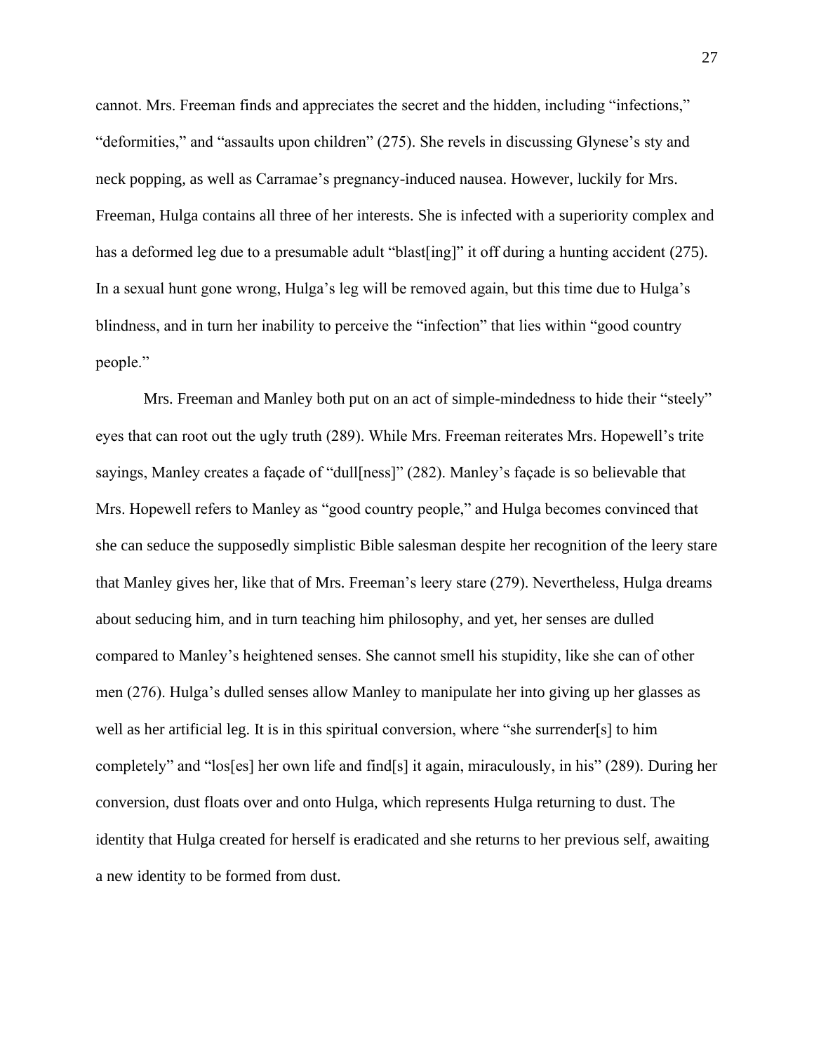cannot. Mrs. Freeman finds and appreciates the secret and the hidden, including "infections," "deformities," and "assaults upon children" (275). She revels in discussing Glynese's sty and neck popping, as well as Carramae's pregnancy-induced nausea. However, luckily for Mrs. Freeman, Hulga contains all three of her interests. She is infected with a superiority complex and has a deformed leg due to a presumable adult "blast[ing]" it off during a hunting accident (275). In a sexual hunt gone wrong, Hulga's leg will be removed again, but this time due to Hulga's blindness, and in turn her inability to perceive the "infection" that lies within "good country people."

Mrs. Freeman and Manley both put on an act of simple-mindedness to hide their "steely" eyes that can root out the ugly truth (289). While Mrs. Freeman reiterates Mrs. Hopewell's trite sayings, Manley creates a façade of "dull[ness]" (282). Manley's façade is so believable that Mrs. Hopewell refers to Manley as "good country people," and Hulga becomes convinced that she can seduce the supposedly simplistic Bible salesman despite her recognition of the leery stare that Manley gives her, like that of Mrs. Freeman's leery stare (279). Nevertheless, Hulga dreams about seducing him, and in turn teaching him philosophy, and yet, her senses are dulled compared to Manley's heightened senses. She cannot smell his stupidity, like she can of other men (276). Hulga's dulled senses allow Manley to manipulate her into giving up her glasses as well as her artificial leg. It is in this spiritual conversion, where "she surrender[s] to him completely" and "los[es] her own life and find[s] it again, miraculously, in his" (289). During her conversion, dust floats over and onto Hulga, which represents Hulga returning to dust. The identity that Hulga created for herself is eradicated and she returns to her previous self, awaiting a new identity to be formed from dust.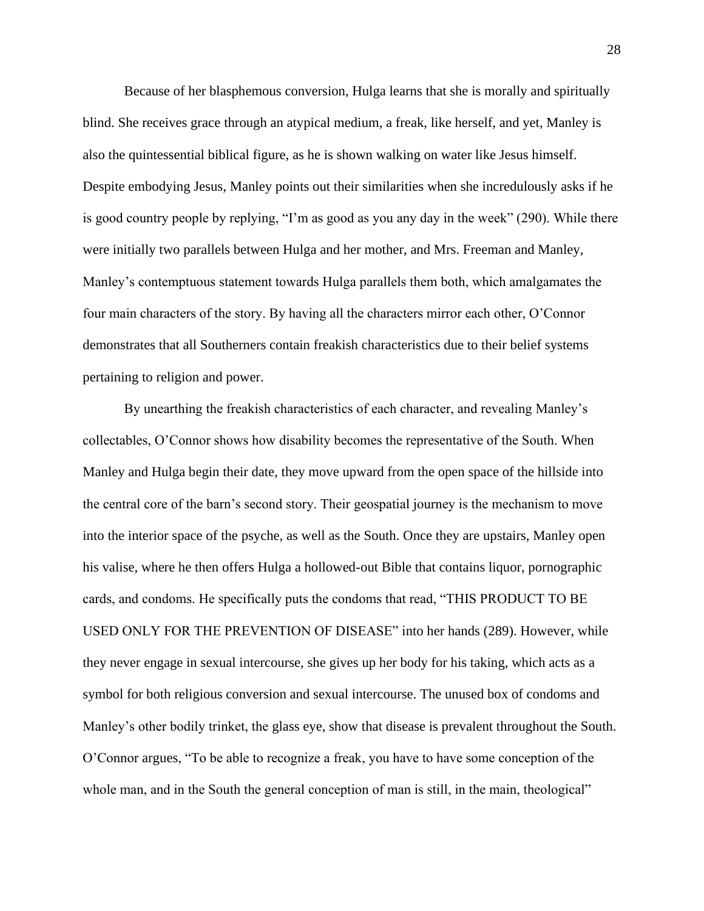Because of her blasphemous conversion, Hulga learns that she is morally and spiritually blind. She receives grace through an atypical medium, a freak, like herself, and yet, Manley is also the quintessential biblical figure, as he is shown walking on water like Jesus himself. Despite embodying Jesus, Manley points out their similarities when she incredulously asks if he is good country people by replying, "I'm as good as you any day in the week" (290). While there were initially two parallels between Hulga and her mother, and Mrs. Freeman and Manley, Manley's contemptuous statement towards Hulga parallels them both, which amalgamates the four main characters of the story. By having all the characters mirror each other, O'Connor demonstrates that all Southerners contain freakish characteristics due to their belief systems pertaining to religion and power.

By unearthing the freakish characteristics of each character, and revealing Manley's collectables, O'Connor shows how disability becomes the representative of the South. When Manley and Hulga begin their date, they move upward from the open space of the hillside into the central core of the barn's second story. Their geospatial journey is the mechanism to move into the interior space of the psyche, as well as the South. Once they are upstairs, Manley open his valise, where he then offers Hulga a hollowed-out Bible that contains liquor, pornographic cards, and condoms. He specifically puts the condoms that read, "THIS PRODUCT TO BE USED ONLY FOR THE PREVENTION OF DISEASE" into her hands (289). However, while they never engage in sexual intercourse, she gives up her body for his taking, which acts as a symbol for both religious conversion and sexual intercourse. The unused box of condoms and Manley's other bodily trinket, the glass eye, show that disease is prevalent throughout the South. O'Connor argues, "To be able to recognize a freak, you have to have some conception of the whole man, and in the South the general conception of man is still, in the main, theological"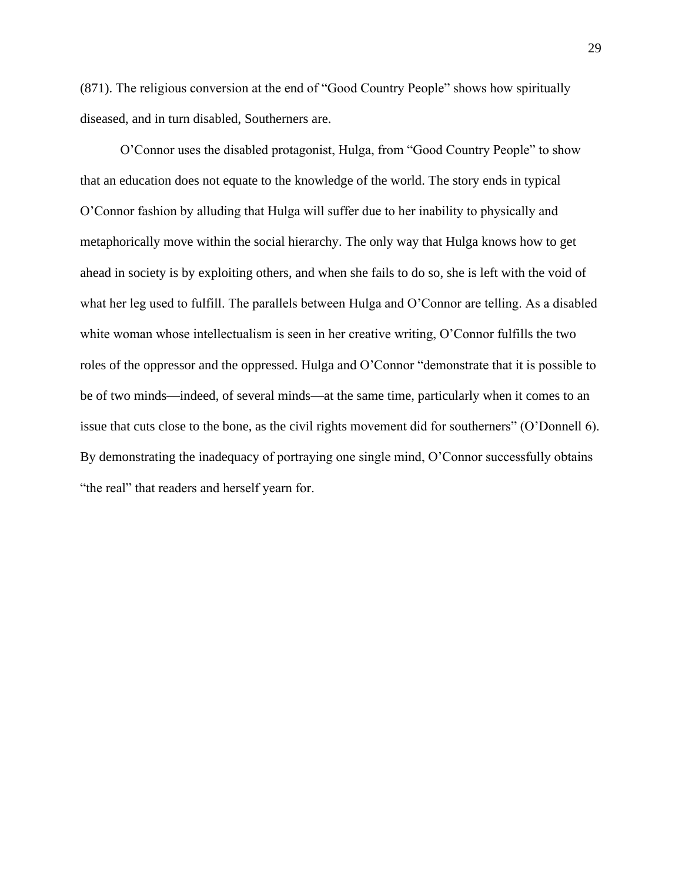(871). The religious conversion at the end of "Good Country People" shows how spiritually diseased, and in turn disabled, Southerners are.

O'Connor uses the disabled protagonist, Hulga, from "Good Country People" to show that an education does not equate to the knowledge of the world. The story ends in typical O'Connor fashion by alluding that Hulga will suffer due to her inability to physically and metaphorically move within the social hierarchy. The only way that Hulga knows how to get ahead in society is by exploiting others, and when she fails to do so, she is left with the void of what her leg used to fulfill. The parallels between Hulga and O'Connor are telling. As a disabled white woman whose intellectualism is seen in her creative writing, O'Connor fulfills the two roles of the oppressor and the oppressed. Hulga and O'Connor "demonstrate that it is possible to be of two minds—indeed, of several minds—at the same time, particularly when it comes to an issue that cuts close to the bone, as the civil rights movement did for southerners" (O'Donnell 6). By demonstrating the inadequacy of portraying one single mind, O'Connor successfully obtains "the real" that readers and herself yearn for.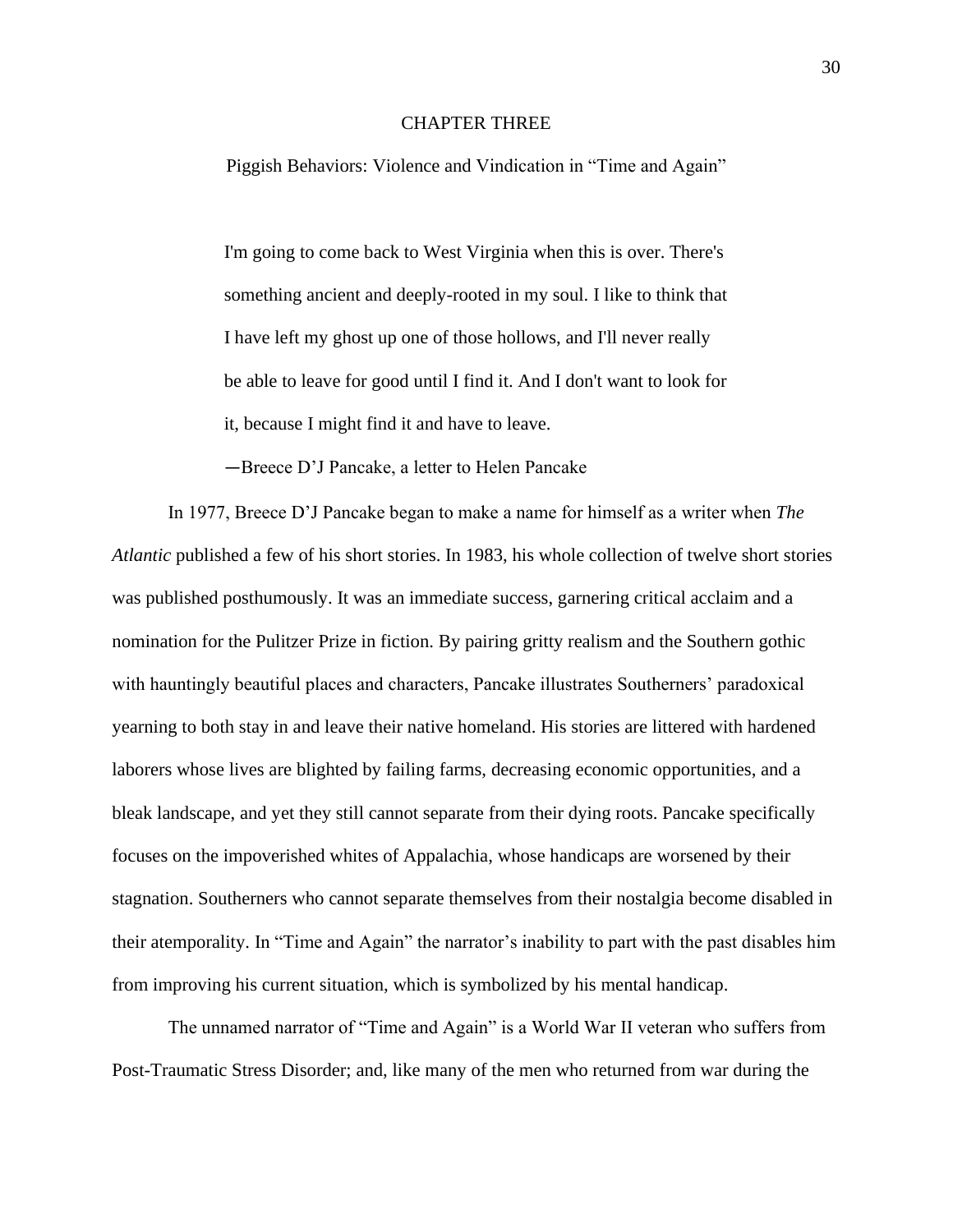# CHAPTER THREE

## Piggish Behaviors: Violence and Vindication in "Time and Again"

> I'm going to come back to West Virginia when this is over. There's something ancient and deeply-rooted in my soul. I like to think that I have left my ghost up one of those hollows, and I'll never really be able to leave for good until I find it. And I don't want to look for it, because I might find it and have to leave.
>
> —Breece D'J Pancake, a letter to Helen Pancake

In 1977, Breece D'J Pancake began to make a name for himself as a writer when *The Atlantic* published a few of his short stories. In 1983, his whole collection of twelve short stories was published posthumously. It was an immediate success, garnering critical acclaim and a nomination for the Pulitzer Prize in fiction. By pairing gritty realism and the Southern gothic with hauntingly beautiful places and characters, Pancake illustrates Southerners' paradoxical yearning to both stay in and leave their native homeland. His stories are littered with hardened laborers whose lives are blighted by failing farms, decreasing economic opportunities, and a bleak landscape, and yet they still cannot separate from their dying roots. Pancake specifically focuses on the impoverished whites of Appalachia, whose handicaps are worsened by their stagnation. Southerners who cannot separate themselves from their nostalgia become disabled in their atemporality. In "Time and Again" the narrator's inability to part with the past disables him from improving his current situation, which is symbolized by his mental handicap.

The unnamed narrator of "Time and Again" is a World War II veteran who suffers from Post-Traumatic Stress Disorder; and, like many of the men who returned from war during the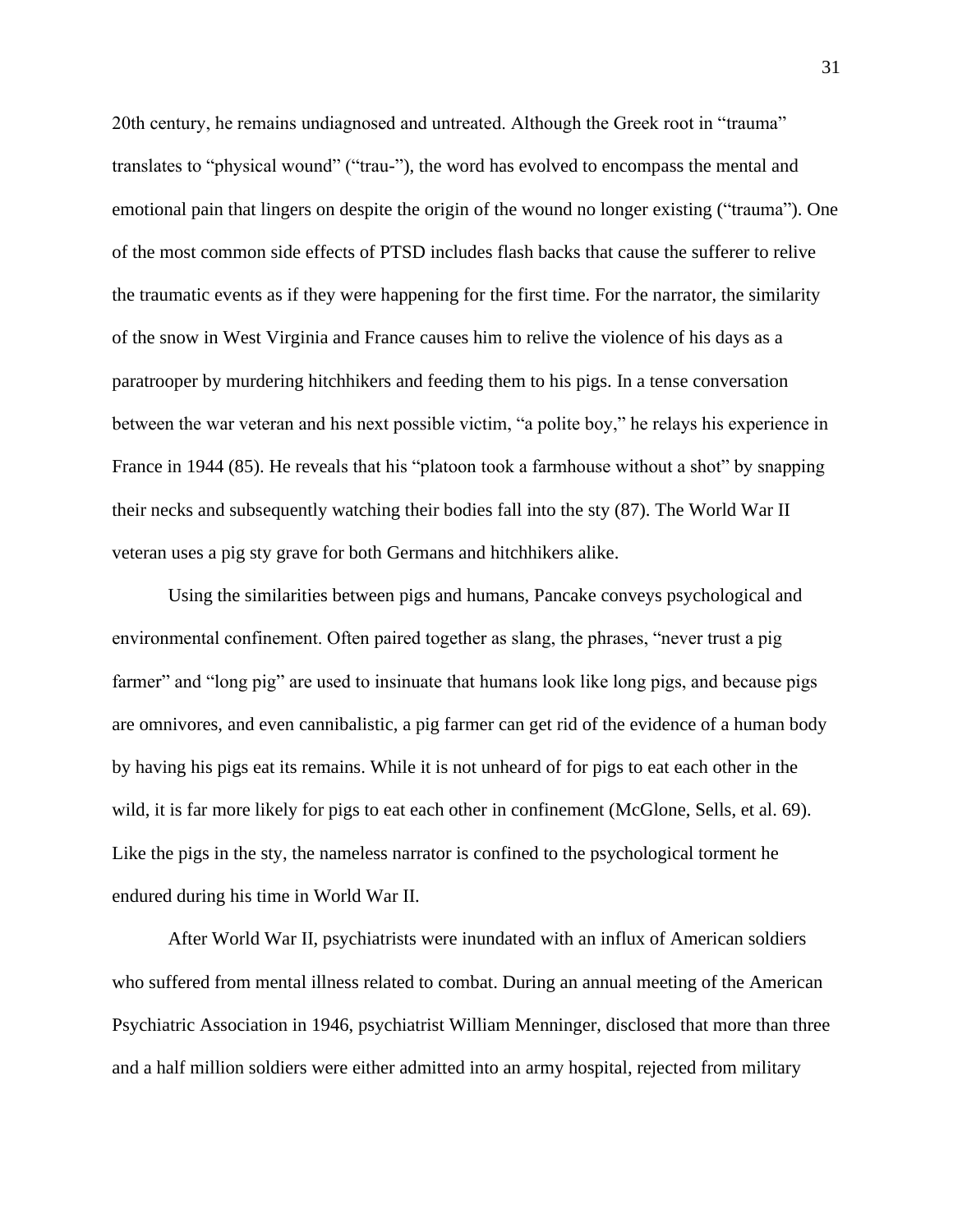20th century, he remains undiagnosed and untreated. Although the Greek root in "trauma" translates to "physical wound" ("trau-"), the word has evolved to encompass the mental and emotional pain that lingers on despite the origin of the wound no longer existing ("trauma"). One of the most common side effects of PTSD includes flash backs that cause the sufferer to relive the traumatic events as if they were happening for the first time. For the narrator, the similarity of the snow in West Virginia and France causes him to relive the violence of his days as a paratrooper by murdering hitchhikers and feeding them to his pigs. In a tense conversation between the war veteran and his next possible victim, "a polite boy," he relays his experience in France in 1944 (85). He reveals that his "platoon took a farmhouse without a shot" by snapping their necks and subsequently watching their bodies fall into the sty (87). The World War II veteran uses a pig sty grave for both Germans and hitchhikers alike.

Using the similarities between pigs and humans, Pancake conveys psychological and environmental confinement. Often paired together as slang, the phrases, "never trust a pig farmer" and "long pig" are used to insinuate that humans look like long pigs, and because pigs are omnivores, and even cannibalistic, a pig farmer can get rid of the evidence of a human body by having his pigs eat its remains. While it is not unheard of for pigs to eat each other in the wild, it is far more likely for pigs to eat each other in confinement (McGlone, Sells, et al. 69). Like the pigs in the sty, the nameless narrator is confined to the psychological torment he endured during his time in World War II.

After World War II, psychiatrists were inundated with an influx of American soldiers who suffered from mental illness related to combat. During an annual meeting of the American Psychiatric Association in 1946, psychiatrist William Menninger, disclosed that more than three and a half million soldiers were either admitted into an army hospital, rejected from military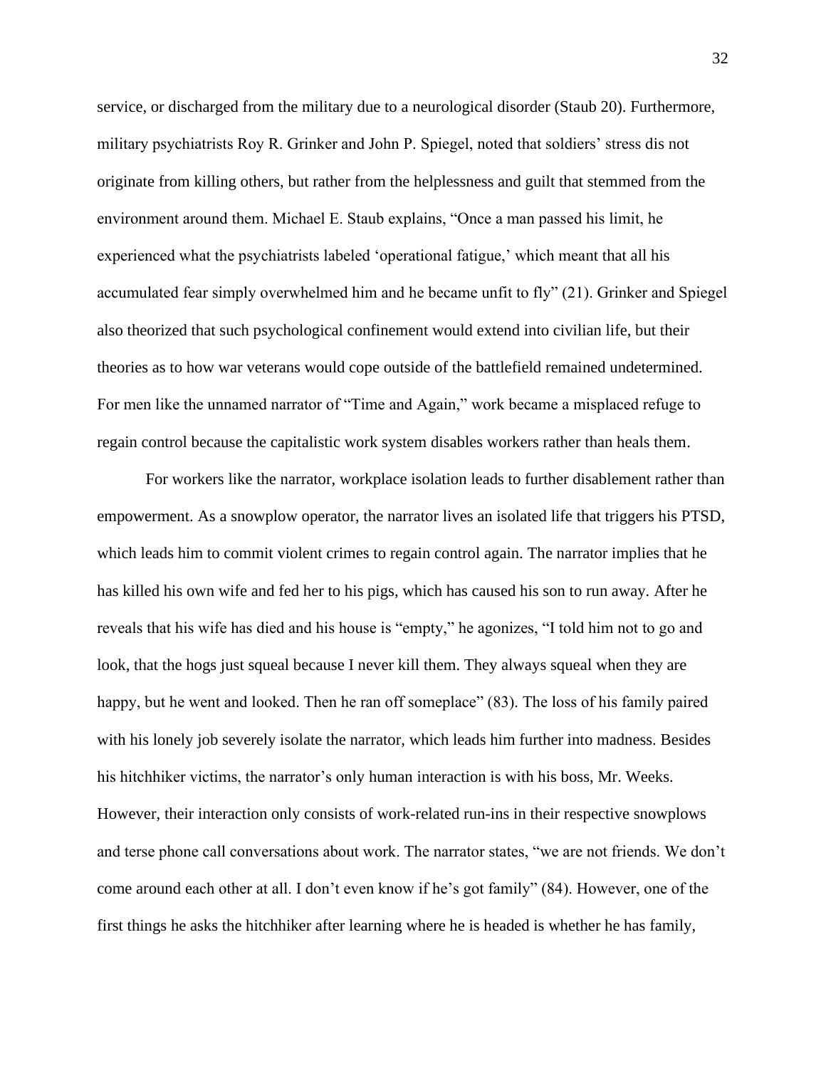service, or discharged from the military due to a neurological disorder (Staub 20). Furthermore, military psychiatrists Roy R. Grinker and John P. Spiegel, noted that soldiers' stress dis not originate from killing others, but rather from the helplessness and guilt that stemmed from the environment around them. Michael E. Staub explains, "Once a man passed his limit, he experienced what the psychiatrists labeled 'operational fatigue,' which meant that all his accumulated fear simply overwhelmed him and he became unfit to fly" (21). Grinker and Spiegel also theorized that such psychological confinement would extend into civilian life, but their theories as to how war veterans would cope outside of the battlefield remained undetermined. For men like the unnamed narrator of "Time and Again," work became a misplaced refuge to regain control because the capitalistic work system disables workers rather than heals them.

For workers like the narrator, workplace isolation leads to further disablement rather than empowerment. As a snowplow operator, the narrator lives an isolated life that triggers his PTSD, which leads him to commit violent crimes to regain control again. The narrator implies that he has killed his own wife and fed her to his pigs, which has caused his son to run away. After he reveals that his wife has died and his house is "empty," he agonizes, "I told him not to go and look, that the hogs just squeal because I never kill them. They always squeal when they are happy, but he went and looked. Then he ran off someplace" (83). The loss of his family paired with his lonely job severely isolate the narrator, which leads him further into madness. Besides his hitchhiker victims, the narrator's only human interaction is with his boss, Mr. Weeks. However, their interaction only consists of work-related run-ins in their respective snowplows and terse phone call conversations about work. The narrator states, "we are not friends. We don't come around each other at all. I don't even know if he's got family" (84). However, one of the first things he asks the hitchhiker after learning where he is headed is whether he has family,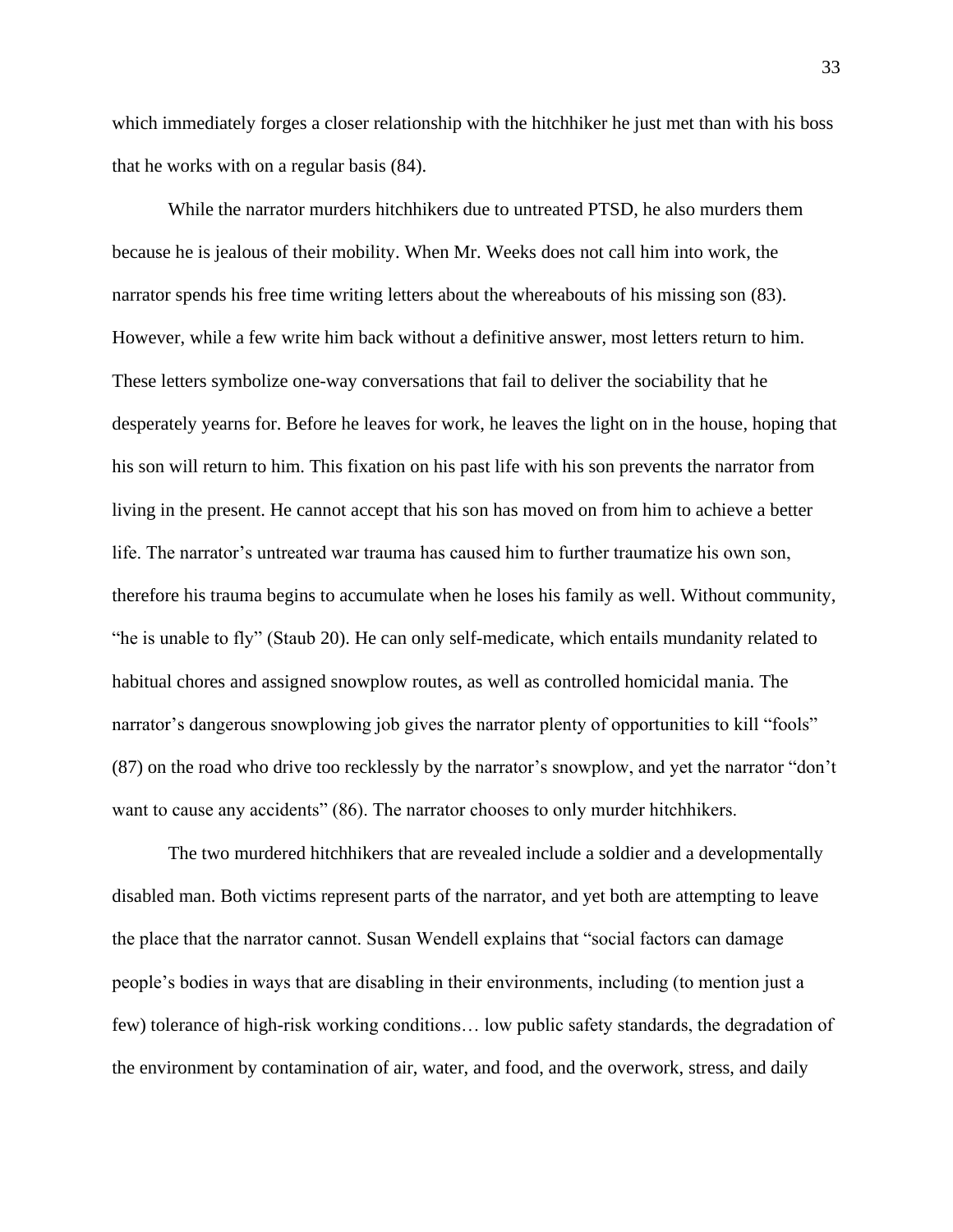which immediately forges a closer relationship with the hitchhiker he just met than with his boss that he works with on a regular basis (84).

While the narrator murders hitchhikers due to untreated PTSD, he also murders them because he is jealous of their mobility. When Mr. Weeks does not call him into work, the narrator spends his free time writing letters about the whereabouts of his missing son (83). However, while a few write him back without a definitive answer, most letters return to him. These letters symbolize one-way conversations that fail to deliver the sociability that he desperately yearns for. Before he leaves for work, he leaves the light on in the house, hoping that his son will return to him. This fixation on his past life with his son prevents the narrator from living in the present. He cannot accept that his son has moved on from him to achieve a better life. The narrator's untreated war trauma has caused him to further traumatize his own son, therefore his trauma begins to accumulate when he loses his family as well. Without community, "he is unable to fly" (Staub 20). He can only self-medicate, which entails mundanity related to habitual chores and assigned snowplow routes, as well as controlled homicidal mania. The narrator's dangerous snowplowing job gives the narrator plenty of opportunities to kill "fools" (87) on the road who drive too recklessly by the narrator's snowplow, and yet the narrator "don't want to cause any accidents" (86). The narrator chooses to only murder hitchhikers.

The two murdered hitchhikers that are revealed include a soldier and a developmentally disabled man. Both victims represent parts of the narrator, and yet both are attempting to leave the place that the narrator cannot. Susan Wendell explains that "social factors can damage people's bodies in ways that are disabling in their environments, including (to mention just a few) tolerance of high-risk working conditions… low public safety standards, the degradation of the environment by contamination of air, water, and food, and the overwork, stress, and daily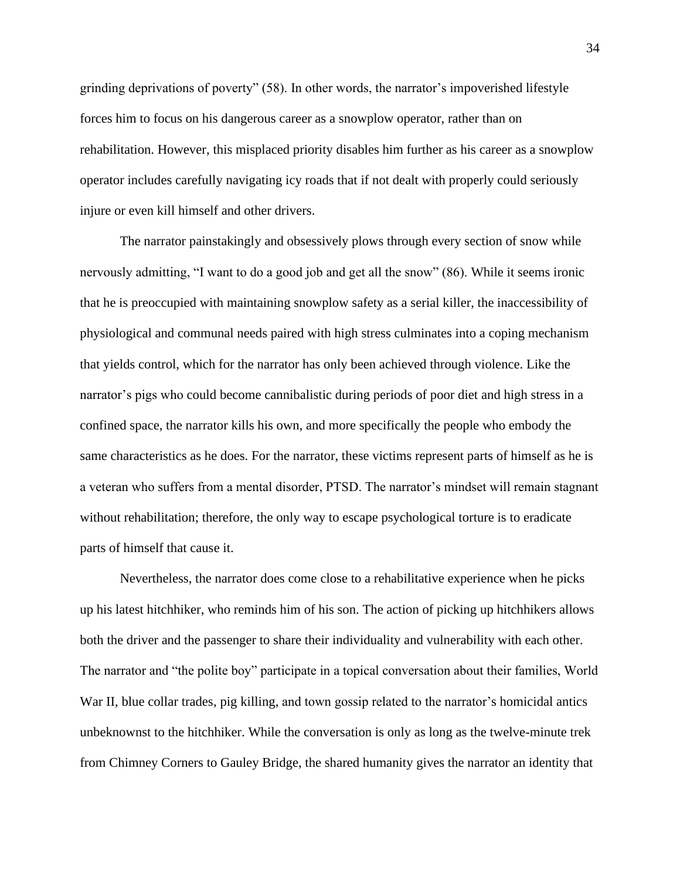grinding deprivations of poverty" (58). In other words, the narrator's impoverished lifestyle forces him to focus on his dangerous career as a snowplow operator, rather than on rehabilitation. However, this misplaced priority disables him further as his career as a snowplow operator includes carefully navigating icy roads that if not dealt with properly could seriously injure or even kill himself and other drivers.

The narrator painstakingly and obsessively plows through every section of snow while nervously admitting, "I want to do a good job and get all the snow" (86). While it seems ironic that he is preoccupied with maintaining snowplow safety as a serial killer, the inaccessibility of physiological and communal needs paired with high stress culminates into a coping mechanism that yields control, which for the narrator has only been achieved through violence. Like the narrator's pigs who could become cannibalistic during periods of poor diet and high stress in a confined space, the narrator kills his own, and more specifically the people who embody the same characteristics as he does. For the narrator, these victims represent parts of himself as he is a veteran who suffers from a mental disorder, PTSD. The narrator's mindset will remain stagnant without rehabilitation; therefore, the only way to escape psychological torture is to eradicate parts of himself that cause it.

Nevertheless, the narrator does come close to a rehabilitative experience when he picks up his latest hitchhiker, who reminds him of his son. The action of picking up hitchhikers allows both the driver and the passenger to share their individuality and vulnerability with each other. The narrator and "the polite boy" participate in a topical conversation about their families, World War II, blue collar trades, pig killing, and town gossip related to the narrator's homicidal antics unbeknownst to the hitchhiker. While the conversation is only as long as the twelve-minute trek from Chimney Corners to Gauley Bridge, the shared humanity gives the narrator an identity that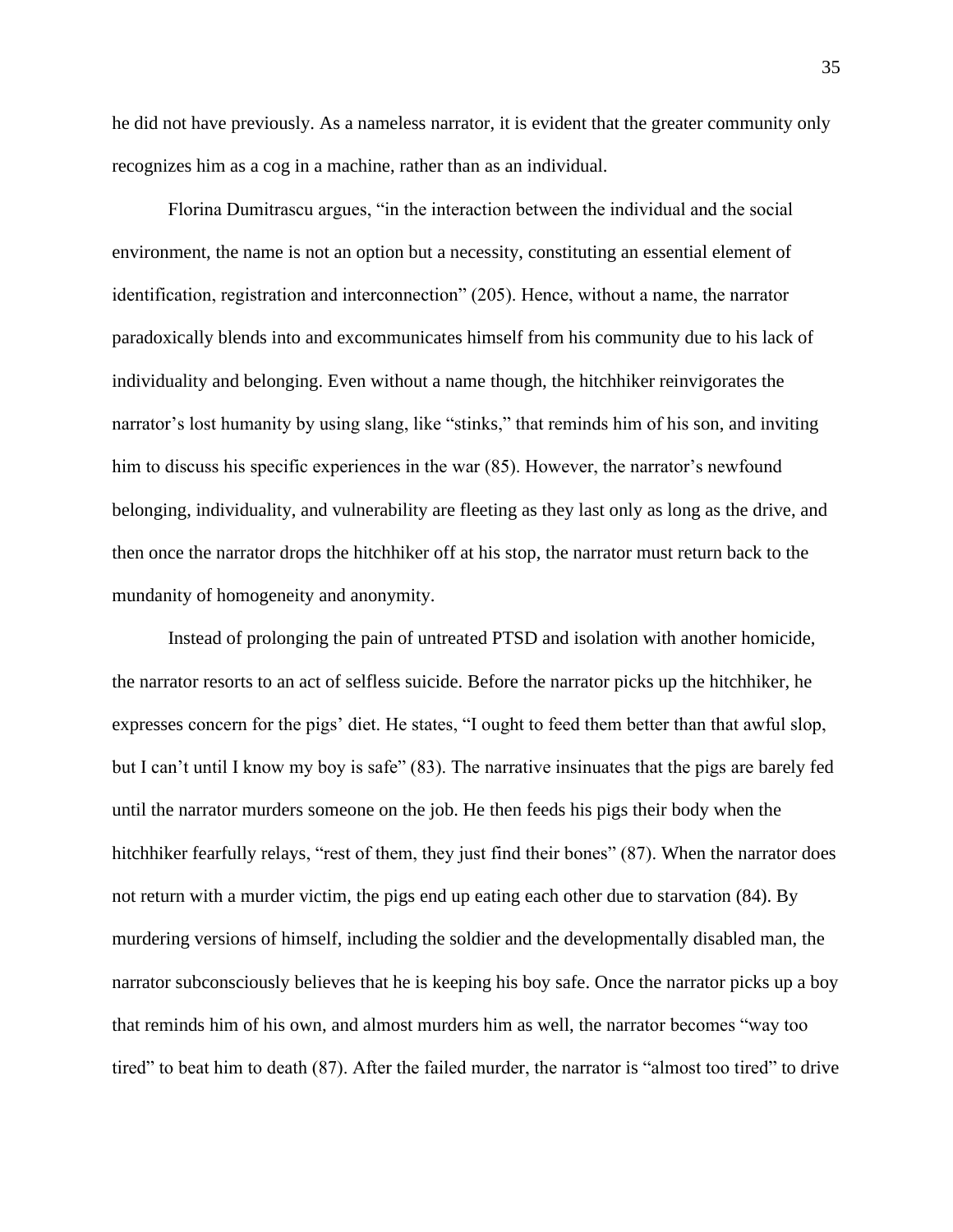he did not have previously. As a nameless narrator, it is evident that the greater community only recognizes him as a cog in a machine, rather than as an individual.

Florina Dumitrascu argues, "in the interaction between the individual and the social environment, the name is not an option but a necessity, constituting an essential element of identification, registration and interconnection" (205). Hence, without a name, the narrator paradoxically blends into and excommunicates himself from his community due to his lack of individuality and belonging. Even without a name though, the hitchhiker reinvigorates the narrator's lost humanity by using slang, like "stinks," that reminds him of his son, and inviting him to discuss his specific experiences in the war (85). However, the narrator's newfound belonging, individuality, and vulnerability are fleeting as they last only as long as the drive, and then once the narrator drops the hitchhiker off at his stop, the narrator must return back to the mundanity of homogeneity and anonymity.

Instead of prolonging the pain of untreated PTSD and isolation with another homicide, the narrator resorts to an act of selfless suicide. Before the narrator picks up the hitchhiker, he expresses concern for the pigs' diet. He states, "I ought to feed them better than that awful slop, but I can't until I know my boy is safe" (83). The narrative insinuates that the pigs are barely fed until the narrator murders someone on the job. He then feeds his pigs their body when the hitchhiker fearfully relays, "rest of them, they just find their bones" (87). When the narrator does not return with a murder victim, the pigs end up eating each other due to starvation (84). By murdering versions of himself, including the soldier and the developmentally disabled man, the narrator subconsciously believes that he is keeping his boy safe. Once the narrator picks up a boy that reminds him of his own, and almost murders him as well, the narrator becomes "way too tired" to beat him to death (87). After the failed murder, the narrator is "almost too tired" to drive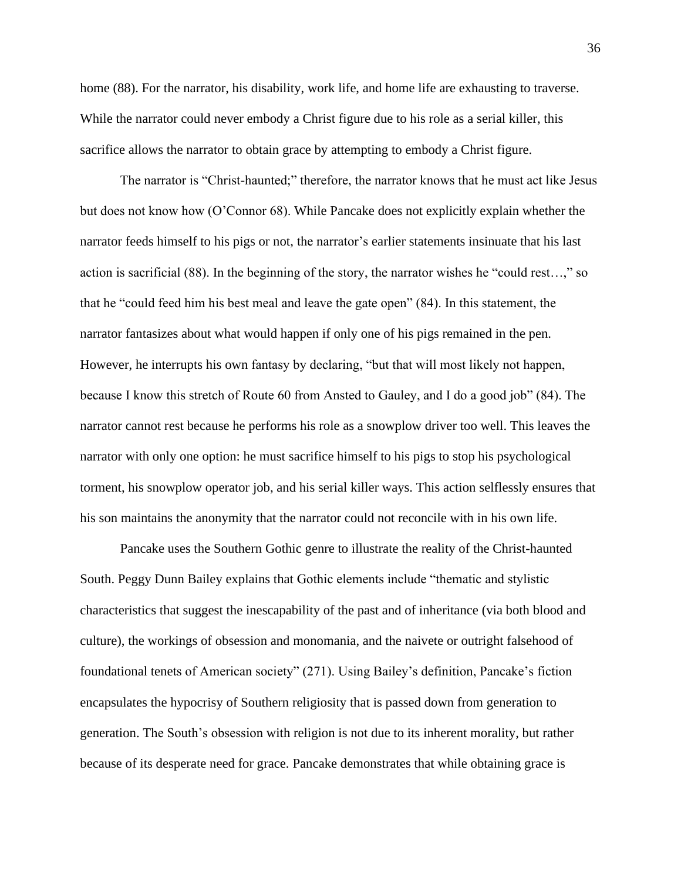home (88). For the narrator, his disability, work life, and home life are exhausting to traverse. While the narrator could never embody a Christ figure due to his role as a serial killer, this sacrifice allows the narrator to obtain grace by attempting to embody a Christ figure.

The narrator is "Christ-haunted;" therefore, the narrator knows that he must act like Jesus but does not know how (O'Connor 68). While Pancake does not explicitly explain whether the narrator feeds himself to his pigs or not, the narrator's earlier statements insinuate that his last action is sacrificial (88). In the beginning of the story, the narrator wishes he "could rest…," so that he "could feed him his best meal and leave the gate open" (84). In this statement, the narrator fantasizes about what would happen if only one of his pigs remained in the pen. However, he interrupts his own fantasy by declaring, "but that will most likely not happen, because I know this stretch of Route 60 from Ansted to Gauley, and I do a good job" (84). The narrator cannot rest because he performs his role as a snowplow driver too well. This leaves the narrator with only one option: he must sacrifice himself to his pigs to stop his psychological torment, his snowplow operator job, and his serial killer ways. This action selflessly ensures that his son maintains the anonymity that the narrator could not reconcile with in his own life.

Pancake uses the Southern Gothic genre to illustrate the reality of the Christ-haunted South. Peggy Dunn Bailey explains that Gothic elements include "thematic and stylistic characteristics that suggest the inescapability of the past and of inheritance (via both blood and culture), the workings of obsession and monomania, and the naivete or outright falsehood of foundational tenets of American society" (271). Using Bailey's definition, Pancake's fiction encapsulates the hypocrisy of Southern religiosity that is passed down from generation to generation. The South's obsession with religion is not due to its inherent morality, but rather because of its desperate need for grace. Pancake demonstrates that while obtaining grace is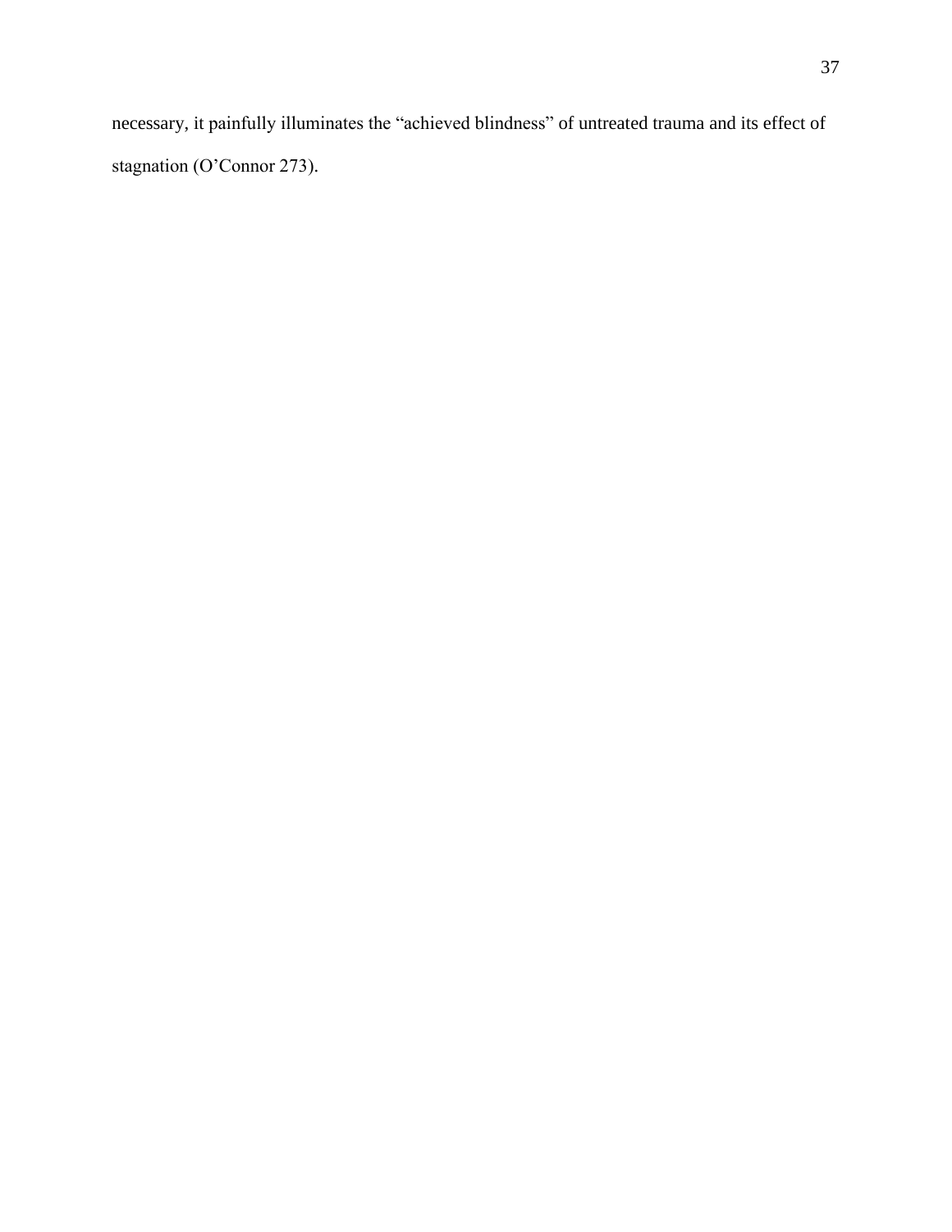necessary, it painfully illuminates the "achieved blindness" of untreated trauma and its effect of stagnation (O'Connor 273).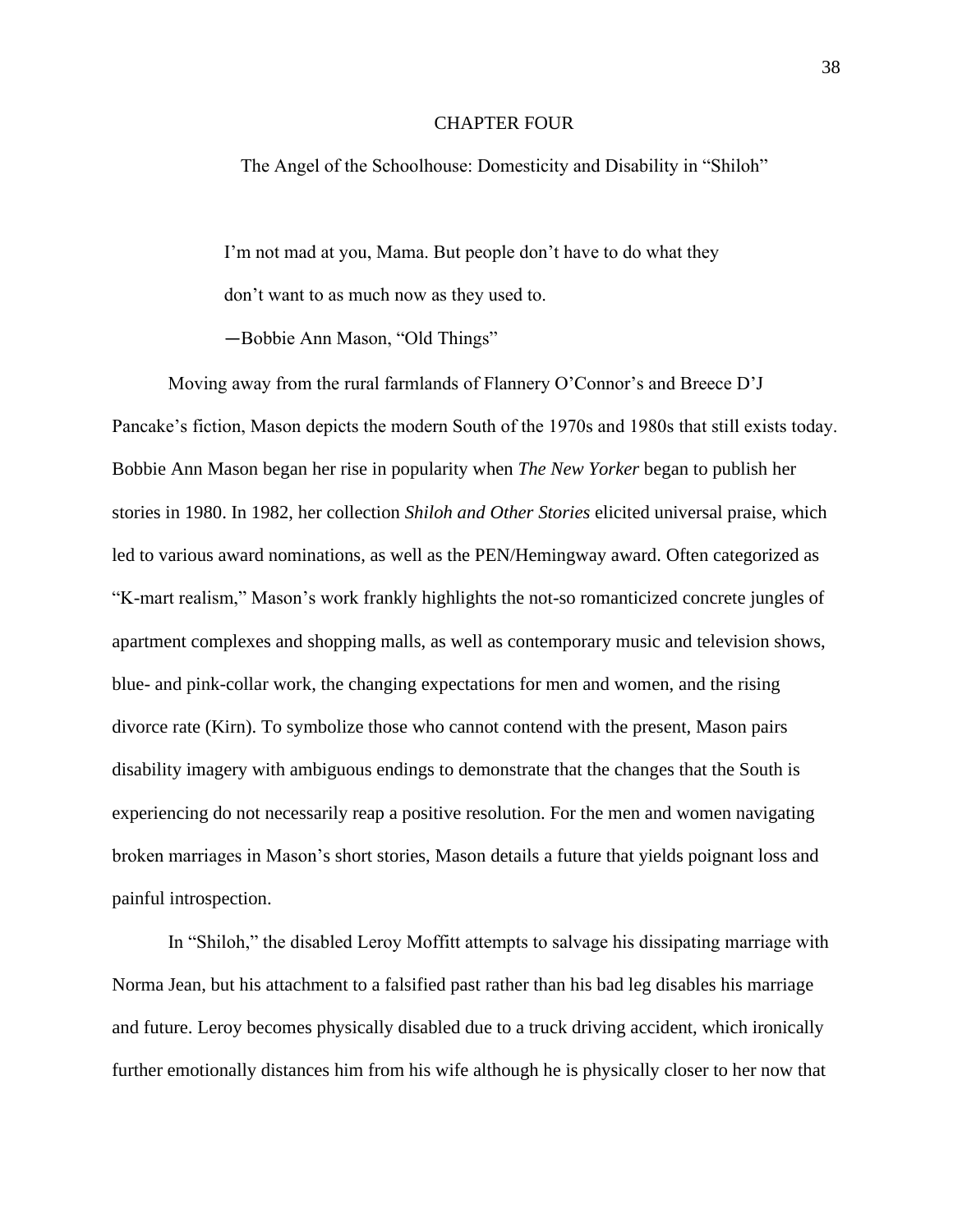# CHAPTER FOUR

## The Angel of the Schoolhouse: Domesticity and Disability in "Shiloh"

> I'm not mad at you, Mama. But people don't have to do what they don't want to as much now as they used to.
>
> ―Bobbie Ann Mason, "Old Things"

Moving away from the rural farmlands of Flannery O'Connor's and Breece D'J Pancake's fiction, Mason depicts the modern South of the 1970s and 1980s that still exists today. Bobbie Ann Mason began her rise in popularity when *The New Yorker* began to publish her stories in 1980. In 1982, her collection *Shiloh and Other Stories* elicited universal praise, which led to various award nominations, as well as the PEN/Hemingway award. Often categorized as "K-mart realism," Mason's work frankly highlights the not-so romanticized concrete jungles of apartment complexes and shopping malls, as well as contemporary music and television shows, blue- and pink-collar work, the changing expectations for men and women, and the rising divorce rate (Kirn). To symbolize those who cannot contend with the present, Mason pairs disability imagery with ambiguous endings to demonstrate that the changes that the South is experiencing do not necessarily reap a positive resolution. For the men and women navigating broken marriages in Mason's short stories, Mason details a future that yields poignant loss and painful introspection.

In "Shiloh," the disabled Leroy Moffitt attempts to salvage his dissipating marriage with Norma Jean, but his attachment to a falsified past rather than his bad leg disables his marriage and future. Leroy becomes physically disabled due to a truck driving accident, which ironically further emotionally distances him from his wife although he is physically closer to her now that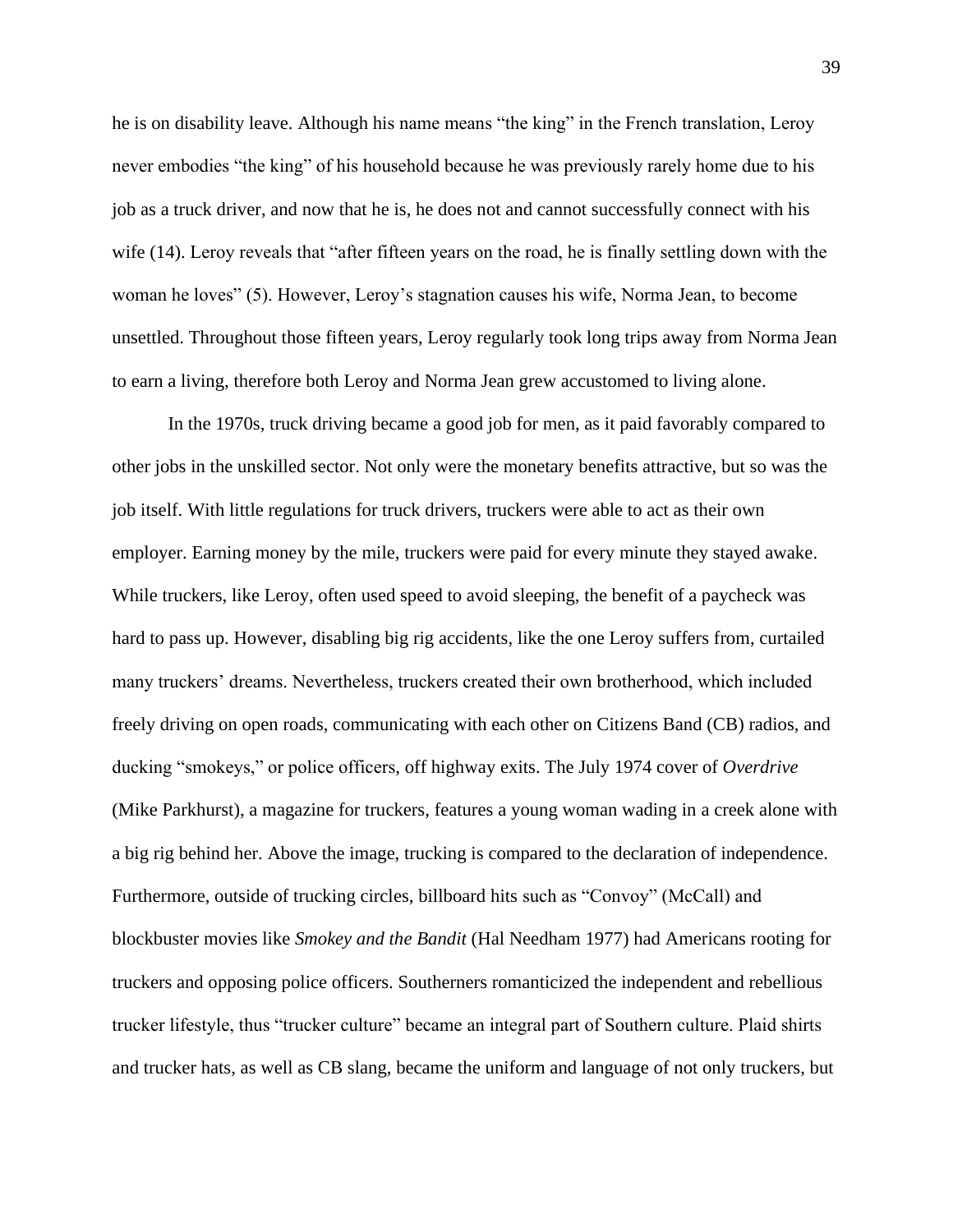he is on disability leave. Although his name means "the king" in the French translation, Leroy never embodies "the king" of his household because he was previously rarely home due to his job as a truck driver, and now that he is, he does not and cannot successfully connect with his wife (14). Leroy reveals that "after fifteen years on the road, he is finally settling down with the woman he loves" (5). However, Leroy's stagnation causes his wife, Norma Jean, to become unsettled. Throughout those fifteen years, Leroy regularly took long trips away from Norma Jean to earn a living, therefore both Leroy and Norma Jean grew accustomed to living alone.

In the 1970s, truck driving became a good job for men, as it paid favorably compared to other jobs in the unskilled sector. Not only were the monetary benefits attractive, but so was the job itself. With little regulations for truck drivers, truckers were able to act as their own employer. Earning money by the mile, truckers were paid for every minute they stayed awake. While truckers, like Leroy, often used speed to avoid sleeping, the benefit of a paycheck was hard to pass up. However, disabling big rig accidents, like the one Leroy suffers from, curtailed many truckers' dreams. Nevertheless, truckers created their own brotherhood, which included freely driving on open roads, communicating with each other on Citizens Band (CB) radios, and ducking "smokeys," or police officers, off highway exits. The July 1974 cover of *Overdrive* (Mike Parkhurst), a magazine for truckers, features a young woman wading in a creek alone with a big rig behind her. Above the image, trucking is compared to the declaration of independence. Furthermore, outside of trucking circles, billboard hits such as "Convoy" (McCall) and blockbuster movies like *Smokey and the Bandit* (Hal Needham 1977) had Americans rooting for truckers and opposing police officers. Southerners romanticized the independent and rebellious trucker lifestyle, thus "trucker culture" became an integral part of Southern culture. Plaid shirts and trucker hats, as well as CB slang, became the uniform and language of not only truckers, but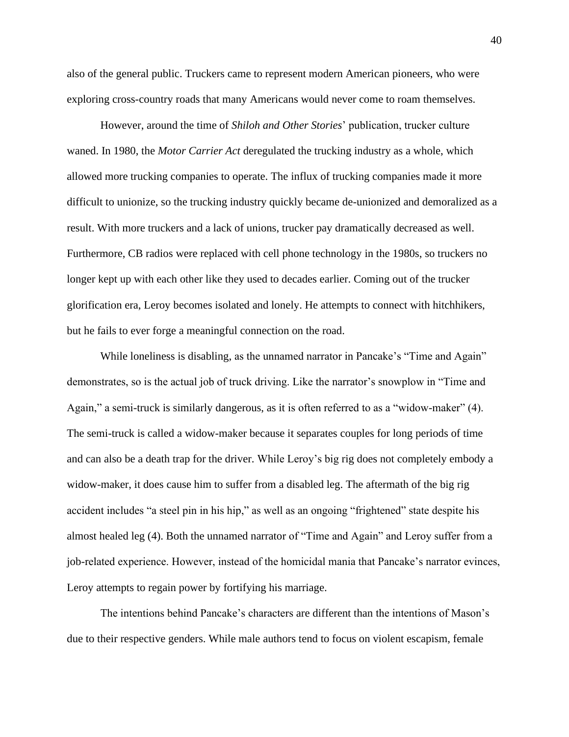also of the general public. Truckers came to represent modern American pioneers, who were exploring cross-country roads that many Americans would never come to roam themselves.

However, around the time of *Shiloh and Other Stories*' publication, trucker culture waned. In 1980, the *Motor Carrier Act* deregulated the trucking industry as a whole, which allowed more trucking companies to operate. The influx of trucking companies made it more difficult to unionize, so the trucking industry quickly became de-unionized and demoralized as a result. With more truckers and a lack of unions, trucker pay dramatically decreased as well. Furthermore, CB radios were replaced with cell phone technology in the 1980s, so truckers no longer kept up with each other like they used to decades earlier. Coming out of the trucker glorification era, Leroy becomes isolated and lonely. He attempts to connect with hitchhikers, but he fails to ever forge a meaningful connection on the road.

While loneliness is disabling, as the unnamed narrator in Pancake's "Time and Again" demonstrates, so is the actual job of truck driving. Like the narrator's snowplow in "Time and Again," a semi-truck is similarly dangerous, as it is often referred to as a "widow-maker" (4). The semi-truck is called a widow-maker because it separates couples for long periods of time and can also be a death trap for the driver. While Leroy's big rig does not completely embody a widow-maker, it does cause him to suffer from a disabled leg. The aftermath of the big rig accident includes "a steel pin in his hip," as well as an ongoing "frightened" state despite his almost healed leg (4). Both the unnamed narrator of "Time and Again" and Leroy suffer from a job-related experience. However, instead of the homicidal mania that Pancake's narrator evinces, Leroy attempts to regain power by fortifying his marriage.

The intentions behind Pancake's characters are different than the intentions of Mason's due to their respective genders. While male authors tend to focus on violent escapism, female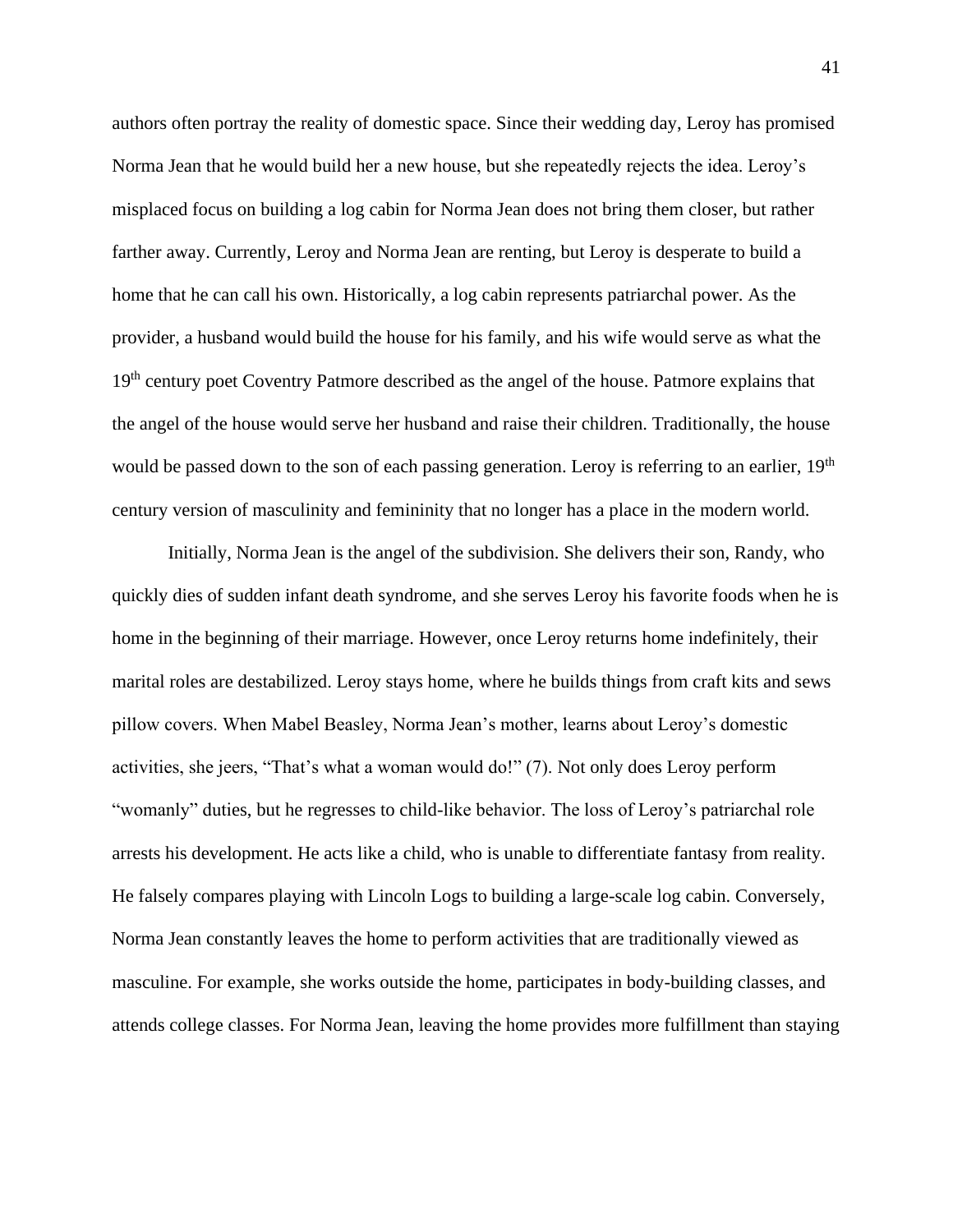authors often portray the reality of domestic space. Since their wedding day, Leroy has promised Norma Jean that he would build her a new house, but she repeatedly rejects the idea. Leroy's misplaced focus on building a log cabin for Norma Jean does not bring them closer, but rather farther away. Currently, Leroy and Norma Jean are renting, but Leroy is desperate to build a home that he can call his own. Historically, a log cabin represents patriarchal power. As the provider, a husband would build the house for his family, and his wife would serve as what the 19th century poet Coventry Patmore described as the angel of the house. Patmore explains that the angel of the house would serve her husband and raise their children. Traditionally, the house would be passed down to the son of each passing generation. Leroy is referring to an earlier, 19th century version of masculinity and femininity that no longer has a place in the modern world.

Initially, Norma Jean is the angel of the subdivision. She delivers their son, Randy, who quickly dies of sudden infant death syndrome, and she serves Leroy his favorite foods when he is home in the beginning of their marriage. However, once Leroy returns home indefinitely, their marital roles are destabilized. Leroy stays home, where he builds things from craft kits and sews pillow covers. When Mabel Beasley, Norma Jean's mother, learns about Leroy's domestic activities, she jeers, "That's what a woman would do!" (7). Not only does Leroy perform "womanly" duties, but he regresses to child-like behavior. The loss of Leroy's patriarchal role arrests his development. He acts like a child, who is unable to differentiate fantasy from reality. He falsely compares playing with Lincoln Logs to building a large-scale log cabin. Conversely, Norma Jean constantly leaves the home to perform activities that are traditionally viewed as masculine. For example, she works outside the home, participates in body-building classes, and attends college classes. For Norma Jean, leaving the home provides more fulfillment than staying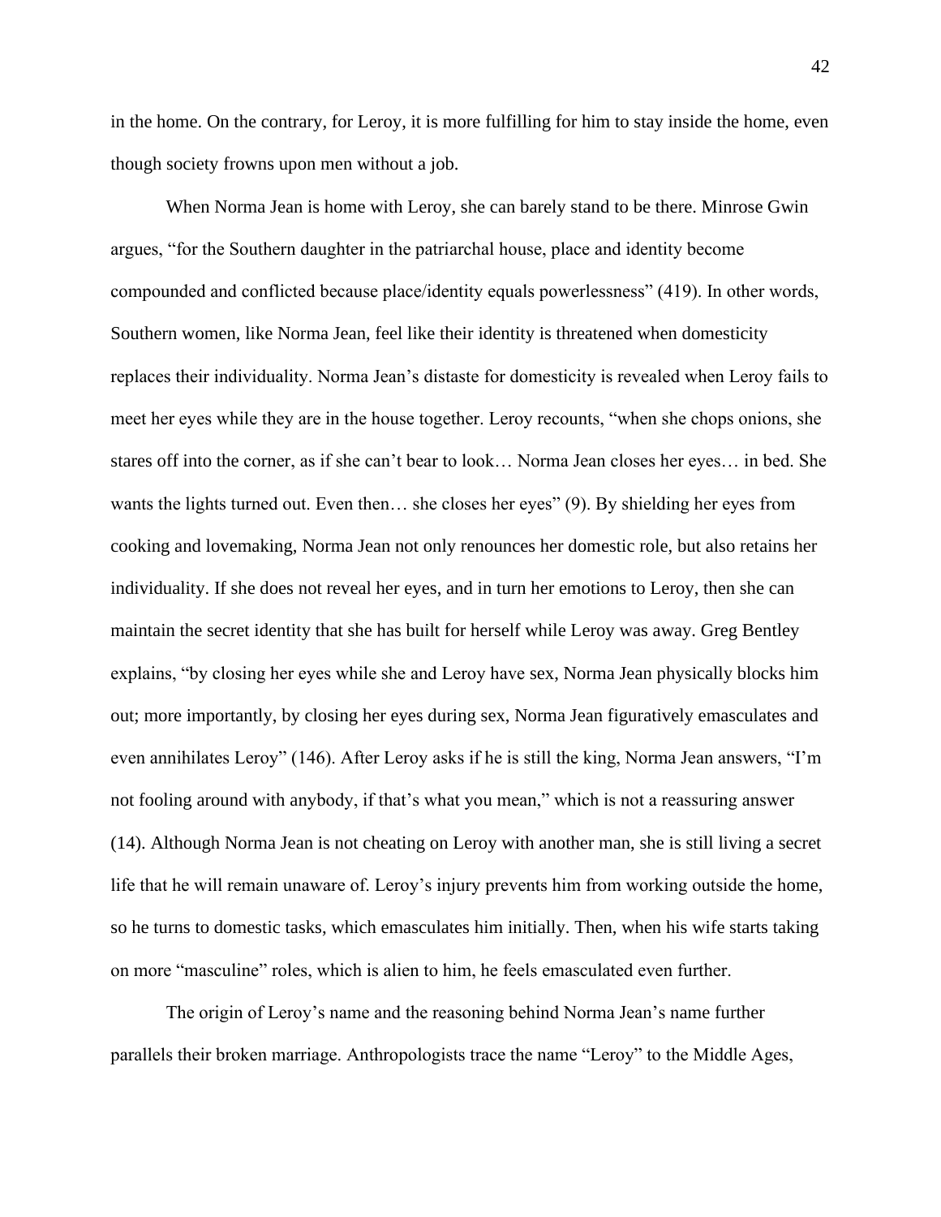in the home. On the contrary, for Leroy, it is more fulfilling for him to stay inside the home, even though society frowns upon men without a job.

When Norma Jean is home with Leroy, she can barely stand to be there. Minrose Gwin argues, "for the Southern daughter in the patriarchal house, place and identity become compounded and conflicted because place/identity equals powerlessness" (419). In other words, Southern women, like Norma Jean, feel like their identity is threatened when domesticity replaces their individuality. Norma Jean's distaste for domesticity is revealed when Leroy fails to meet her eyes while they are in the house together. Leroy recounts, "when she chops onions, she stares off into the corner, as if she can't bear to look… Norma Jean closes her eyes… in bed. She wants the lights turned out. Even then… she closes her eyes" (9). By shielding her eyes from cooking and lovemaking, Norma Jean not only renounces her domestic role, but also retains her individuality. If she does not reveal her eyes, and in turn her emotions to Leroy, then she can maintain the secret identity that she has built for herself while Leroy was away. Greg Bentley explains, "by closing her eyes while she and Leroy have sex, Norma Jean physically blocks him out; more importantly, by closing her eyes during sex, Norma Jean figuratively emasculates and even annihilates Leroy" (146). After Leroy asks if he is still the king, Norma Jean answers, "I'm not fooling around with anybody, if that's what you mean," which is not a reassuring answer (14). Although Norma Jean is not cheating on Leroy with another man, she is still living a secret life that he will remain unaware of. Leroy's injury prevents him from working outside the home, so he turns to domestic tasks, which emasculates him initially. Then, when his wife starts taking on more "masculine" roles, which is alien to him, he feels emasculated even further.

The origin of Leroy's name and the reasoning behind Norma Jean's name further parallels their broken marriage. Anthropologists trace the name "Leroy" to the Middle Ages,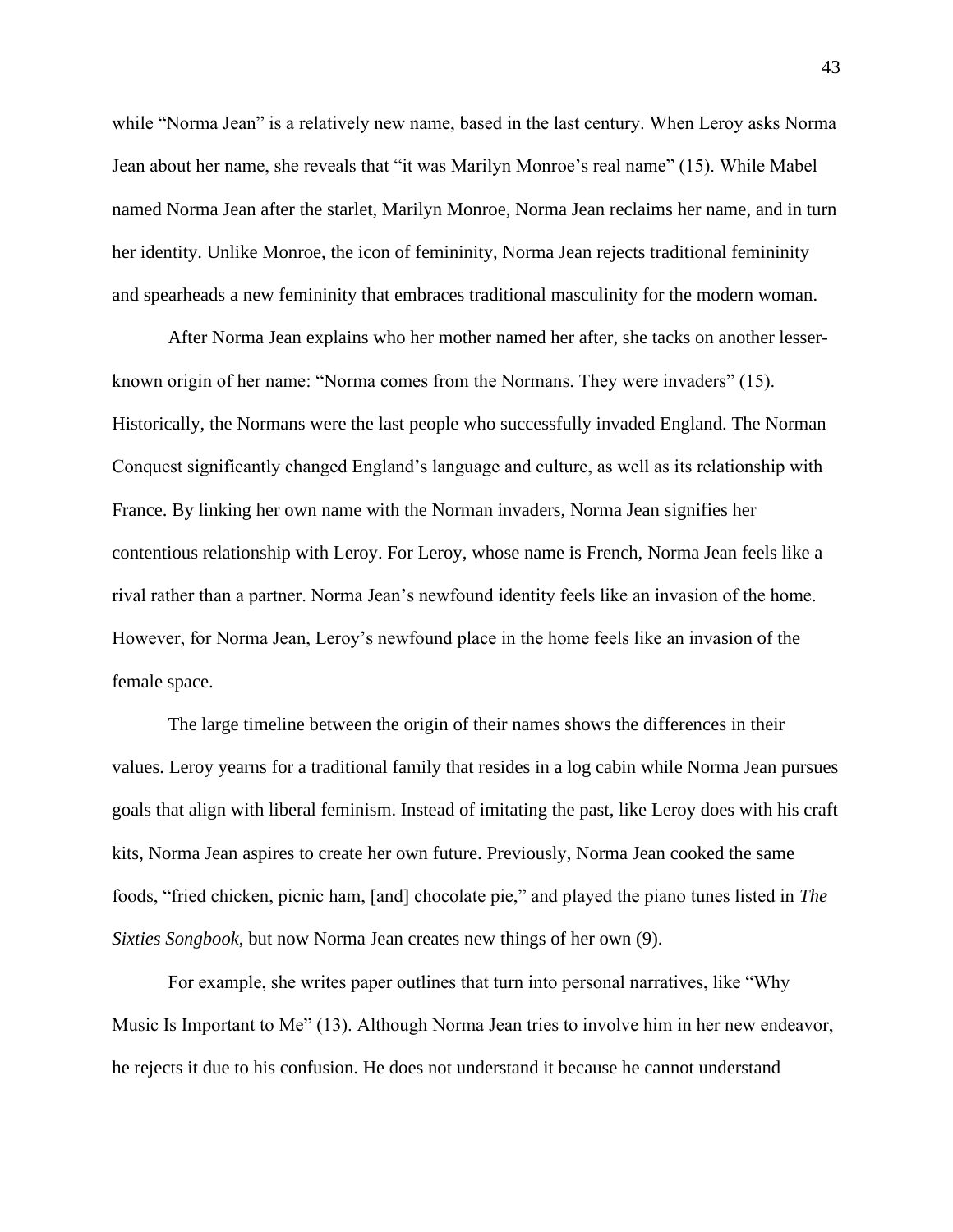while "Norma Jean" is a relatively new name, based in the last century. When Leroy asks Norma Jean about her name, she reveals that "it was Marilyn Monroe's real name" (15). While Mabel named Norma Jean after the starlet, Marilyn Monroe, Norma Jean reclaims her name, and in turn her identity. Unlike Monroe, the icon of femininity, Norma Jean rejects traditional femininity and spearheads a new femininity that embraces traditional masculinity for the modern woman.

After Norma Jean explains who her mother named her after, she tacks on another lesser-known origin of her name: "Norma comes from the Normans. They were invaders" (15). Historically, the Normans were the last people who successfully invaded England. The Norman Conquest significantly changed England's language and culture, as well as its relationship with France. By linking her own name with the Norman invaders, Norma Jean signifies her contentious relationship with Leroy. For Leroy, whose name is French, Norma Jean feels like a rival rather than a partner. Norma Jean's newfound identity feels like an invasion of the home. However, for Norma Jean, Leroy's newfound place in the home feels like an invasion of the female space.

The large timeline between the origin of their names shows the differences in their values. Leroy yearns for a traditional family that resides in a log cabin while Norma Jean pursues goals that align with liberal feminism. Instead of imitating the past, like Leroy does with his craft kits, Norma Jean aspires to create her own future. Previously, Norma Jean cooked the same foods, "fried chicken, picnic ham, [and] chocolate pie," and played the piano tunes listed in *The Sixties Songbook*, but now Norma Jean creates new things of her own (9).

For example, she writes paper outlines that turn into personal narratives, like "Why Music Is Important to Me" (13). Although Norma Jean tries to involve him in her new endeavor, he rejects it due to his confusion. He does not understand it because he cannot understand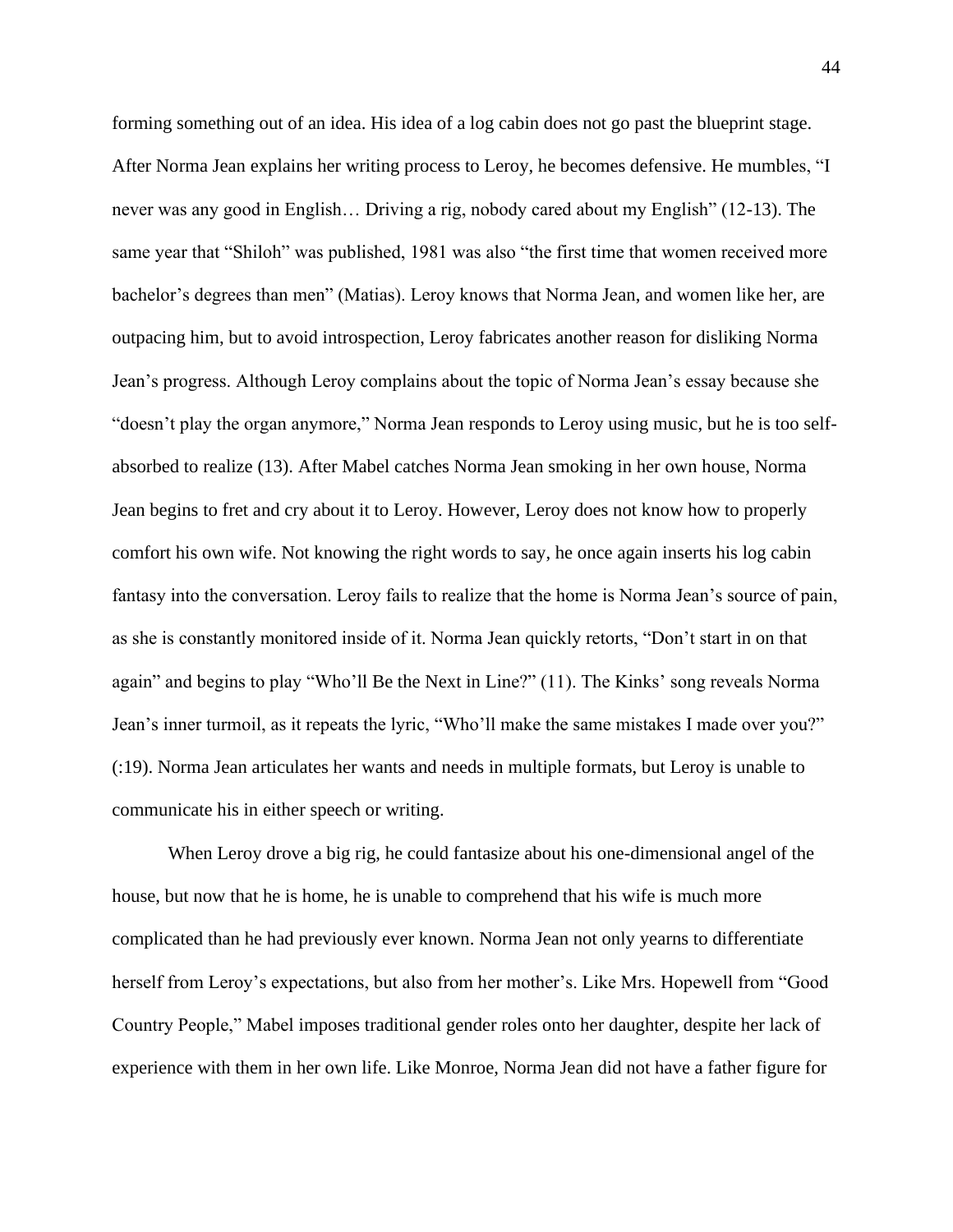forming something out of an idea. His idea of a log cabin does not go past the blueprint stage. After Norma Jean explains her writing process to Leroy, he becomes defensive. He mumbles, "I never was any good in English… Driving a rig, nobody cared about my English" (12-13). The same year that "Shiloh" was published, 1981 was also "the first time that women received more bachelor's degrees than men" (Matias). Leroy knows that Norma Jean, and women like her, are outpacing him, but to avoid introspection, Leroy fabricates another reason for disliking Norma Jean's progress. Although Leroy complains about the topic of Norma Jean's essay because she "doesn't play the organ anymore," Norma Jean responds to Leroy using music, but he is too self-absorbed to realize (13). After Mabel catches Norma Jean smoking in her own house, Norma Jean begins to fret and cry about it to Leroy. However, Leroy does not know how to properly comfort his own wife. Not knowing the right words to say, he once again inserts his log cabin fantasy into the conversation. Leroy fails to realize that the home is Norma Jean's source of pain, as she is constantly monitored inside of it. Norma Jean quickly retorts, "Don't start in on that again" and begins to play "Who'll Be the Next in Line?" (11). The Kinks' song reveals Norma Jean's inner turmoil, as it repeats the lyric, "Who'll make the same mistakes I made over you?" (:19). Norma Jean articulates her wants and needs in multiple formats, but Leroy is unable to communicate his in either speech or writing.

When Leroy drove a big rig, he could fantasize about his one-dimensional angel of the house, but now that he is home, he is unable to comprehend that his wife is much more complicated than he had previously ever known. Norma Jean not only yearns to differentiate herself from Leroy's expectations, but also from her mother's. Like Mrs. Hopewell from "Good Country People," Mabel imposes traditional gender roles onto her daughter, despite her lack of experience with them in her own life. Like Monroe, Norma Jean did not have a father figure for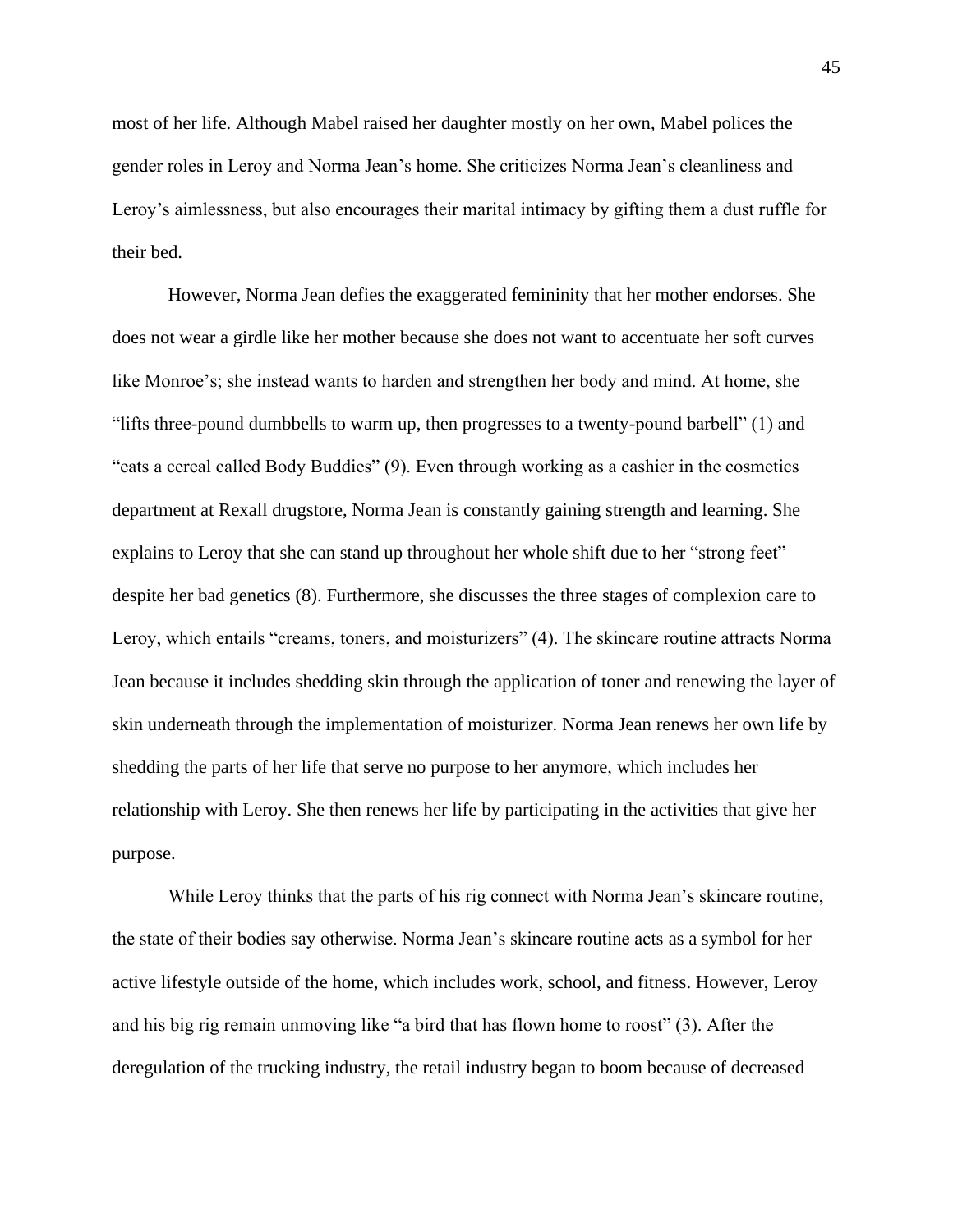most of her life. Although Mabel raised her daughter mostly on her own, Mabel polices the gender roles in Leroy and Norma Jean's home. She criticizes Norma Jean's cleanliness and Leroy's aimlessness, but also encourages their marital intimacy by gifting them a dust ruffle for their bed.

However, Norma Jean defies the exaggerated femininity that her mother endorses. She does not wear a girdle like her mother because she does not want to accentuate her soft curves like Monroe's; she instead wants to harden and strengthen her body and mind. At home, she "lifts three-pound dumbbells to warm up, then progresses to a twenty-pound barbell" (1) and "eats a cereal called Body Buddies" (9). Even through working as a cashier in the cosmetics department at Rexall drugstore, Norma Jean is constantly gaining strength and learning. She explains to Leroy that she can stand up throughout her whole shift due to her "strong feet" despite her bad genetics (8). Furthermore, she discusses the three stages of complexion care to Leroy, which entails "creams, toners, and moisturizers" (4). The skincare routine attracts Norma Jean because it includes shedding skin through the application of toner and renewing the layer of skin underneath through the implementation of moisturizer. Norma Jean renews her own life by shedding the parts of her life that serve no purpose to her anymore, which includes her relationship with Leroy. She then renews her life by participating in the activities that give her purpose.

While Leroy thinks that the parts of his rig connect with Norma Jean's skincare routine, the state of their bodies say otherwise. Norma Jean's skincare routine acts as a symbol for her active lifestyle outside of the home, which includes work, school, and fitness. However, Leroy and his big rig remain unmoving like "a bird that has flown home to roost" (3). After the deregulation of the trucking industry, the retail industry began to boom because of decreased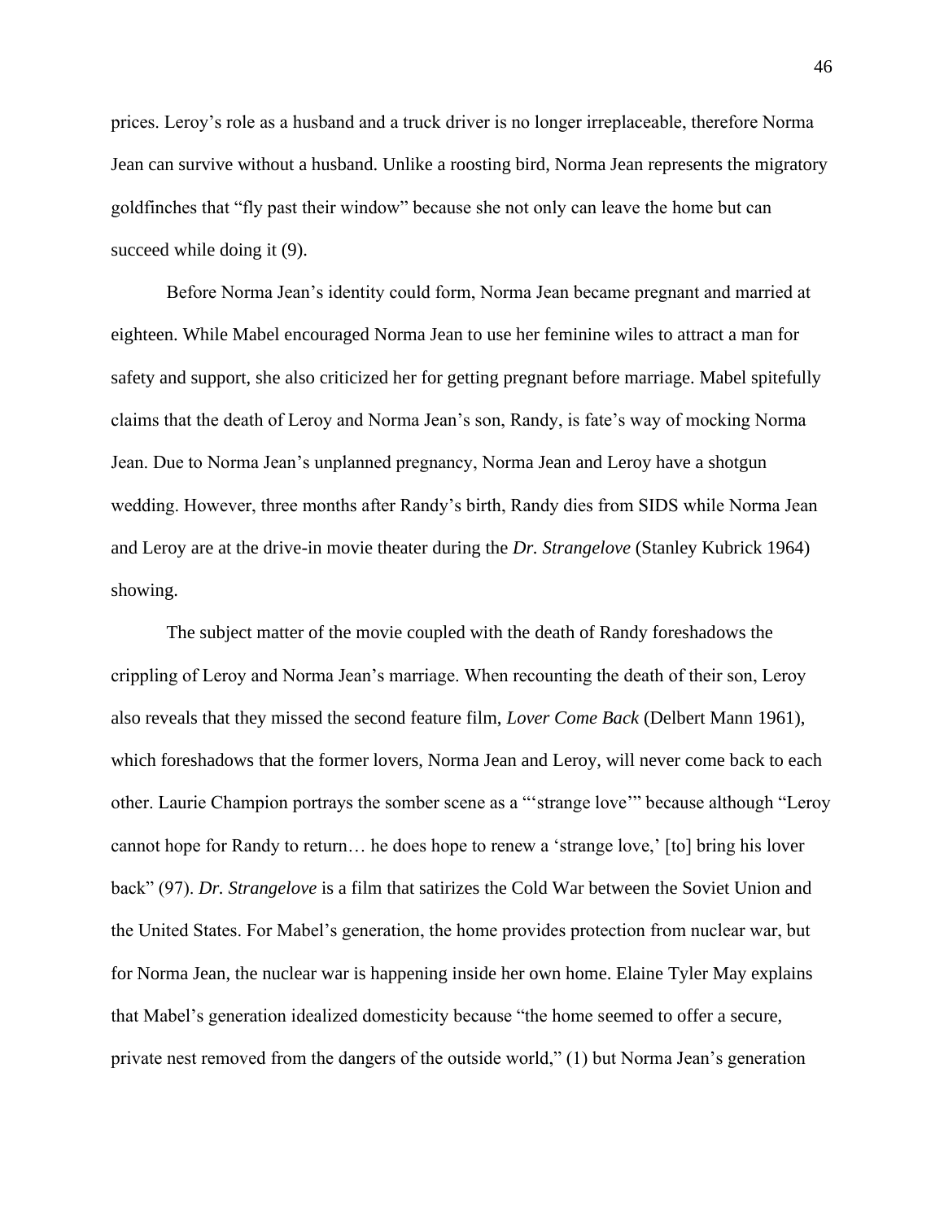prices. Leroy's role as a husband and a truck driver is no longer irreplaceable, therefore Norma Jean can survive without a husband. Unlike a roosting bird, Norma Jean represents the migratory goldfinches that "fly past their window" because she not only can leave the home but can succeed while doing it (9).

Before Norma Jean's identity could form, Norma Jean became pregnant and married at eighteen. While Mabel encouraged Norma Jean to use her feminine wiles to attract a man for safety and support, she also criticized her for getting pregnant before marriage. Mabel spitefully claims that the death of Leroy and Norma Jean's son, Randy, is fate's way of mocking Norma Jean. Due to Norma Jean's unplanned pregnancy, Norma Jean and Leroy have a shotgun wedding. However, three months after Randy's birth, Randy dies from SIDS while Norma Jean and Leroy are at the drive-in movie theater during the *Dr. Strangelove* (Stanley Kubrick 1964) showing.

The subject matter of the movie coupled with the death of Randy foreshadows the crippling of Leroy and Norma Jean's marriage. When recounting the death of their son, Leroy also reveals that they missed the second feature film, *Lover Come Back* (Delbert Mann 1961), which foreshadows that the former lovers, Norma Jean and Leroy, will never come back to each other. Laurie Champion portrays the somber scene as a "'strange love'" because although "Leroy cannot hope for Randy to return… he does hope to renew a 'strange love,' [to] bring his lover back" (97). *Dr. Strangelove* is a film that satirizes the Cold War between the Soviet Union and the United States. For Mabel's generation, the home provides protection from nuclear war, but for Norma Jean, the nuclear war is happening inside her own home. Elaine Tyler May explains that Mabel's generation idealized domesticity because "the home seemed to offer a secure, private nest removed from the dangers of the outside world," (1) but Norma Jean's generation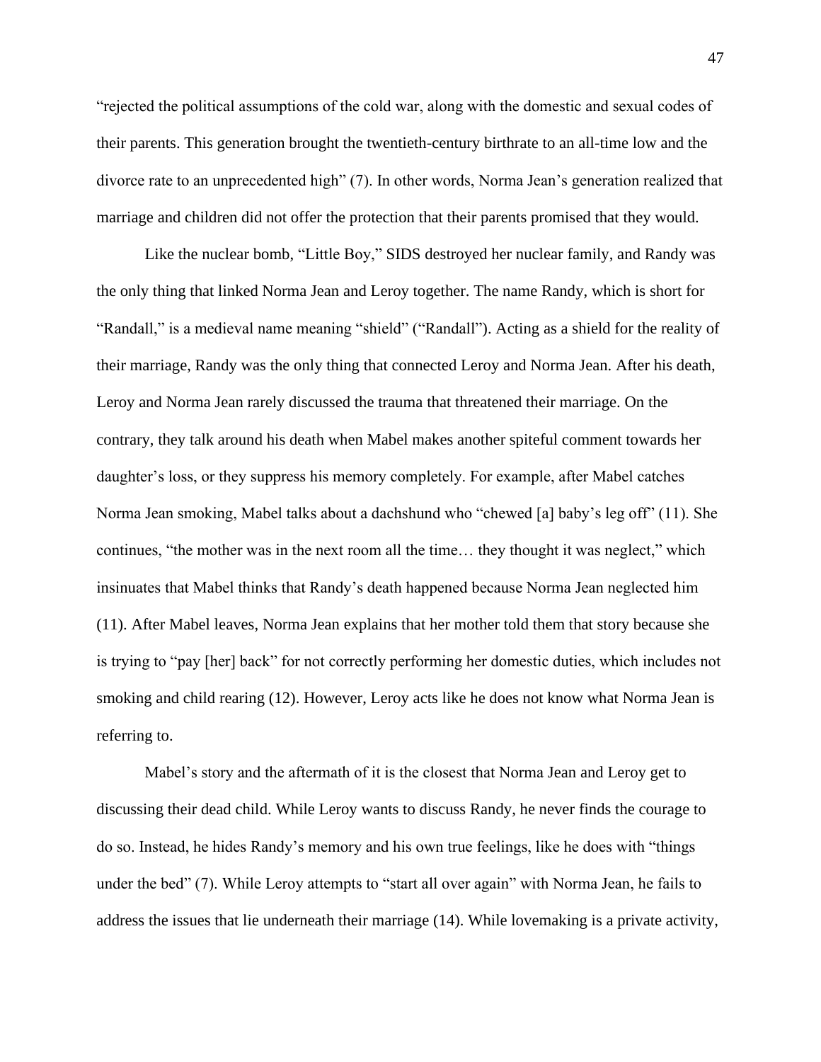"rejected the political assumptions of the cold war, along with the domestic and sexual codes of their parents. This generation brought the twentieth-century birthrate to an all-time low and the divorce rate to an unprecedented high" (7). In other words, Norma Jean's generation realized that marriage and children did not offer the protection that their parents promised that they would.

Like the nuclear bomb, "Little Boy," SIDS destroyed her nuclear family, and Randy was the only thing that linked Norma Jean and Leroy together. The name Randy, which is short for "Randall," is a medieval name meaning "shield" ("Randall"). Acting as a shield for the reality of their marriage, Randy was the only thing that connected Leroy and Norma Jean. After his death, Leroy and Norma Jean rarely discussed the trauma that threatened their marriage. On the contrary, they talk around his death when Mabel makes another spiteful comment towards her daughter's loss, or they suppress his memory completely. For example, after Mabel catches Norma Jean smoking, Mabel talks about a dachshund who "chewed [a] baby's leg off" (11). She continues, "the mother was in the next room all the time… they thought it was neglect," which insinuates that Mabel thinks that Randy's death happened because Norma Jean neglected him (11). After Mabel leaves, Norma Jean explains that her mother told them that story because she is trying to "pay [her] back" for not correctly performing her domestic duties, which includes not smoking and child rearing (12). However, Leroy acts like he does not know what Norma Jean is referring to.

Mabel's story and the aftermath of it is the closest that Norma Jean and Leroy get to discussing their dead child. While Leroy wants to discuss Randy, he never finds the courage to do so. Instead, he hides Randy's memory and his own true feelings, like he does with "things under the bed" (7). While Leroy attempts to "start all over again" with Norma Jean, he fails to address the issues that lie underneath their marriage (14). While lovemaking is a private activity,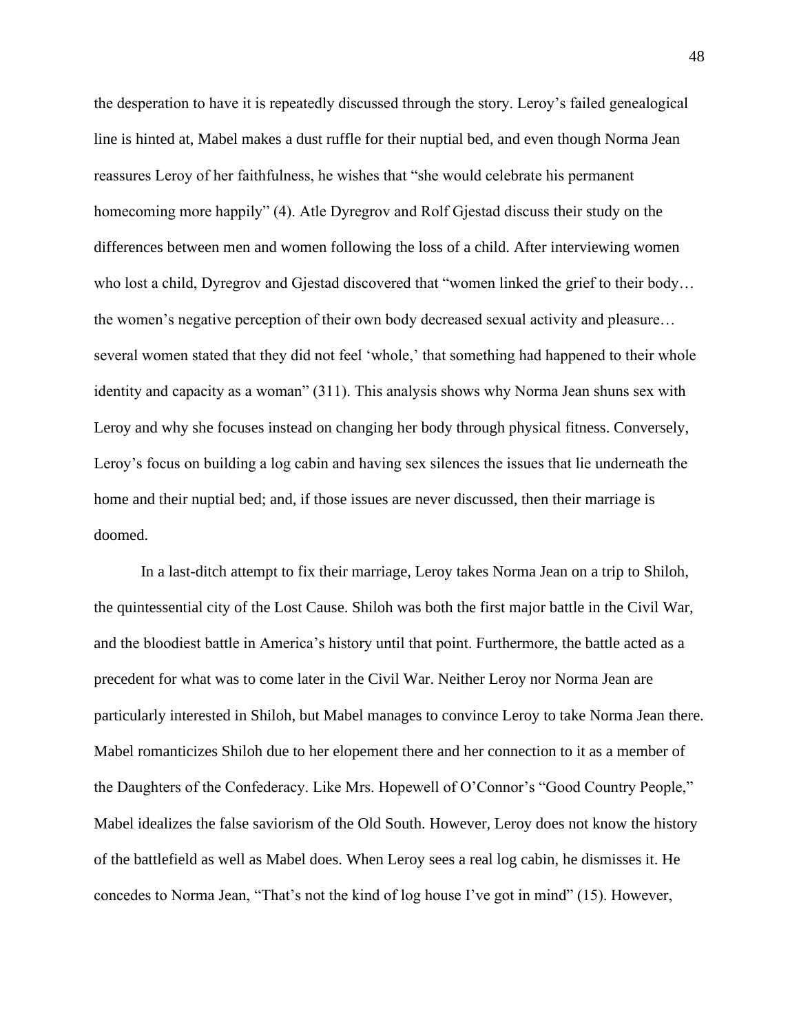the desperation to have it is repeatedly discussed through the story. Leroy's failed genealogical line is hinted at, Mabel makes a dust ruffle for their nuptial bed, and even though Norma Jean reassures Leroy of her faithfulness, he wishes that "she would celebrate his permanent homecoming more happily" (4). Atle Dyregrov and Rolf Gjestad discuss their study on the differences between men and women following the loss of a child. After interviewing women who lost a child, Dyregrov and Gjestad discovered that "women linked the grief to their body… the women's negative perception of their own body decreased sexual activity and pleasure… several women stated that they did not feel 'whole,' that something had happened to their whole identity and capacity as a woman" (311). This analysis shows why Norma Jean shuns sex with Leroy and why she focuses instead on changing her body through physical fitness. Conversely, Leroy's focus on building a log cabin and having sex silences the issues that lie underneath the home and their nuptial bed; and, if those issues are never discussed, then their marriage is doomed.

In a last-ditch attempt to fix their marriage, Leroy takes Norma Jean on a trip to Shiloh, the quintessential city of the Lost Cause. Shiloh was both the first major battle in the Civil War, and the bloodiest battle in America's history until that point. Furthermore, the battle acted as a precedent for what was to come later in the Civil War. Neither Leroy nor Norma Jean are particularly interested in Shiloh, but Mabel manages to convince Leroy to take Norma Jean there. Mabel romanticizes Shiloh due to her elopement there and her connection to it as a member of the Daughters of the Confederacy. Like Mrs. Hopewell of O'Connor's "Good Country People," Mabel idealizes the false saviorism of the Old South. However, Leroy does not know the history of the battlefield as well as Mabel does. When Leroy sees a real log cabin, he dismisses it. He concedes to Norma Jean, "That's not the kind of log house I've got in mind" (15). However,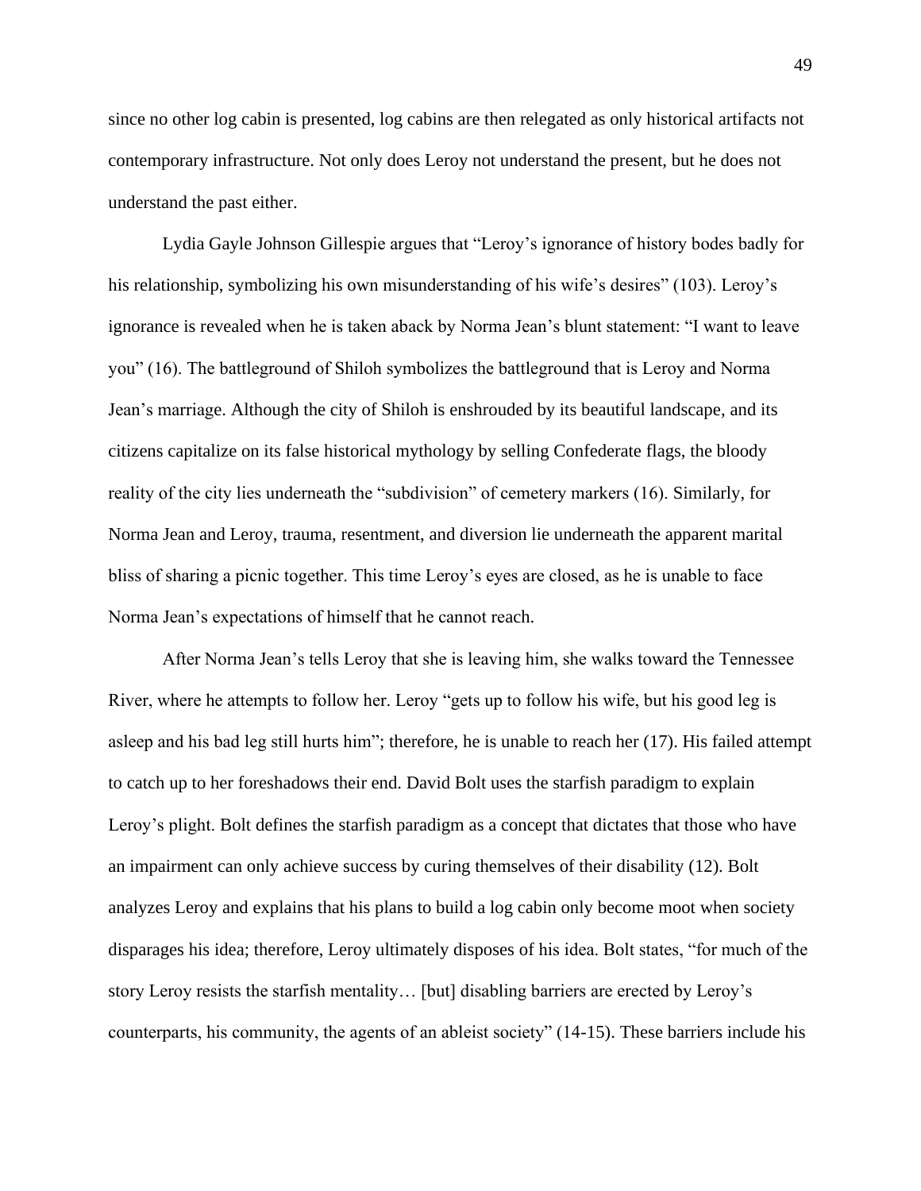since no other log cabin is presented, log cabins are then relegated as only historical artifacts not contemporary infrastructure. Not only does Leroy not understand the present, but he does not understand the past either.

Lydia Gayle Johnson Gillespie argues that "Leroy's ignorance of history bodes badly for his relationship, symbolizing his own misunderstanding of his wife's desires" (103). Leroy's ignorance is revealed when he is taken aback by Norma Jean's blunt statement: "I want to leave you" (16). The battleground of Shiloh symbolizes the battleground that is Leroy and Norma Jean's marriage. Although the city of Shiloh is enshrouded by its beautiful landscape, and its citizens capitalize on its false historical mythology by selling Confederate flags, the bloody reality of the city lies underneath the "subdivision" of cemetery markers (16). Similarly, for Norma Jean and Leroy, trauma, resentment, and diversion lie underneath the apparent marital bliss of sharing a picnic together. This time Leroy's eyes are closed, as he is unable to face Norma Jean's expectations of himself that he cannot reach.

After Norma Jean's tells Leroy that she is leaving him, she walks toward the Tennessee River, where he attempts to follow her. Leroy "gets up to follow his wife, but his good leg is asleep and his bad leg still hurts him"; therefore, he is unable to reach her (17). His failed attempt to catch up to her foreshadows their end. David Bolt uses the starfish paradigm to explain Leroy's plight. Bolt defines the starfish paradigm as a concept that dictates that those who have an impairment can only achieve success by curing themselves of their disability (12). Bolt analyzes Leroy and explains that his plans to build a log cabin only become moot when society disparages his idea; therefore, Leroy ultimately disposes of his idea. Bolt states, "for much of the story Leroy resists the starfish mentality… [but] disabling barriers are erected by Leroy's counterparts, his community, the agents of an ableist society" (14-15). These barriers include his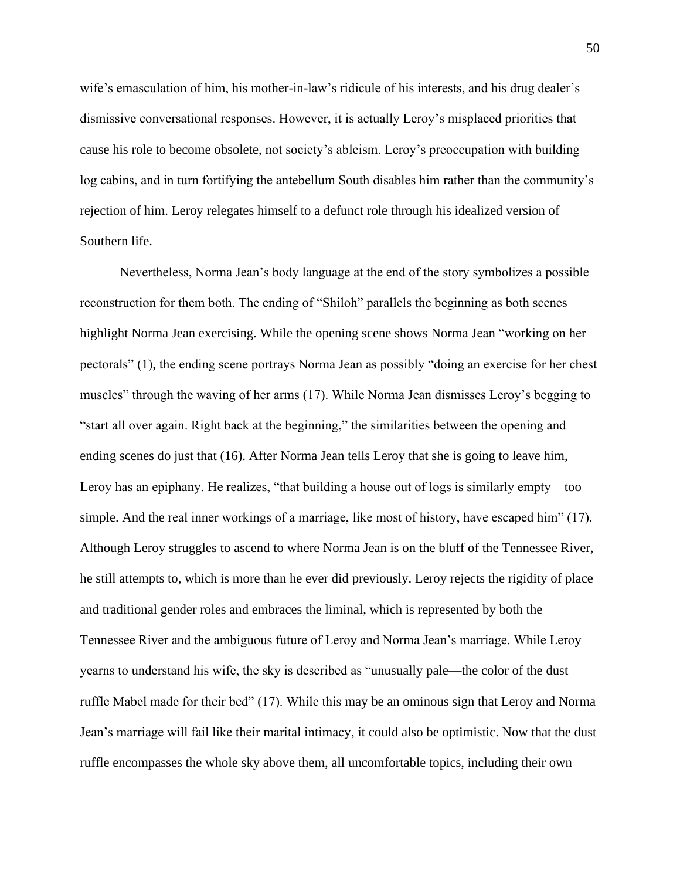wife's emasculation of him, his mother-in-law's ridicule of his interests, and his drug dealer's dismissive conversational responses. However, it is actually Leroy's misplaced priorities that cause his role to become obsolete, not society's ableism. Leroy's preoccupation with building log cabins, and in turn fortifying the antebellum South disables him rather than the community's rejection of him. Leroy relegates himself to a defunct role through his idealized version of Southern life.

Nevertheless, Norma Jean's body language at the end of the story symbolizes a possible reconstruction for them both. The ending of "Shiloh" parallels the beginning as both scenes highlight Norma Jean exercising. While the opening scene shows Norma Jean "working on her pectorals" (1), the ending scene portrays Norma Jean as possibly "doing an exercise for her chest muscles" through the waving of her arms (17). While Norma Jean dismisses Leroy's begging to "start all over again. Right back at the beginning," the similarities between the opening and ending scenes do just that (16). After Norma Jean tells Leroy that she is going to leave him, Leroy has an epiphany. He realizes, "that building a house out of logs is similarly empty—too simple. And the real inner workings of a marriage, like most of history, have escaped him" (17). Although Leroy struggles to ascend to where Norma Jean is on the bluff of the Tennessee River, he still attempts to, which is more than he ever did previously. Leroy rejects the rigidity of place and traditional gender roles and embraces the liminal, which is represented by both the Tennessee River and the ambiguous future of Leroy and Norma Jean's marriage. While Leroy yearns to understand his wife, the sky is described as "unusually pale—the color of the dust ruffle Mabel made for their bed" (17). While this may be an ominous sign that Leroy and Norma Jean's marriage will fail like their marital intimacy, it could also be optimistic. Now that the dust ruffle encompasses the whole sky above them, all uncomfortable topics, including their own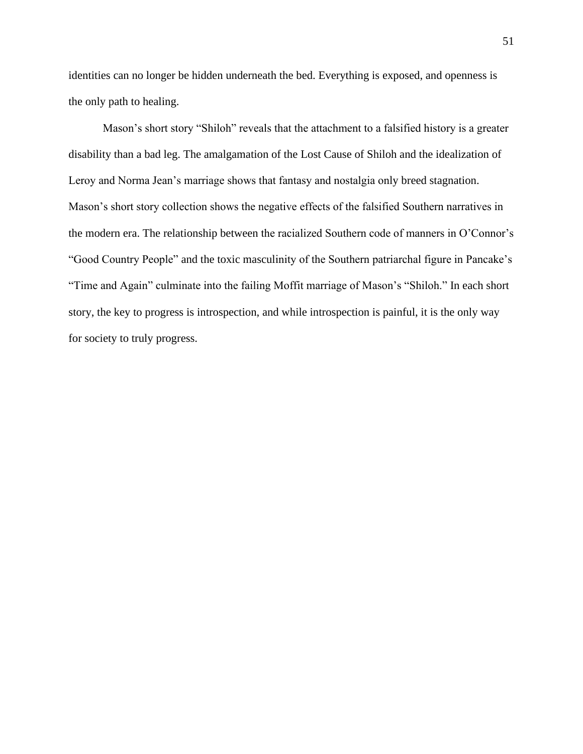identities can no longer be hidden underneath the bed. Everything is exposed, and openness is the only path to healing.

Mason's short story "Shiloh" reveals that the attachment to a falsified history is a greater disability than a bad leg. The amalgamation of the Lost Cause of Shiloh and the idealization of Leroy and Norma Jean's marriage shows that fantasy and nostalgia only breed stagnation. Mason's short story collection shows the negative effects of the falsified Southern narratives in the modern era. The relationship between the racialized Southern code of manners in O'Connor's "Good Country People" and the toxic masculinity of the Southern patriarchal figure in Pancake's "Time and Again" culminate into the failing Moffit marriage of Mason's "Shiloh." In each short story, the key to progress is introspection, and while introspection is painful, it is the only way for society to truly progress.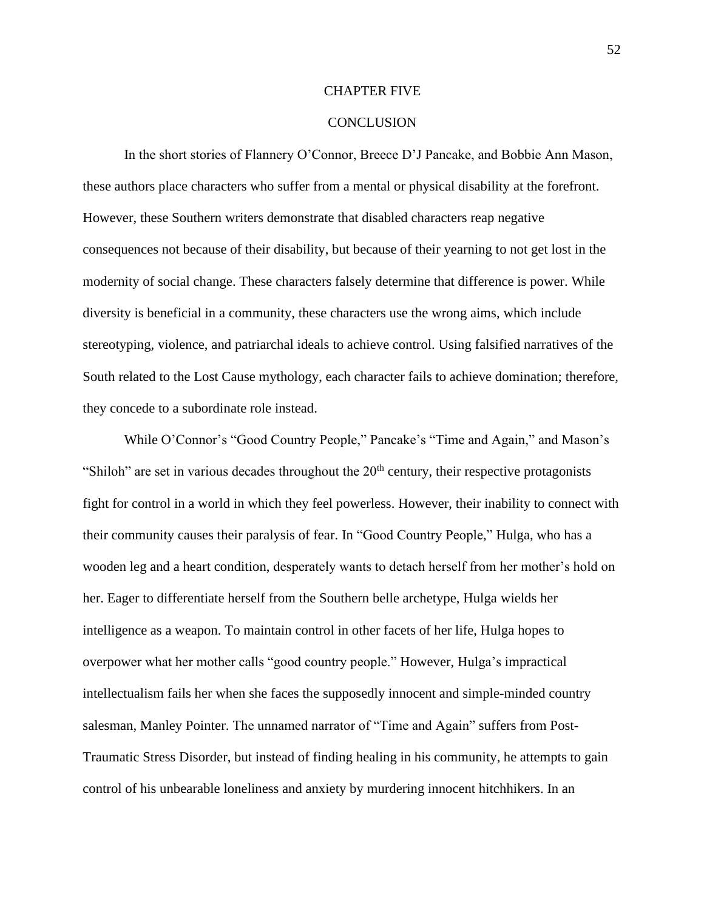# CHAPTER FIVE

## CONCLUSION

In the short stories of Flannery O'Connor, Breece D'J Pancake, and Bobbie Ann Mason, these authors place characters who suffer from a mental or physical disability at the forefront. However, these Southern writers demonstrate that disabled characters reap negative consequences not because of their disability, but because of their yearning to not get lost in the modernity of social change. These characters falsely determine that difference is power. While diversity is beneficial in a community, these characters use the wrong aims, which include stereotyping, violence, and patriarchal ideals to achieve control. Using falsified narratives of the South related to the Lost Cause mythology, each character fails to achieve domination; therefore, they concede to a subordinate role instead.

While O'Connor's "Good Country People," Pancake's "Time and Again," and Mason's "Shiloh" are set in various decades throughout the 20th century, their respective protagonists fight for control in a world in which they feel powerless. However, their inability to connect with their community causes their paralysis of fear. In "Good Country People," Hulga, who has a wooden leg and a heart condition, desperately wants to detach herself from her mother's hold on her. Eager to differentiate herself from the Southern belle archetype, Hulga wields her intelligence as a weapon. To maintain control in other facets of her life, Hulga hopes to overpower what her mother calls "good country people." However, Hulga's impractical intellectualism fails her when she faces the supposedly innocent and simple-minded country salesman, Manley Pointer. The unnamed narrator of "Time and Again" suffers from Post-Traumatic Stress Disorder, but instead of finding healing in his community, he attempts to gain control of his unbearable loneliness and anxiety by murdering innocent hitchhikers. In an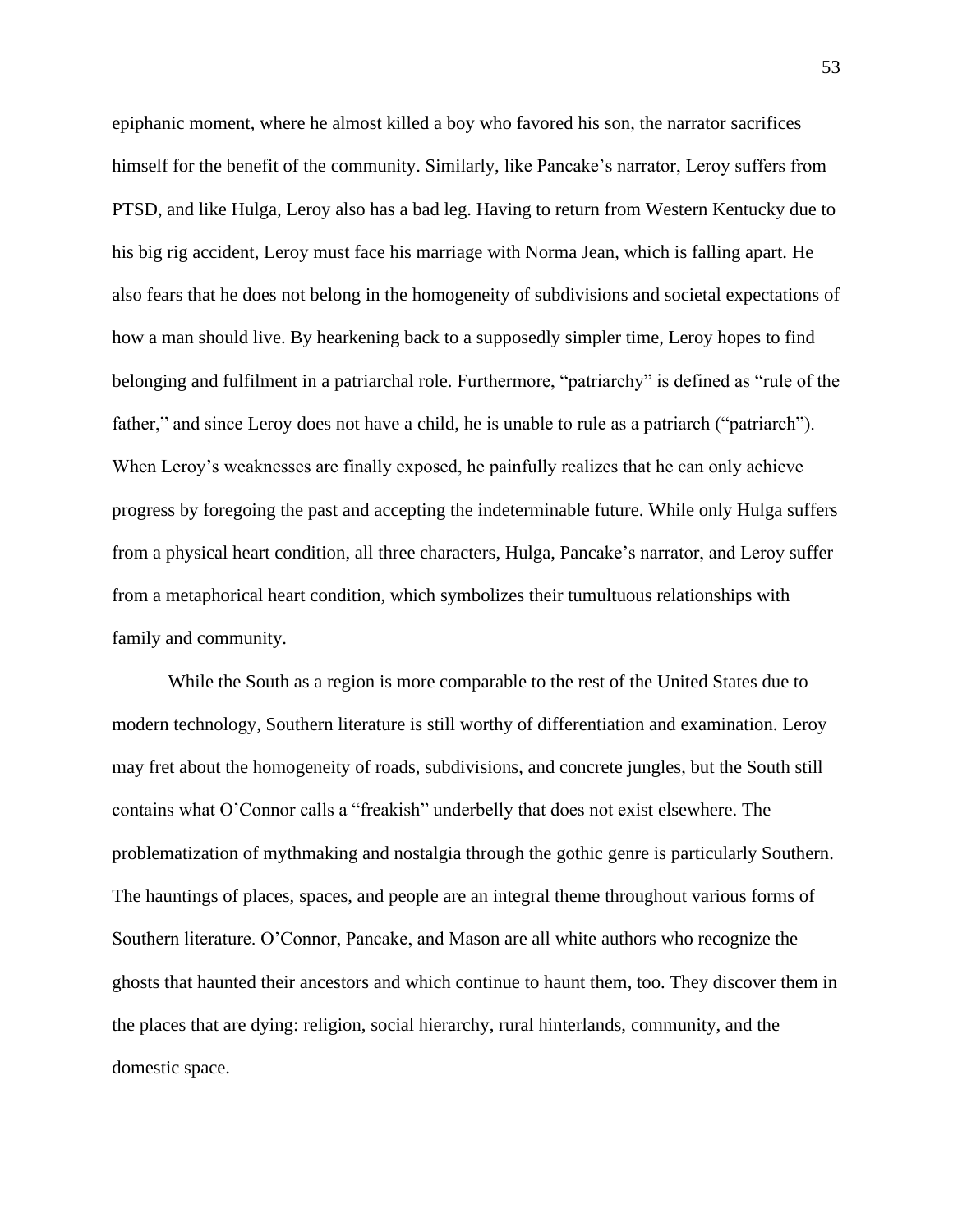epiphanic moment, where he almost killed a boy who favored his son, the narrator sacrifices himself for the benefit of the community. Similarly, like Pancake's narrator, Leroy suffers from PTSD, and like Hulga, Leroy also has a bad leg. Having to return from Western Kentucky due to his big rig accident, Leroy must face his marriage with Norma Jean, which is falling apart. He also fears that he does not belong in the homogeneity of subdivisions and societal expectations of how a man should live. By hearkening back to a supposedly simpler time, Leroy hopes to find belonging and fulfilment in a patriarchal role. Furthermore, "patriarchy" is defined as "rule of the father," and since Leroy does not have a child, he is unable to rule as a patriarch ("patriarch"). When Leroy's weaknesses are finally exposed, he painfully realizes that he can only achieve progress by foregoing the past and accepting the indeterminable future. While only Hulga suffers from a physical heart condition, all three characters, Hulga, Pancake's narrator, and Leroy suffer from a metaphorical heart condition, which symbolizes their tumultuous relationships with family and community.

While the South as a region is more comparable to the rest of the United States due to modern technology, Southern literature is still worthy of differentiation and examination. Leroy may fret about the homogeneity of roads, subdivisions, and concrete jungles, but the South still contains what O'Connor calls a "freakish" underbelly that does not exist elsewhere. The problematization of mythmaking and nostalgia through the gothic genre is particularly Southern. The hauntings of places, spaces, and people are an integral theme throughout various forms of Southern literature. O'Connor, Pancake, and Mason are all white authors who recognize the ghosts that haunted their ancestors and which continue to haunt them, too. They discover them in the places that are dying: religion, social hierarchy, rural hinterlands, community, and the domestic space.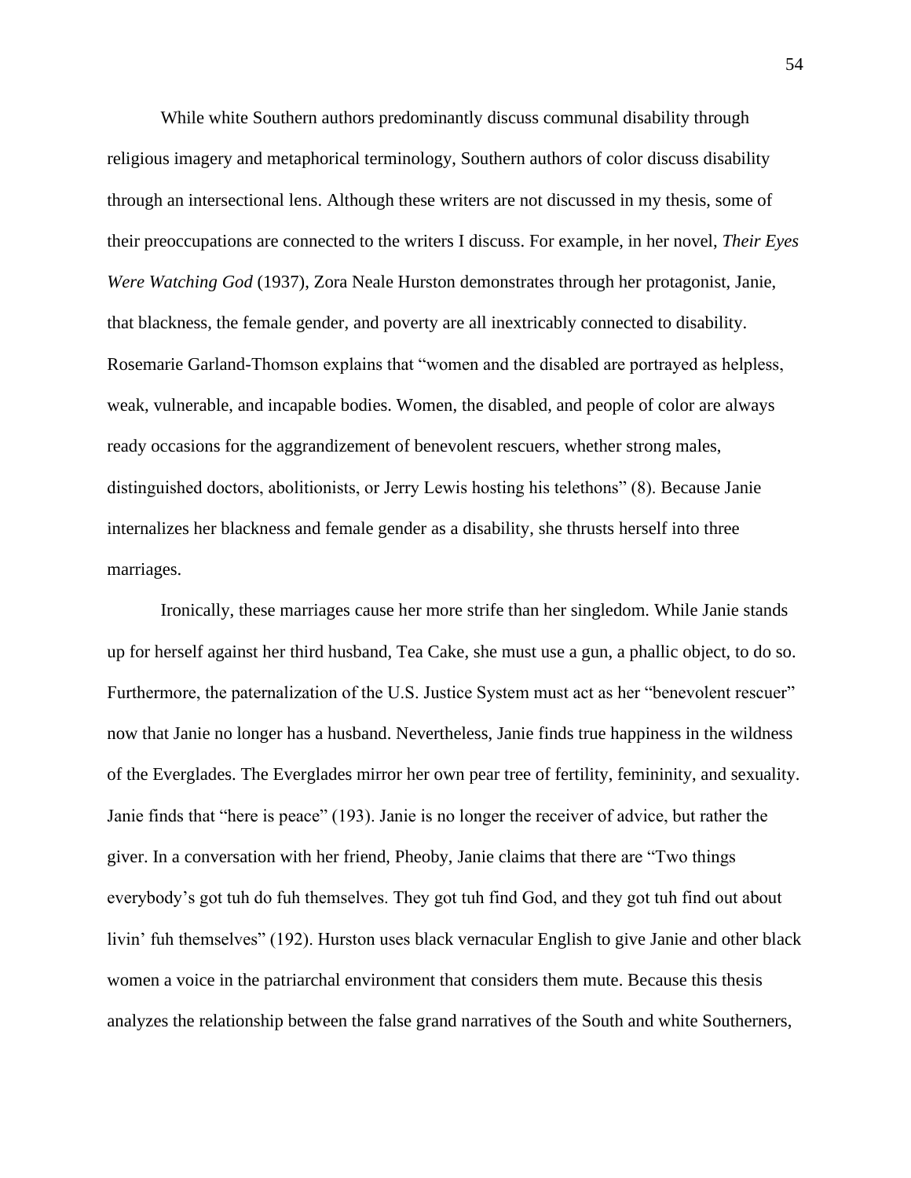While white Southern authors predominantly discuss communal disability through religious imagery and metaphorical terminology, Southern authors of color discuss disability through an intersectional lens. Although these writers are not discussed in my thesis, some of their preoccupations are connected to the writers I discuss. For example, in her novel, *Their Eyes Were Watching God* (1937), Zora Neale Hurston demonstrates through her protagonist, Janie, that blackness, the female gender, and poverty are all inextricably connected to disability. Rosemarie Garland-Thomson explains that "women and the disabled are portrayed as helpless, weak, vulnerable, and incapable bodies. Women, the disabled, and people of color are always ready occasions for the aggrandizement of benevolent rescuers, whether strong males, distinguished doctors, abolitionists, or Jerry Lewis hosting his telethons" (8). Because Janie internalizes her blackness and female gender as a disability, she thrusts herself into three marriages.

Ironically, these marriages cause her more strife than her singledom. While Janie stands up for herself against her third husband, Tea Cake, she must use a gun, a phallic object, to do so. Furthermore, the paternalization of the U.S. Justice System must act as her "benevolent rescuer" now that Janie no longer has a husband. Nevertheless, Janie finds true happiness in the wildness of the Everglades. The Everglades mirror her own pear tree of fertility, femininity, and sexuality. Janie finds that "here is peace" (193). Janie is no longer the receiver of advice, but rather the giver. In a conversation with her friend, Pheoby, Janie claims that there are "Two things everybody's got tuh do fuh themselves. They got tuh find God, and they got tuh find out about livin' fuh themselves" (192). Hurston uses black vernacular English to give Janie and other black women a voice in the patriarchal environment that considers them mute. Because this thesis analyzes the relationship between the false grand narratives of the South and white Southerners,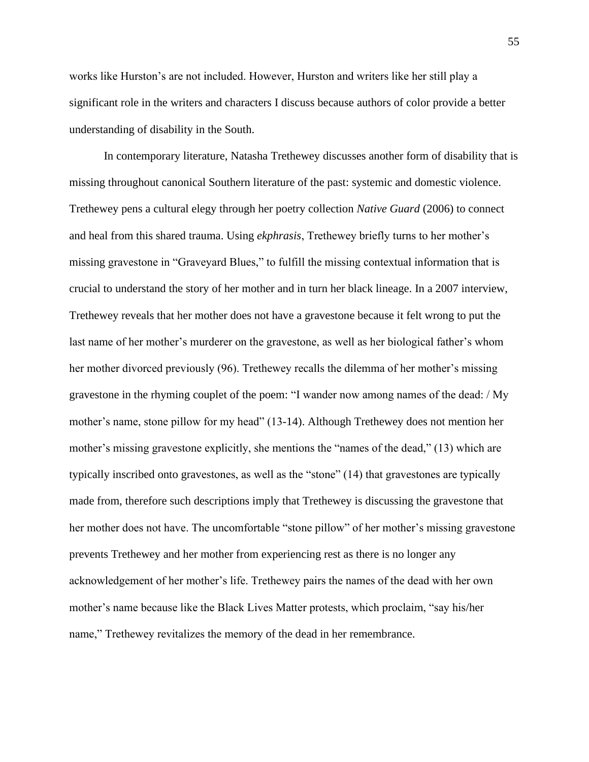works like Hurston's are not included. However, Hurston and writers like her still play a significant role in the writers and characters I discuss because authors of color provide a better understanding of disability in the South.

In contemporary literature, Natasha Trethewey discusses another form of disability that is missing throughout canonical Southern literature of the past: systemic and domestic violence. Trethewey pens a cultural elegy through her poetry collection *Native Guard* (2006) to connect and heal from this shared trauma. Using *ekphrasis*, Trethewey briefly turns to her mother's missing gravestone in "Graveyard Blues," to fulfill the missing contextual information that is crucial to understand the story of her mother and in turn her black lineage. In a 2007 interview, Trethewey reveals that her mother does not have a gravestone because it felt wrong to put the last name of her mother's murderer on the gravestone, as well as her biological father's whom her mother divorced previously (96). Trethewey recalls the dilemma of her mother's missing gravestone in the rhyming couplet of the poem: "I wander now among names of the dead: / My mother's name, stone pillow for my head" (13-14). Although Trethewey does not mention her mother's missing gravestone explicitly, she mentions the "names of the dead," (13) which are typically inscribed onto gravestones, as well as the "stone" (14) that gravestones are typically made from, therefore such descriptions imply that Trethewey is discussing the gravestone that her mother does not have. The uncomfortable "stone pillow" of her mother's missing gravestone prevents Trethewey and her mother from experiencing rest as there is no longer any acknowledgement of her mother's life. Trethewey pairs the names of the dead with her own mother's name because like the Black Lives Matter protests, which proclaim, "say his/her name," Trethewey revitalizes the memory of the dead in her remembrance.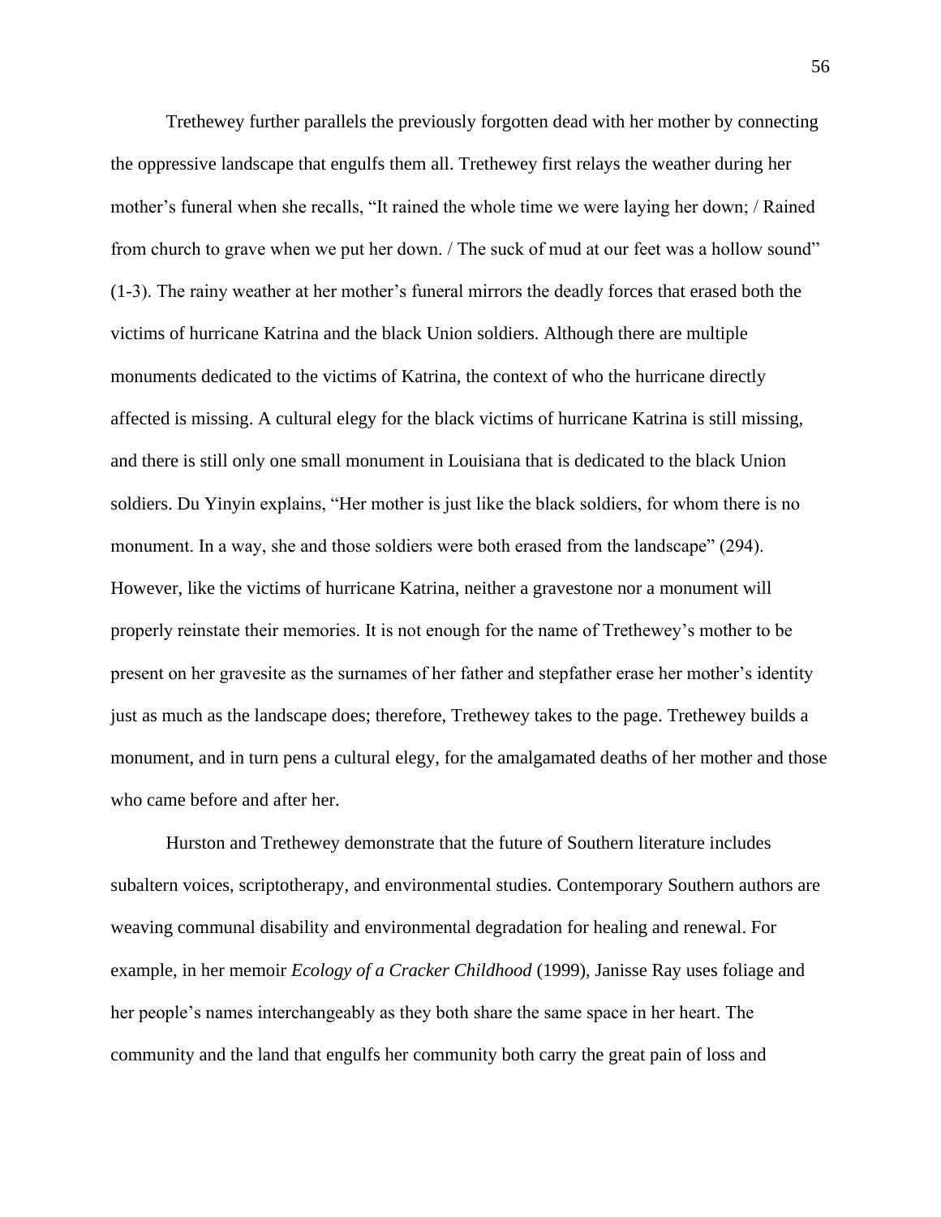Trethewey further parallels the previously forgotten dead with her mother by connecting the oppressive landscape that engulfs them all. Trethewey first relays the weather during her mother's funeral when she recalls, "It rained the whole time we were laying her down; / Rained from church to grave when we put her down. / The suck of mud at our feet was a hollow sound" (1-3). The rainy weather at her mother's funeral mirrors the deadly forces that erased both the victims of hurricane Katrina and the black Union soldiers. Although there are multiple monuments dedicated to the victims of Katrina, the context of who the hurricane directly affected is missing. A cultural elegy for the black victims of hurricane Katrina is still missing, and there is still only one small monument in Louisiana that is dedicated to the black Union soldiers. Du Yinyin explains, "Her mother is just like the black soldiers, for whom there is no monument. In a way, she and those soldiers were both erased from the landscape" (294). However, like the victims of hurricane Katrina, neither a gravestone nor a monument will properly reinstate their memories. It is not enough for the name of Trethewey's mother to be present on her gravesite as the surnames of her father and stepfather erase her mother's identity just as much as the landscape does; therefore, Trethewey takes to the page. Trethewey builds a monument, and in turn pens a cultural elegy, for the amalgamated deaths of her mother and those who came before and after her.

Hurston and Trethewey demonstrate that the future of Southern literature includes subaltern voices, scriptotherapy, and environmental studies. Contemporary Southern authors are weaving communal disability and environmental degradation for healing and renewal. For example, in her memoir *Ecology of a Cracker Childhood* (1999), Janisse Ray uses foliage and her people's names interchangeably as they both share the same space in her heart. The community and the land that engulfs her community both carry the great pain of loss and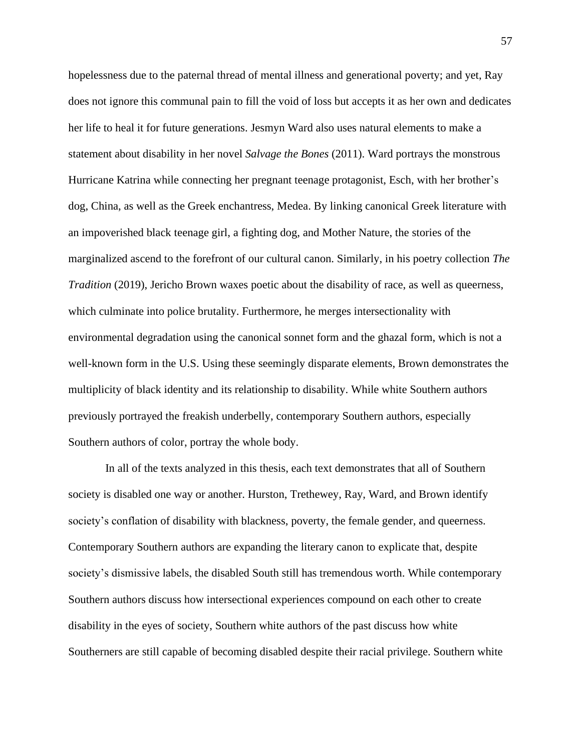hopelessness due to the paternal thread of mental illness and generational poverty; and yet, Ray does not ignore this communal pain to fill the void of loss but accepts it as her own and dedicates her life to heal it for future generations. Jesmyn Ward also uses natural elements to make a statement about disability in her novel *Salvage the Bones* (2011). Ward portrays the monstrous Hurricane Katrina while connecting her pregnant teenage protagonist, Esch, with her brother's dog, China, as well as the Greek enchantress, Medea. By linking canonical Greek literature with an impoverished black teenage girl, a fighting dog, and Mother Nature, the stories of the marginalized ascend to the forefront of our cultural canon. Similarly, in his poetry collection *The Tradition* (2019), Jericho Brown waxes poetic about the disability of race, as well as queerness, which culminate into police brutality. Furthermore, he merges intersectionality with environmental degradation using the canonical sonnet form and the ghazal form, which is not a well-known form in the U.S. Using these seemingly disparate elements, Brown demonstrates the multiplicity of black identity and its relationship to disability. While white Southern authors previously portrayed the freakish underbelly, contemporary Southern authors, especially Southern authors of color, portray the whole body.

In all of the texts analyzed in this thesis, each text demonstrates that all of Southern society is disabled one way or another. Hurston, Trethewey, Ray, Ward, and Brown identify society's conflation of disability with blackness, poverty, the female gender, and queerness. Contemporary Southern authors are expanding the literary canon to explicate that, despite society's dismissive labels, the disabled South still has tremendous worth. While contemporary Southern authors discuss how intersectional experiences compound on each other to create disability in the eyes of society, Southern white authors of the past discuss how white Southerners are still capable of becoming disabled despite their racial privilege. Southern white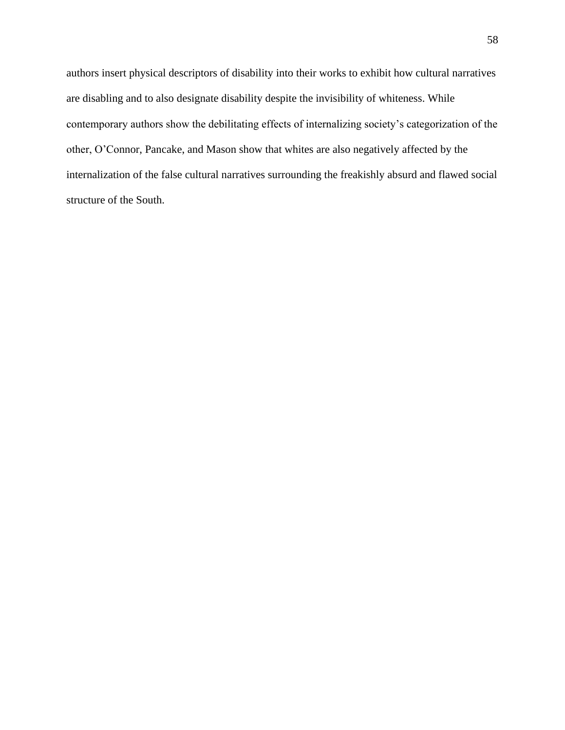authors insert physical descriptors of disability into their works to exhibit how cultural narratives are disabling and to also designate disability despite the invisibility of whiteness. While contemporary authors show the debilitating effects of internalizing society's categorization of the other, O'Connor, Pancake, and Mason show that whites are also negatively affected by the internalization of the false cultural narratives surrounding the freakishly absurd and flawed social structure of the South.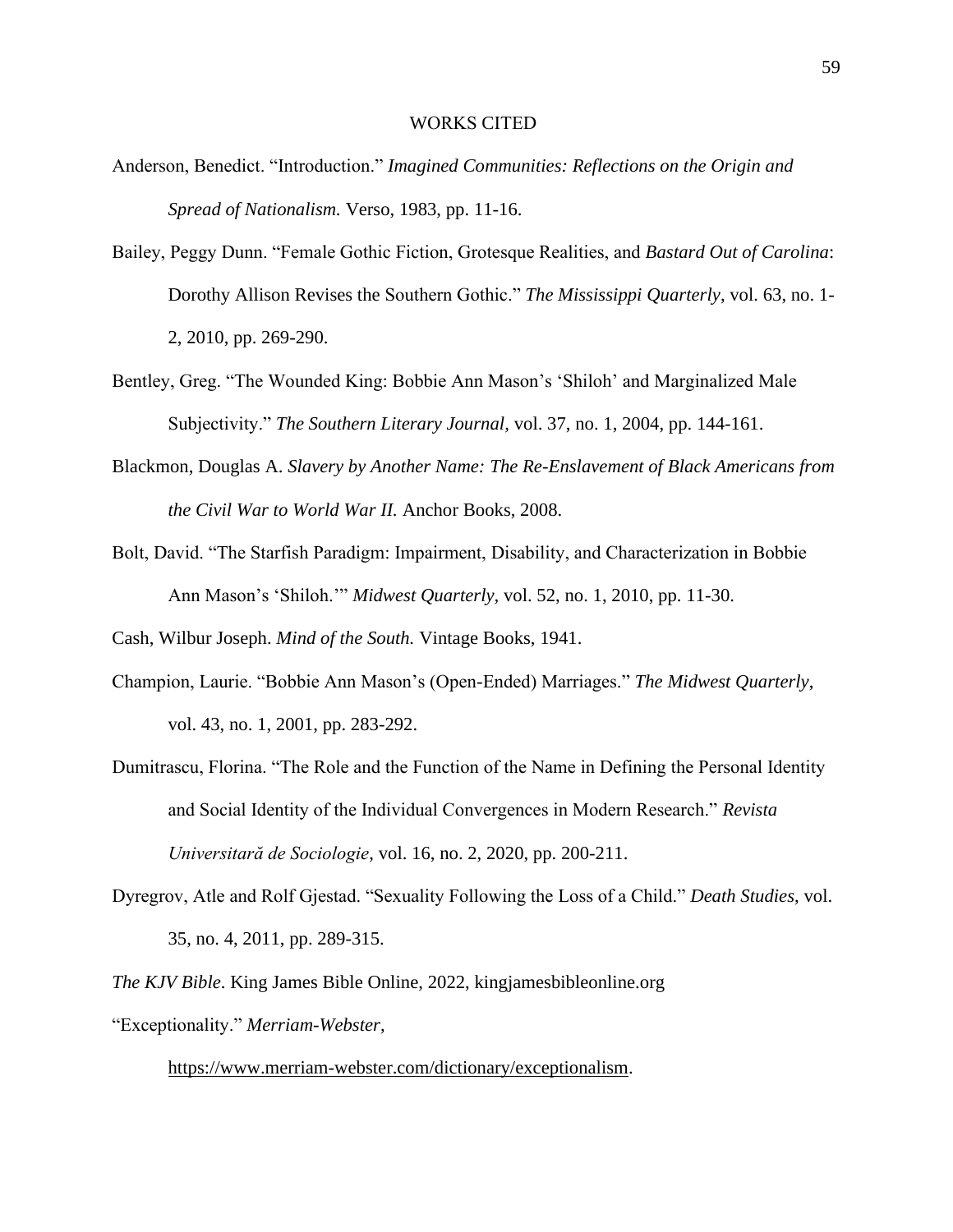# WORKS CITED

Anderson, Benedict. "Introduction." *Imagined Communities: Reflections on the Origin and Spread of Nationalism.* Verso, 1983, pp. 11-16.

Bailey, Peggy Dunn. "Female Gothic Fiction, Grotesque Realities, and *Bastard Out of Carolina*: Dorothy Allison Revises the Southern Gothic." *The Mississippi Quarterly*, vol. 63, no. 1-2, 2010, pp. 269-290.

Bentley, Greg. "The Wounded King: Bobbie Ann Mason's 'Shiloh' and Marginalized Male Subjectivity." *The Southern Literary Journal*, vol. 37, no. 1, 2004, pp. 144-161.

Blackmon, Douglas A. *Slavery by Another Name: The Re-Enslavement of Black Americans from the Civil War to World War II.* Anchor Books, 2008.

Bolt, David. "The Starfish Paradigm: Impairment, Disability, and Characterization in Bobbie Ann Mason's 'Shiloh.'" *Midwest Quarterly,* vol. 52, no. 1, 2010, pp. 11-30.

Cash, Wilbur Joseph. *Mind of the South.* Vintage Books, 1941.

Champion, Laurie. "Bobbie Ann Mason's (Open-Ended) Marriages." *The Midwest Quarterly*, vol. 43, no. 1, 2001, pp. 283-292.

Dumitrascu, Florina. "The Role and the Function of the Name in Defining the Personal Identity and Social Identity of the Individual Convergences in Modern Research." *Revista Universitară de Sociologie*, vol. 16, no. 2, 2020, pp. 200-211.

Dyregrov, Atle and Rolf Gjestad. "Sexuality Following the Loss of a Child." *Death Studies*, vol. 35, no. 4, 2011, pp. 289-315.

*The KJV Bible*. King James Bible Online, 2022, kingjamesbibleonline.org

"Exceptionality." *Merriam-Webster*, https://www.merriam-webster.com/dictionary/exceptionalism.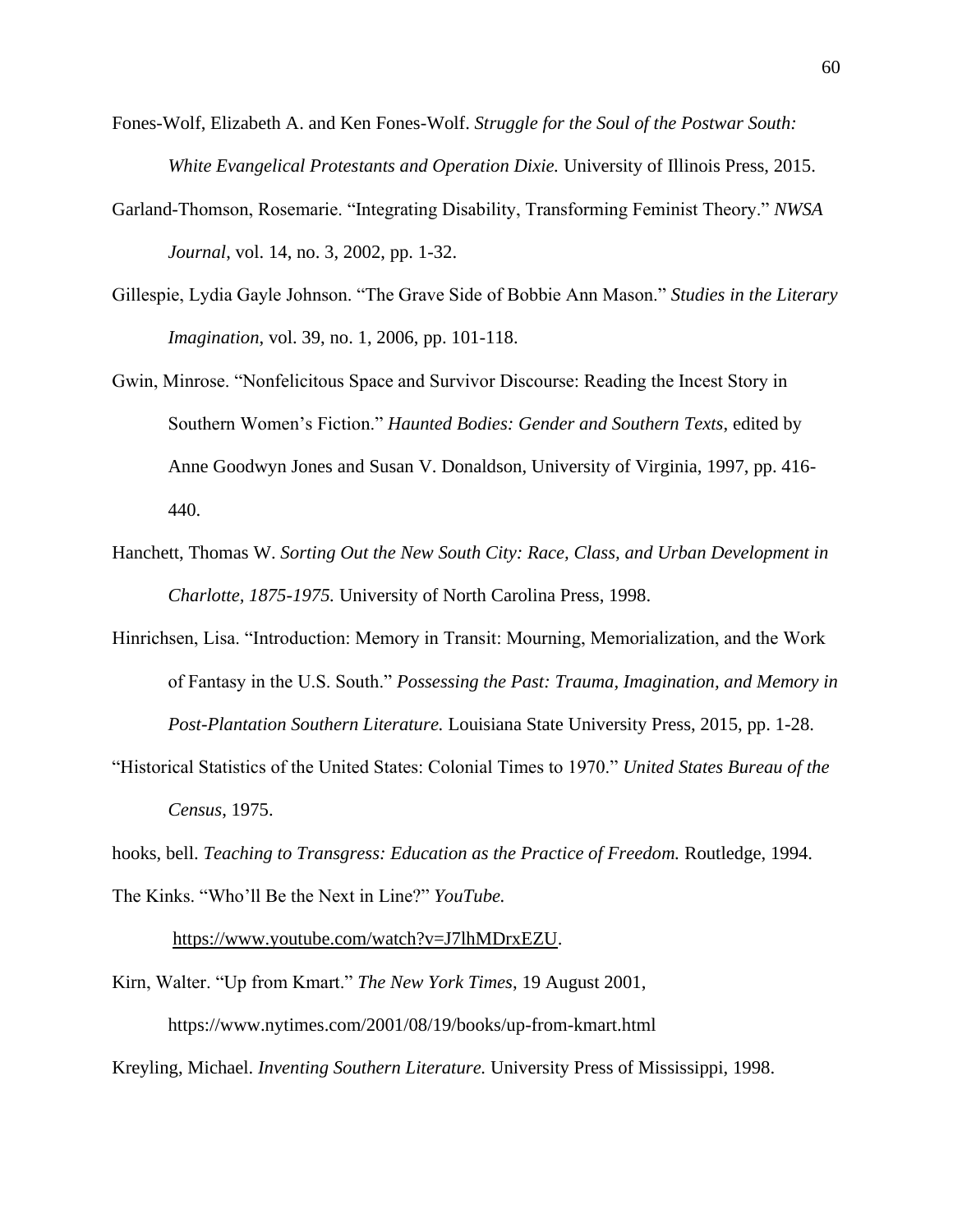Fones-Wolf, Elizabeth A. and Ken Fones-Wolf. *Struggle for the Soul of the Postwar South: White Evangelical Protestants and Operation Dixie.* University of Illinois Press, 2015.

Garland-Thomson, Rosemarie. "Integrating Disability, Transforming Feminist Theory." *NWSA Journal*, vol. 14, no. 3, 2002, pp. 1-32.

Gillespie, Lydia Gayle Johnson. "The Grave Side of Bobbie Ann Mason." *Studies in the Literary Imagination*, vol. 39, no. 1, 2006, pp. 101-118.

Gwin, Minrose. "Nonfelicitous Space and Survivor Discourse: Reading the Incest Story in Southern Women's Fiction." *Haunted Bodies: Gender and Southern Texts*, edited by Anne Goodwyn Jones and Susan V. Donaldson, University of Virginia, 1997, pp. 416-440.

Hanchett, Thomas W. *Sorting Out the New South City: Race, Class, and Urban Development in Charlotte, 1875-1975.* University of North Carolina Press, 1998.

Hinrichsen, Lisa. "Introduction: Memory in Transit: Mourning, Memorialization, and the Work of Fantasy in the U.S. South." *Possessing the Past: Trauma, Imagination, and Memory in Post-Plantation Southern Literature.* Louisiana State University Press, 2015, pp. 1-28.

"Historical Statistics of the United States: Colonial Times to 1970." *United States Bureau of the Census*, 1975.

hooks, bell. *Teaching to Transgress: Education as the Practice of Freedom.* Routledge, 1994.

The Kinks. "Who'll Be the Next in Line?" *YouTube.* https://www.youtube.com/watch?v=J7lhMDrxEZU.

Kirn, Walter. "Up from Kmart." *The New York Times*, 19 August 2001, https://www.nytimes.com/2001/08/19/books/up-from-kmart.html

Kreyling, Michael. *Inventing Southern Literature.* University Press of Mississippi, 1998.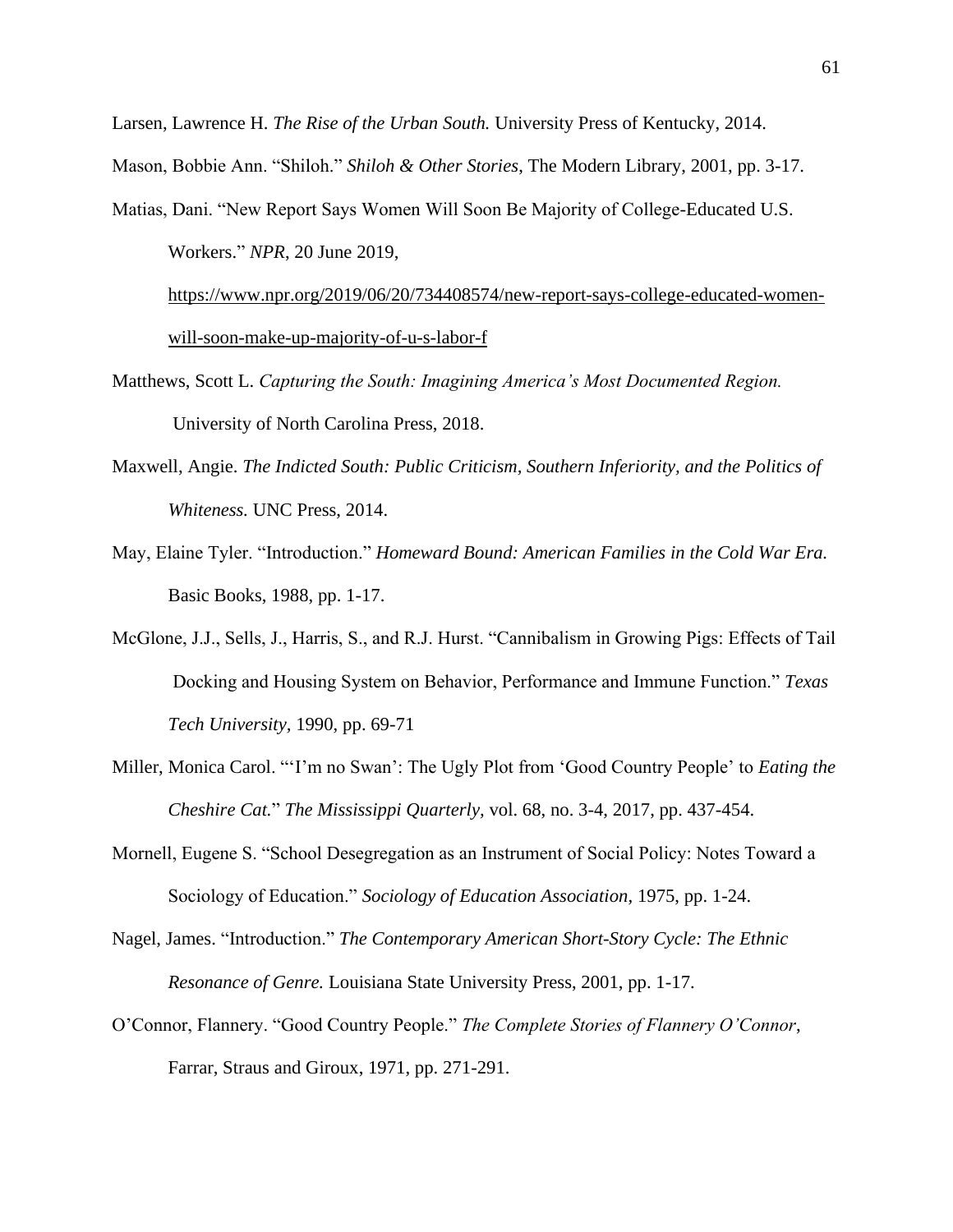Larsen, Lawrence H. *The Rise of the Urban South.* University Press of Kentucky, 2014.

Mason, Bobbie Ann. "Shiloh." *Shiloh & Other Stories*, The Modern Library, 2001, pp. 3-17.

Matias, Dani. "New Report Says Women Will Soon Be Majority of College-Educated U.S. Workers." *NPR*, 20 June 2019, https://www.npr.org/2019/06/20/734408574/new-report-says-college-educated-women-will-soon-make-up-majority-of-u-s-labor-f

Matthews, Scott L. *Capturing the South: Imagining America's Most Documented Region.* University of North Carolina Press, 2018.

Maxwell, Angie. *The Indicted South: Public Criticism, Southern Inferiority, and the Politics of Whiteness.* UNC Press, 2014.

May, Elaine Tyler. "Introduction." *Homeward Bound: American Families in the Cold War Era.* Basic Books, 1988, pp. 1-17.

McGlone, J.J., Sells, J., Harris, S., and R.J. Hurst. "Cannibalism in Growing Pigs: Effects of Tail Docking and Housing System on Behavior, Performance and Immune Function." *Texas Tech University,* 1990, pp. 69-71

Miller, Monica Carol. "'I'm no Swan': The Ugly Plot from 'Good Country People' to *Eating the Cheshire Cat.*" *The Mississippi Quarterly,* vol. 68, no. 3-4, 2017, pp. 437-454.

Mornell, Eugene S. "School Desegregation as an Instrument of Social Policy: Notes Toward a Sociology of Education." *Sociology of Education Association,* 1975, pp. 1-24.

Nagel, James. "Introduction." *The Contemporary American Short-Story Cycle: The Ethnic Resonance of Genre.* Louisiana State University Press, 2001, pp. 1-17.

O'Connor, Flannery. "Good Country People." *The Complete Stories of Flannery O'Connor*, Farrar, Straus and Giroux, 1971, pp. 271-291.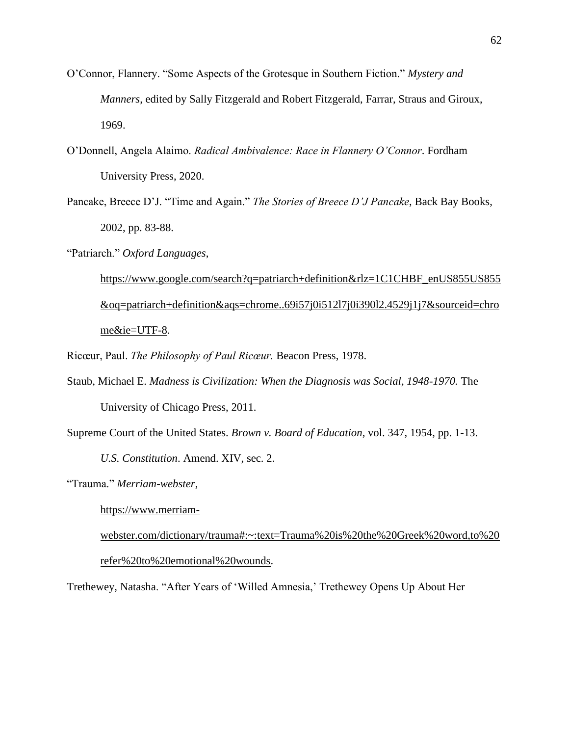O'Connor, Flannery. "Some Aspects of the Grotesque in Southern Fiction." *Mystery and Manners*, edited by Sally Fitzgerald and Robert Fitzgerald, Farrar, Straus and Giroux, 1969.

O'Donnell, Angela Alaimo. *Radical Ambivalence: Race in Flannery O'Connor*. Fordham University Press, 2020.

Pancake, Breece D'J. "Time and Again." *The Stories of Breece D'J Pancake*, Back Bay Books, 2002, pp. 83-88.

"Patriarch." *Oxford Languages*, https://www.google.com/search?q=patriarch+definition&rlz=1C1CHBF_enUS855US855&oq=patriarch+definition&aqs=chrome..69i57j0i512l7j0i390l2.4529j1j7&sourceid=chrome&ie=UTF-8.

Ricœur, Paul. *The Philosophy of Paul Ricœur.* Beacon Press, 1978.

Staub, Michael E. *Madness is Civilization: When the Diagnosis was Social, 1948-1970.* The University of Chicago Press, 2011.

Supreme Court of the United States. *Brown v. Board of Education*, vol. 347, 1954, pp. 1-13.

*U.S. Constitution*. Amend. XIV, sec. 2.

"Trauma." *Merriam-webster*, https://www.merriam-webster.com/dictionary/trauma#:~:text=Trauma%20is%20the%20Greek%20word,to%20refer%20to%20emotional%20wounds.

Trethewey, Natasha. "After Years of 'Willed Amnesia,' Trethewey Opens Up About Her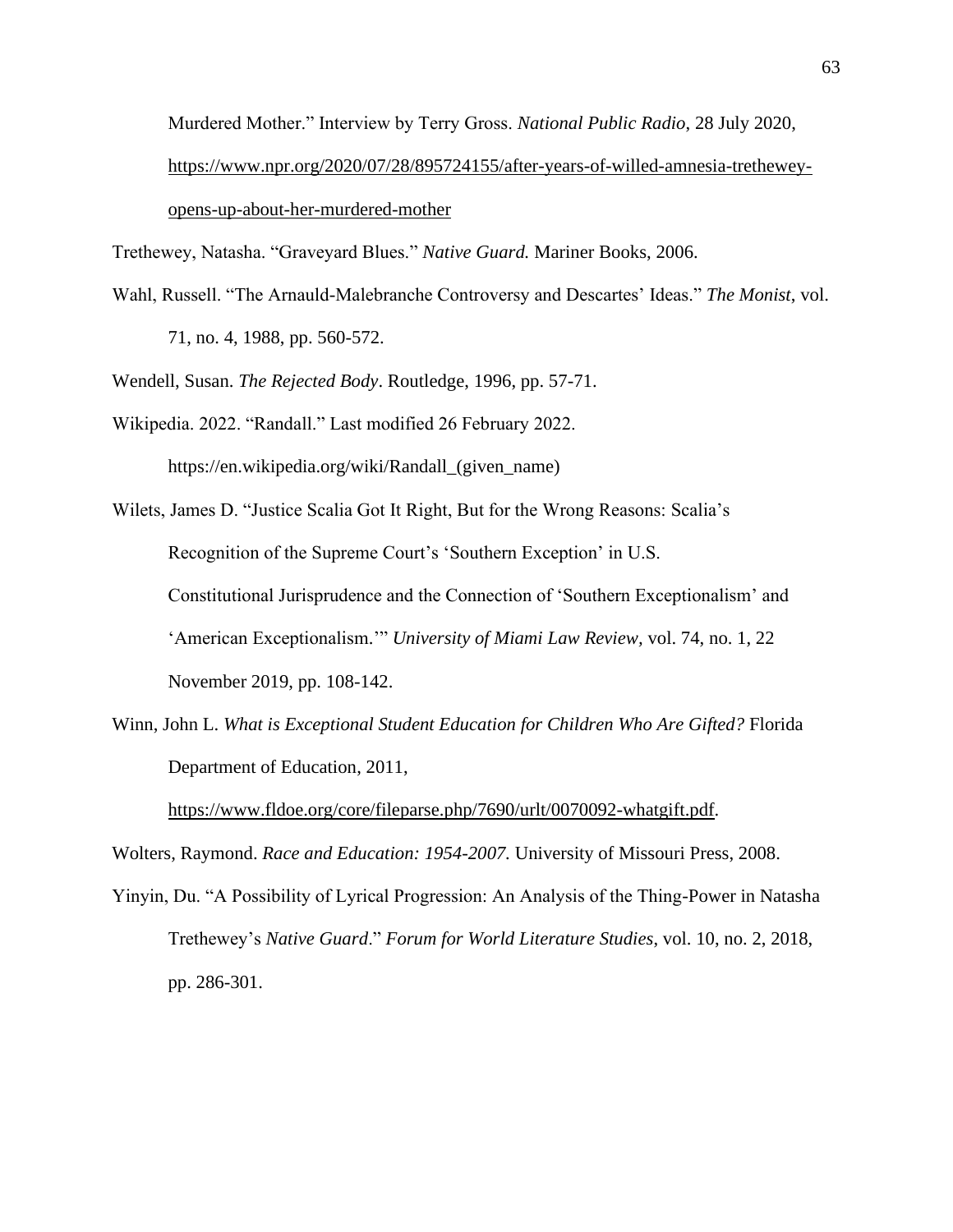Murdered Mother." Interview by Terry Gross. *National Public Radio*, 28 July 2020, https://www.npr.org/2020/07/28/895724155/after-years-of-willed-amnesia-trethewey-opens-up-about-her-murdered-mother

Trethewey, Natasha. "Graveyard Blues." *Native Guard.* Mariner Books, 2006.

Wahl, Russell. "The Arnauld-Malebranche Controversy and Descartes' Ideas." *The Monist*, vol. 71, no. 4, 1988, pp. 560-572.

Wendell, Susan. *The Rejected Body*. Routledge, 1996, pp. 57-71.

Wikipedia. 2022. "Randall." Last modified 26 February 2022. https://en.wikipedia.org/wiki/Randall_(given_name)

Wilets, James D. "Justice Scalia Got It Right, But for the Wrong Reasons: Scalia's Recognition of the Supreme Court's 'Southern Exception' in U.S. Constitutional Jurisprudence and the Connection of 'Southern Exceptionalism' and 'American Exceptionalism.'" *University of Miami Law Review,* vol. 74, no. 1, 22 November 2019, pp. 108-142.

Winn, John L. *What is Exceptional Student Education for Children Who Are Gifted?* Florida Department of Education, 2011, https://www.fldoe.org/core/fileparse.php/7690/urlt/0070092-whatgift.pdf.

Wolters, Raymond. *Race and Education: 1954-2007.* University of Missouri Press, 2008.

Yinyin, Du. "A Possibility of Lyrical Progression: An Analysis of the Thing-Power in Natasha Trethewey's *Native Guard*." *Forum for World Literature Studies*, vol. 10, no. 2, 2018, pp. 286-301.